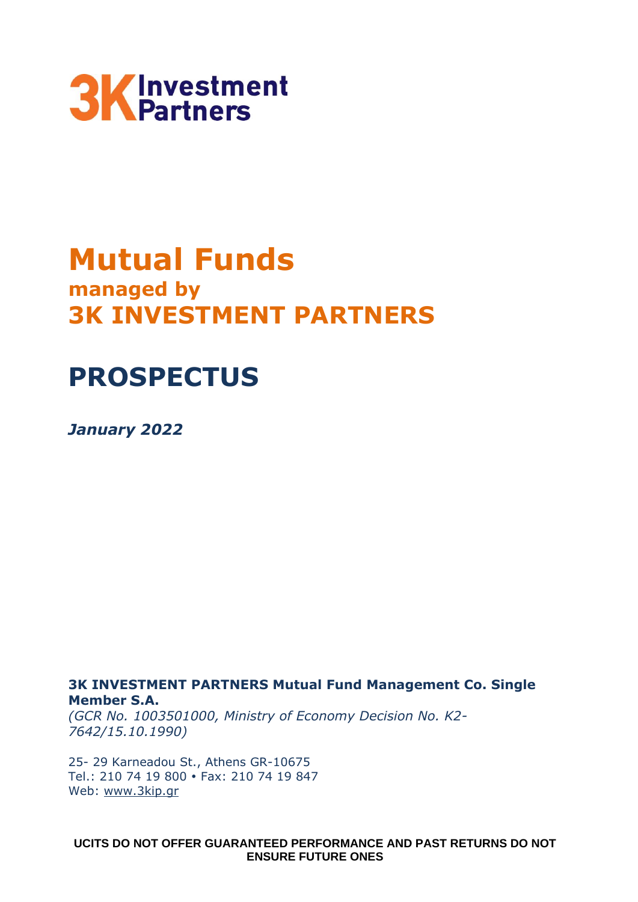3K Investment Partners

# Mutual Funds
## managed by
## 3K INVESTMENT PARTNERS

# PROSPECTUS

*January 2022*

**3K INVESTMENT PARTNERS Mutual Fund Management Co. Single Member S.A.**
*(GCR No. 1003501000, Ministry of Economy Decision No. K2-7642/15.10.1990)*

25- 29 Karneadou St., Athens GR-10675
Tel.: 210 74 19 800 • Fax: 210 74 19 847
Web: www.3kip.gr

**UCITS DO NOT OFFER GUARANTEED PERFORMANCE AND PAST RETURNS DO NOT ENSURE FUTURE ONES**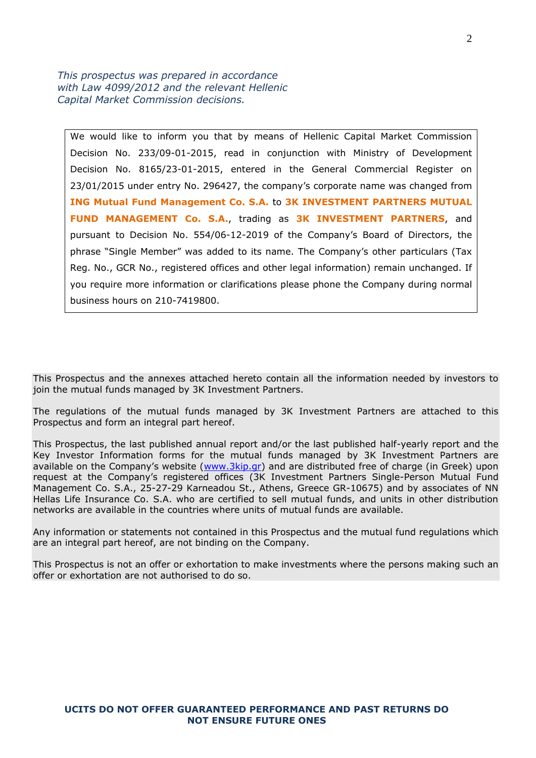*This prospectus was prepared in accordance with Law 4099/2012 and the relevant Hellenic Capital Market Commission decisions.*

We would like to inform you that by means of Hellenic Capital Market Commission Decision No. 233/09-01-2015, read in conjunction with Ministry of Development Decision No. 8165/23-01-2015, entered in the General Commercial Register on 23/01/2015 under entry No. 296427, the company's corporate name was changed from **ING Mutual Fund Management Co. S.A.** to **3K INVESTMENT PARTNERS MUTUAL FUND MANAGEMENT Co. S.A.**, trading as **3K INVESTMENT PARTNERS**, and pursuant to Decision No. 554/06-12-2019 of the Company's Board of Directors, the phrase "Single Member" was added to its name. The Company's other particulars (Tax Reg. No., GCR No., registered offices and other legal information) remain unchanged. If you require more information or clarifications please phone the Company during normal business hours on 210-7419800.

This Prospectus and the annexes attached hereto contain all the information needed by investors to join the mutual funds managed by 3K Investment Partners.

The regulations of the mutual funds managed by 3K Investment Partners are attached to this Prospectus and form an integral part hereof.

This Prospectus, the last published annual report and/or the last published half-yearly report and the Key Investor Information forms for the mutual funds managed by 3K Investment Partners are available on the Company's website (www.3kip.gr) and are distributed free of charge (in Greek) upon request at the Company's registered offices (3K Investment Partners Single-Person Mutual Fund Management Co. S.A., 25-27-29 Karneadou St., Athens, Greece GR-10675) and by associates of NN Hellas Life Insurance Co. S.A. who are certified to sell mutual funds, and units in other distribution networks are available in the countries where units of mutual funds are available.

Any information or statements not contained in this Prospectus and the mutual fund regulations which are an integral part hereof, are not binding on the Company.

This Prospectus is not an offer or exhortation to make investments where the persons making such an offer or exhortation are not authorised to do so.

**UCITS DO NOT OFFER GUARANTEED PERFORMANCE AND PAST RETURNS DO NOT ENSURE FUTURE ONES**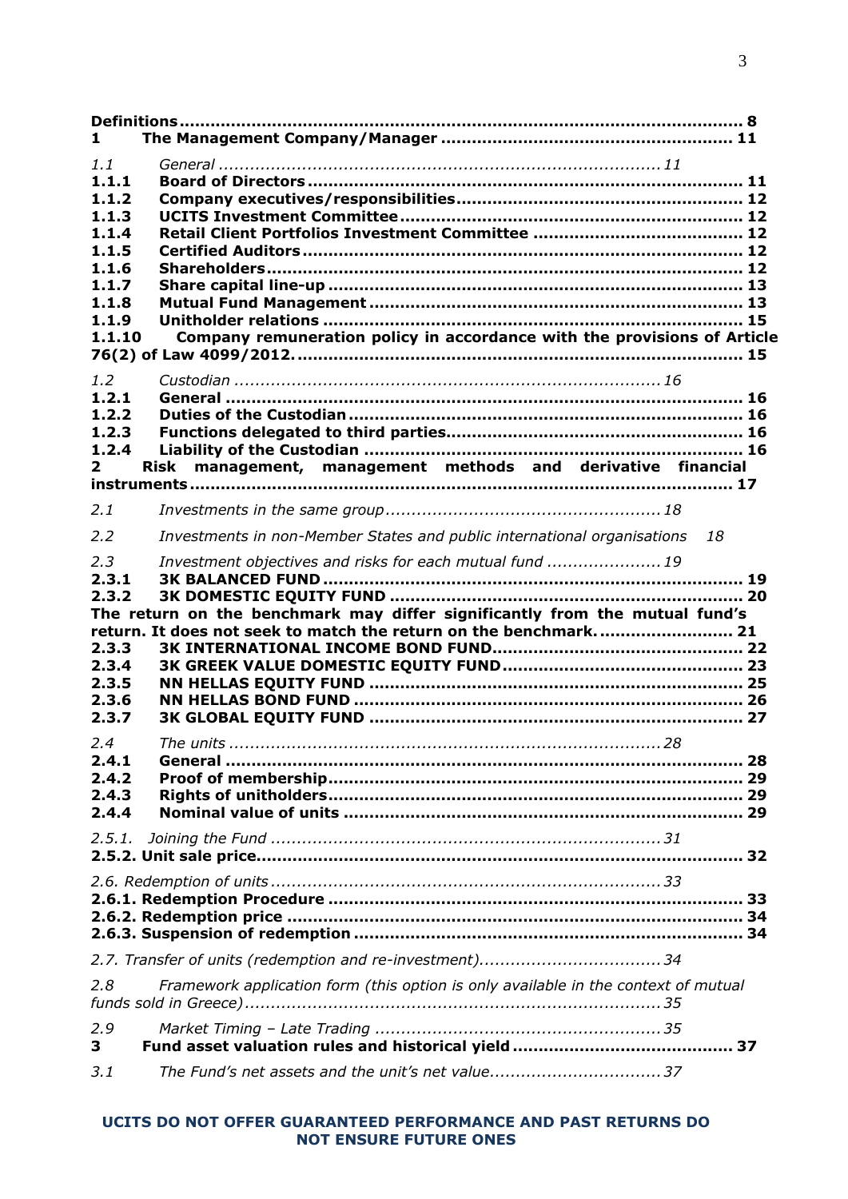**Definitions** ........................................................................................................ **8**
**1 The Management Company/Manager** ..................................................... **11**

*1.1 General* ................................................................................ *11*
**1.1.1 Board of Directors** ................................................................................ **11**
**1.1.2 Company executives/responsibilities** ..................................................... **12**
**1.1.3 UCITS Investment Committee** ................................................................ **12**
**1.1.4 Retail Client Portfolios Investment Committee** ....................................... **12**
**1.1.5 Certified Auditors** ................................................................................ **12**
**1.1.6 Shareholders** ........................................................................................ **12**
**1.1.7 Share capital line-up** ............................................................................ **13**
**1.1.8 Mutual Fund Management** .................................................................... **13**
**1.1.9 Unitholder relations** ............................................................................. **15**
**1.1.10 Company remuneration policy in accordance with the provisions of Article 76(2) of Law 4099/2012.** .............................................................................. **15**

*1.2 Custodian* .............................................................................. *16*
**1.2.1 General** ................................................................................................ **16**
**1.2.2 Duties of the Custodian** ......................................................................... **16**
**1.2.3 Functions delegated to third parties** ...................................................... **16**
**1.2.4 Liability of the Custodian** ..................................................................... **16**
**2 Risk management, management methods and derivative financial instruments** ........................................................................................................ **17**

*2.1 Investments in the same group* .................................................. *18*

*2.2 Investments in non-Member States and public international organisations* *18*

*2.3 Investment objectives and risks for each mutual fund* .................... *19*
**2.3.1 3K BALANCED FUND** .............................................................................. **19**
**2.3.2 3K DOMESTIC EQUITY FUND** .................................................................. **20**
**The return on the benchmark may differ significantly from the mutual fund's return. It does not seek to match the return on the benchmark.** ......................... **21**
**2.3.3 3K INTERNATIONAL INCOME BOND FUND** ............................................... **22**
**2.3.4 3K GREEK VALUE DOMESTIC EQUITY FUND** ............................................ **23**
**2.3.5 NN HELLAS EQUITY FUND** ..................................................................... **25**
**2.3.6 NN HELLAS BOND FUND** ........................................................................ **26**
**2.3.7 3K GLOBAL EQUITY FUND** ..................................................................... **27**

*2.4 The units* ............................................................................... *28*
**2.4.1 General** ................................................................................................ **28**
**2.4.2 Proof of membership** ............................................................................. **29**
**2.4.3 Rights of unitholders** ............................................................................ **29**
**2.4.4 Nominal value of units** .......................................................................... **29**

*2.5.1. Joining the Fund* ......................................................................... *31*
**2.5.2. Unit sale price** ....................................................................................... **32**

*2.6. Redemption of units* ..................................................................... *33*
**2.6.1. Redemption Procedure** .......................................................................... **33**
**2.6.2. Redemption price** .................................................................................. **34**
**2.6.3. Suspension of redemption** ..................................................................... **34**

*2.7. Transfer of units (redemption and re-investment)* .................................. *34*

*2.8 Framework application form (this option is only available in the context of mutual funds sold in Greece)* ............................................................................. *35*

*2.9 Market Timing – Late Trading* ....................................................... *35*
**3 Fund asset valuation rules and historical yield** ......................................... **37**

*3.1 The Fund's net assets and the unit's net value* ................................. *37*

**UCITS DO NOT OFFER GUARANTEED PERFORMANCE AND PAST RETURNS DO NOT ENSURE FUTURE ONES**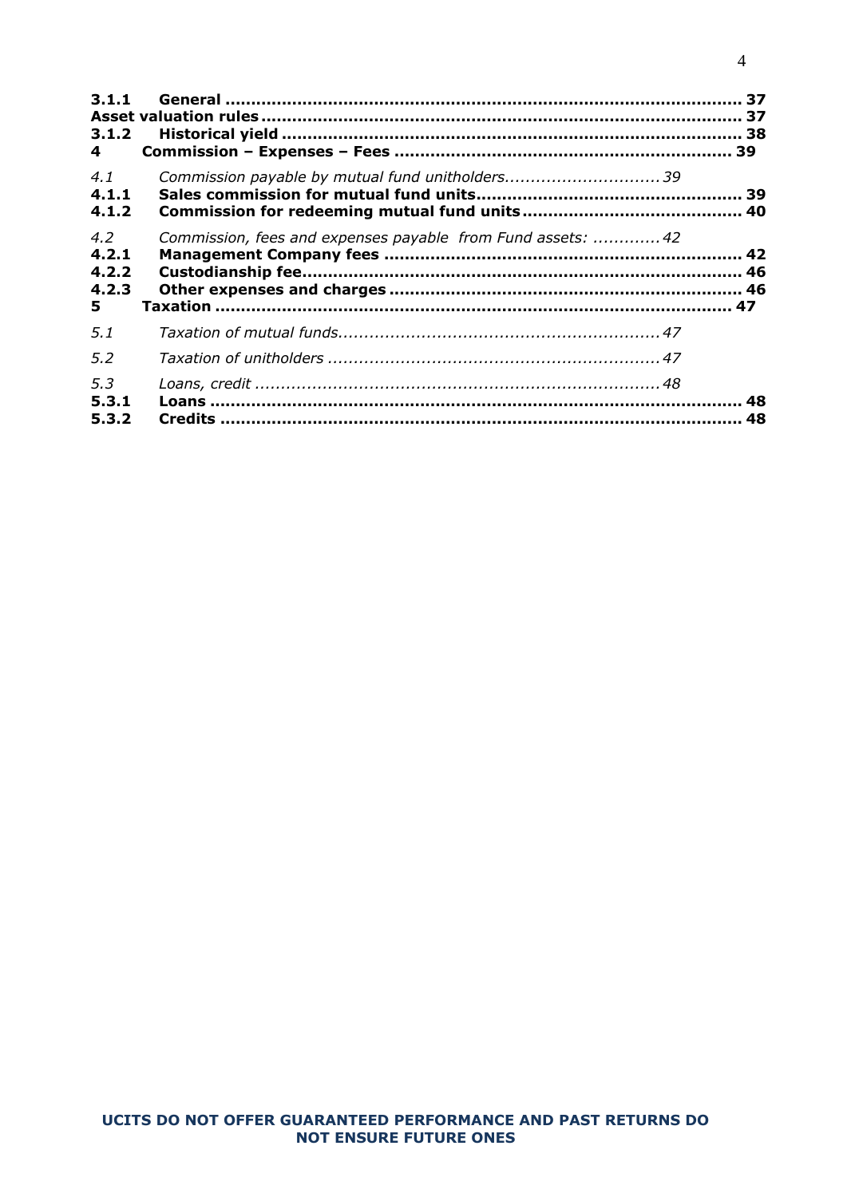**3.1.1 General ........................................................................................... 37**
**Asset valuation rules ................................................................................. 37**
**3.1.2 Historical yield ..................................................................................... 38**
**4 Commission – Expenses – Fees .................................................................. 39**

*4.1 Commission payable by mutual fund unitholders.............................. 39*
**4.1.1 Sales commission for mutual fund units.................................................. 39**
**4.1.2 Commission for redeeming mutual fund units .......................................... 40**

*4.2 Commission, fees and expenses payable from Fund assets: ............. 42*
**4.2.1 Management Company fees .................................................................. 42**
**4.2.2 Custodianship fee.................................................................................. 46**
**4.2.3 Other expenses and charges ................................................................. 46**
**5 Taxation ........................................................................................................ 47**

*5.1 Taxation of mutual funds.............................................................. 47*

*5.2 Taxation of unitholders ............................................................... 47*

*5.3 Loans, credit ............................................................................. 48*
**5.3.1 Loans ..................................................................................................... 48**
**5.3.2 Credits .................................................................................................... 48**

**UCITS DO NOT OFFER GUARANTEED PERFORMANCE AND PAST RETURNS DO NOT ENSURE FUTURE ONES**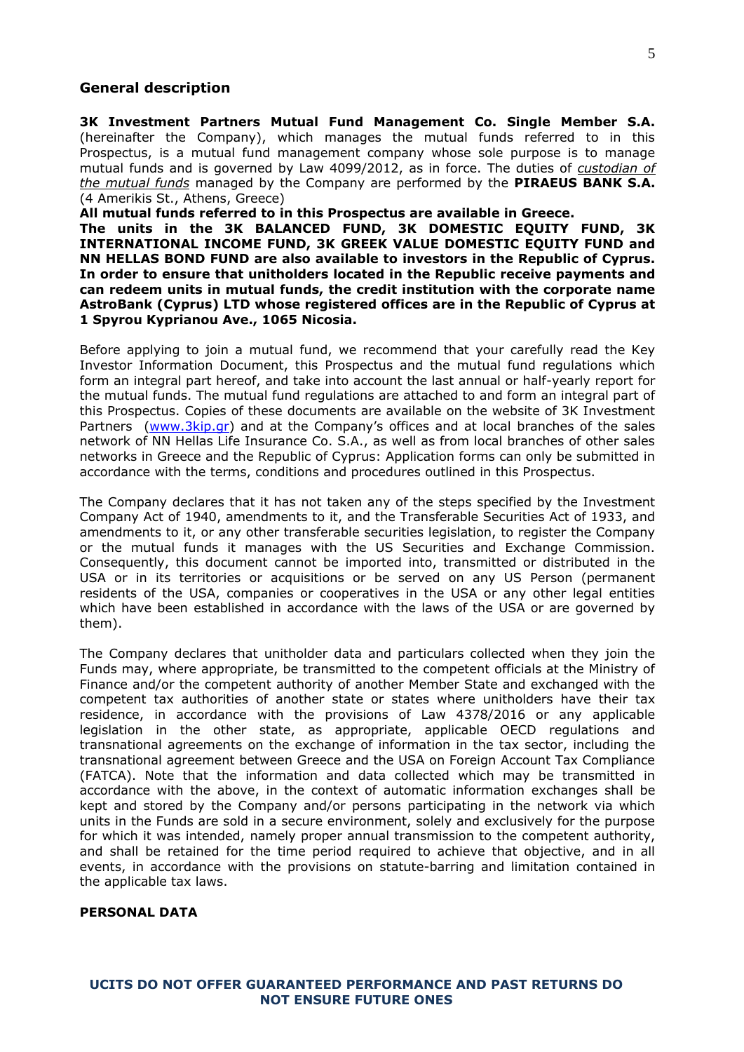## General description

**3K Investment Partners Mutual Fund Management Co. Single Member S.A.** (hereinafter the Company), which manages the mutual funds referred to in this Prospectus, is a mutual fund management company whose sole purpose is to manage mutual funds and is governed by Law 4099/2012, as in force. The duties of *custodian of the mutual funds* managed by the Company are performed by the **PIRAEUS BANK S.A.** (4 Amerikis St., Athens, Greece)

**All mutual funds referred to in this Prospectus are available in Greece.**

**The units in the 3K BALANCED FUND, 3K DOMESTIC EQUITY FUND, 3K INTERNATIONAL INCOME FUND, 3K GREEK VALUE DOMESTIC EQUITY FUND and NN HELLAS BOND FUND are also available to investors in the Republic of Cyprus. In order to ensure that unitholders located in the Republic receive payments and can redeem units in mutual funds, the credit institution with the corporate name AstroBank (Cyprus) LTD whose registered offices are in the Republic of Cyprus at 1 Spyrou Kyprianou Ave., 1065 Nicosia.**

Before applying to join a mutual fund, we recommend that your carefully read the Key Investor Information Document, this Prospectus and the mutual fund regulations which form an integral part hereof, and take into account the last annual or half-yearly report for the mutual funds. The mutual fund regulations are attached to and form an integral part of this Prospectus. Copies of these documents are available on the website of 3K Investment Partners (www.3kip.gr) and at the Company's offices and at local branches of the sales network of NN Hellas Life Insurance Co. S.A., as well as from local branches of other sales networks in Greece and the Republic of Cyprus: Application forms can only be submitted in accordance with the terms, conditions and procedures outlined in this Prospectus.

The Company declares that it has not taken any of the steps specified by the Investment Company Act of 1940, amendments to it, and the Transferable Securities Act of 1933, and amendments to it, or any other transferable securities legislation, to register the Company or the mutual funds it manages with the US Securities and Exchange Commission. Consequently, this document cannot be imported into, transmitted or distributed in the USA or in its territories or acquisitions or be served on any US Person (permanent residents of the USA, companies or cooperatives in the USA or any other legal entities which have been established in accordance with the laws of the USA or are governed by them).

The Company declares that unitholder data and particulars collected when they join the Funds may, where appropriate, be transmitted to the competent officials at the Ministry of Finance and/or the competent authority of another Member State and exchanged with the competent tax authorities of another state or states where unitholders have their tax residence, in accordance with the provisions of Law 4378/2016 or any applicable legislation in the other state, as appropriate, applicable OECD regulations and transnational agreements on the exchange of information in the tax sector, including the transnational agreement between Greece and the USA on Foreign Account Tax Compliance (FATCA). Note that the information and data collected which may be transmitted in accordance with the above, in the context of automatic information exchanges shall be kept and stored by the Company and/or persons participating in the network via which units in the Funds are sold in a secure environment, solely and exclusively for the purpose for which it was intended, namely proper annual transmission to the competent authority, and shall be retained for the time period required to achieve that objective, and in all events, in accordance with the provisions on statute-barring and limitation contained in the applicable tax laws.

**PERSONAL DATA**

**UCITS DO NOT OFFER GUARANTEED PERFORMANCE AND PAST RETURNS DO NOT ENSURE FUTURE ONES**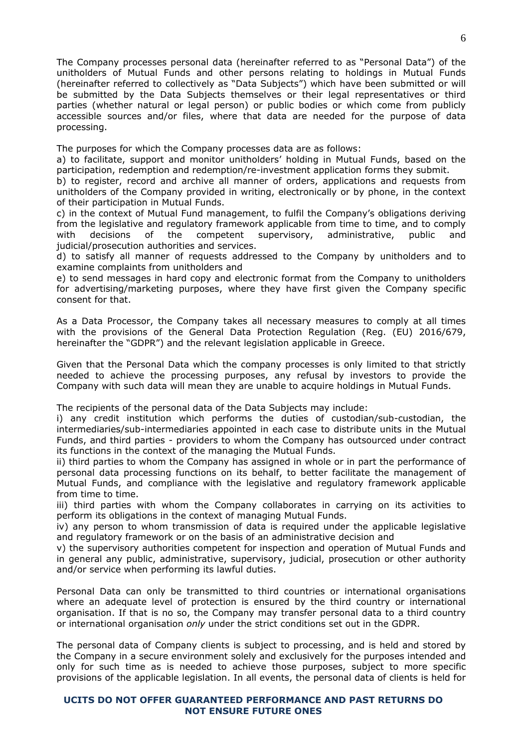The Company processes personal data (hereinafter referred to as "Personal Data") of the unitholders of Mutual Funds and other persons relating to holdings in Mutual Funds (hereinafter referred to collectively as "Data Subjects") which have been submitted or will be submitted by the Data Subjects themselves or their legal representatives or third parties (whether natural or legal person) or public bodies or which come from publicly accessible sources and/or files, where that data are needed for the purpose of data processing.

The purposes for which the Company processes data are as follows:

a) to facilitate, support and monitor unitholders' holding in Mutual Funds, based on the participation, redemption and redemption/re-investment application forms they submit.

b) to register, record and archive all manner of orders, applications and requests from unitholders of the Company provided in writing, electronically or by phone, in the context of their participation in Mutual Funds.

c) in the context of Mutual Fund management, to fulfil the Company's obligations deriving from the legislative and regulatory framework applicable from time to time, and to comply with decisions of the competent supervisory, administrative, public and judicial/prosecution authorities and services.

d) to satisfy all manner of requests addressed to the Company by unitholders and to examine complaints from unitholders and

e) to send messages in hard copy and electronic format from the Company to unitholders for advertising/marketing purposes, where they have first given the Company specific consent for that.

As a Data Processor, the Company takes all necessary measures to comply at all times with the provisions of the General Data Protection Regulation (Reg. (EU) 2016/679, hereinafter the "GDPR") and the relevant legislation applicable in Greece.

Given that the Personal Data which the company processes is only limited to that strictly needed to achieve the processing purposes, any refusal by investors to provide the Company with such data will mean they are unable to acquire holdings in Mutual Funds.

The recipients of the personal data of the Data Subjects may include:

i) any credit institution which performs the duties of custodian/sub-custodian, the intermediaries/sub-intermediaries appointed in each case to distribute units in the Mutual Funds, and third parties - providers to whom the Company has outsourced under contract its functions in the context of the managing the Mutual Funds.

ii) third parties to whom the Company has assigned in whole or in part the performance of personal data processing functions on its behalf, to better facilitate the management of Mutual Funds, and compliance with the legislative and regulatory framework applicable from time to time.

iii) third parties with whom the Company collaborates in carrying on its activities to perform its obligations in the context of managing Mutual Funds.

iv) any person to whom transmission of data is required under the applicable legislative and regulatory framework or on the basis of an administrative decision and

v) the supervisory authorities competent for inspection and operation of Mutual Funds and in general any public, administrative, supervisory, judicial, prosecution or other authority and/or service when performing its lawful duties.

Personal Data can only be transmitted to third countries or international organisations where an adequate level of protection is ensured by the third country or international organisation. If that is no so, the Company may transfer personal data to a third country or international organisation *only* under the strict conditions set out in the GDPR.

The personal data of Company clients is subject to processing, and is held and stored by the Company in a secure environment solely and exclusively for the purposes intended and only for such time as is needed to achieve those purposes, subject to more specific provisions of the applicable legislation. In all events, the personal data of clients is held for

**UCITS DO NOT OFFER GUARANTEED PERFORMANCE AND PAST RETURNS DO NOT ENSURE FUTURE ONES**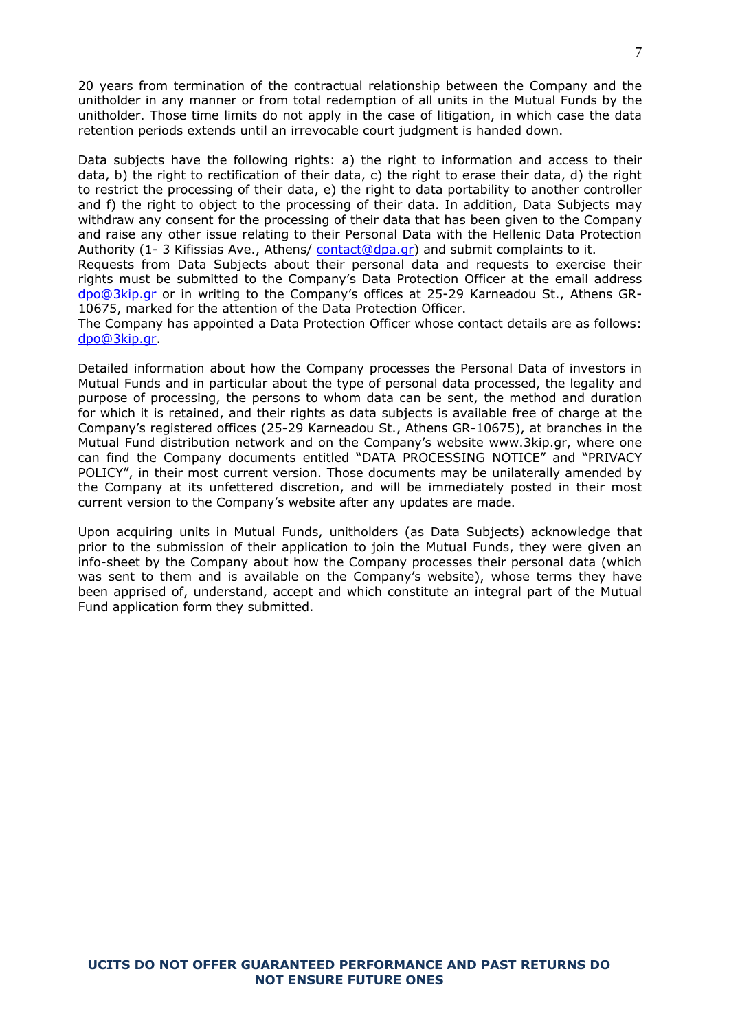20 years from termination of the contractual relationship between the Company and the unitholder in any manner or from total redemption of all units in the Mutual Funds by the unitholder. Those time limits do not apply in the case of litigation, in which case the data retention periods extends until an irrevocable court judgment is handed down.

Data subjects have the following rights: a) the right to information and access to their data, b) the right to rectification of their data, c) the right to erase their data, d) the right to restrict the processing of their data, e) the right to data portability to another controller and f) the right to object to the processing of their data. In addition, Data Subjects may withdraw any consent for the processing of their data that has been given to the Company and raise any other issue relating to their Personal Data with the Hellenic Data Protection Authority (1- 3 Kifissias Ave., Athens/ contact@dpa.gr) and submit complaints to it.
Requests from Data Subjects about their personal data and requests to exercise their rights must be submitted to the Company's Data Protection Officer at the email address dpo@3kip.gr or in writing to the Company's offices at 25-29 Karneadou St., Athens GR-10675, marked for the attention of the Data Protection Officer.
The Company has appointed a Data Protection Officer whose contact details are as follows: dpo@3kip.gr.

Detailed information about how the Company processes the Personal Data of investors in Mutual Funds and in particular about the type of personal data processed, the legality and purpose of processing, the persons to whom data can be sent, the method and duration for which it is retained, and their rights as data subjects is available free of charge at the Company's registered offices (25-29 Karneadou St., Athens GR-10675), at branches in the Mutual Fund distribution network and on the Company's website www.3kip.gr, where one can find the Company documents entitled "DATA PROCESSING NOTICE" and "PRIVACY POLICY", in their most current version. Those documents may be unilaterally amended by the Company at its unfettered discretion, and will be immediately posted in their most current version to the Company's website after any updates are made.

Upon acquiring units in Mutual Funds, unitholders (as Data Subjects) acknowledge that prior to the submission of their application to join the Mutual Funds, they were given an info-sheet by the Company about how the Company processes their personal data (which was sent to them and is available on the Company's website), whose terms they have been apprised of, understand, accept and which constitute an integral part of the Mutual Fund application form they submitted.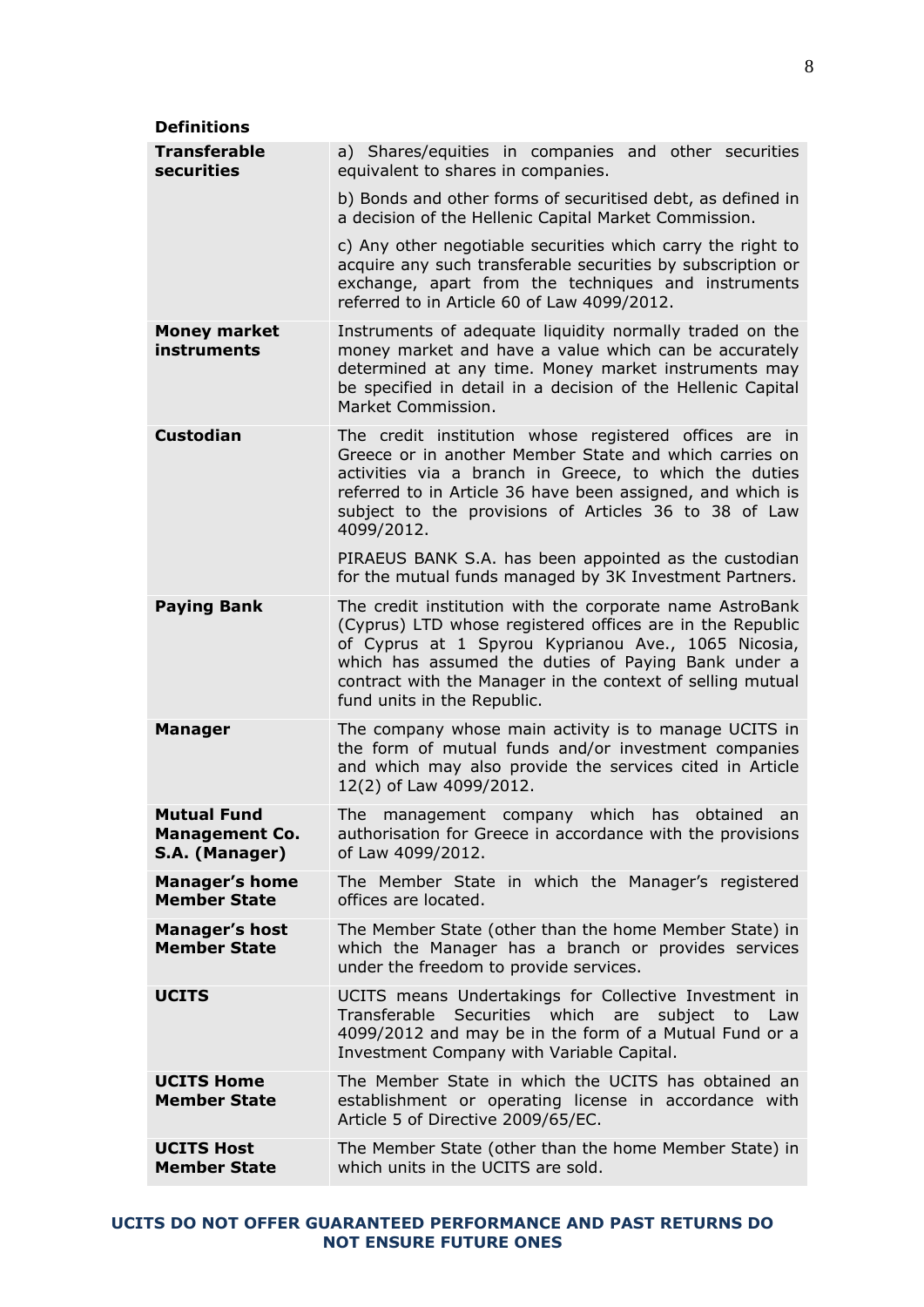**Definitions**

| | |
|---|---|
| **Transferable securities** | a) Shares/equities in companies and other securities equivalent to shares in companies.<br><br>b) Bonds and other forms of securitised debt, as defined in a decision of the Hellenic Capital Market Commission.<br><br>c) Any other negotiable securities which carry the right to acquire any such transferable securities by subscription or exchange, apart from the techniques and instruments referred to in Article 60 of Law 4099/2012. |
| **Money market instruments** | Instruments of adequate liquidity normally traded on the money market and have a value which can be accurately determined at any time. Money market instruments may be specified in detail in a decision of the Hellenic Capital Market Commission. |
| **Custodian** | The credit institution whose registered offices are in Greece or in another Member State and which carries on activities via a branch in Greece, to which the duties referred to in Article 36 have been assigned, and which is subject to the provisions of Articles 36 to 38 of Law 4099/2012.<br><br>PIRAEUS BANK S.A. has been appointed as the custodian for the mutual funds managed by 3K Investment Partners. |
| **Paying Bank** | The credit institution with the corporate name AstroBank (Cyprus) LTD whose registered offices are in the Republic of Cyprus at 1 Spyrou Kyprianou Ave., 1065 Nicosia, which has assumed the duties of Paying Bank under a contract with the Manager in the context of selling mutual fund units in the Republic. |
| **Manager** | The company whose main activity is to manage UCITS in the form of mutual funds and/or investment companies and which may also provide the services cited in Article 12(2) of Law 4099/2012. |
| **Mutual Fund Management Co. S.A. (Manager)** | The management company which has obtained an authorisation for Greece in accordance with the provisions of Law 4099/2012. |
| **Manager's home Member State** | The Member State in which the Manager's registered offices are located. |
| **Manager's host Member State** | The Member State (other than the home Member State) in which the Manager has a branch or provides services under the freedom to provide services. |
| **UCITS** | UCITS means Undertakings for Collective Investment in Transferable Securities which are subject to Law 4099/2012 and may be in the form of a Mutual Fund or a Investment Company with Variable Capital. |
| **UCITS Home Member State** | The Member State in which the UCITS has obtained an establishment or operating license in accordance with Article 5 of Directive 2009/65/EC. |
| **UCITS Host Member State** | The Member State (other than the home Member State) in which units in the UCITS are sold. |

**UCITS DO NOT OFFER GUARANTEED PERFORMANCE AND PAST RETURNS DO NOT ENSURE FUTURE ONES**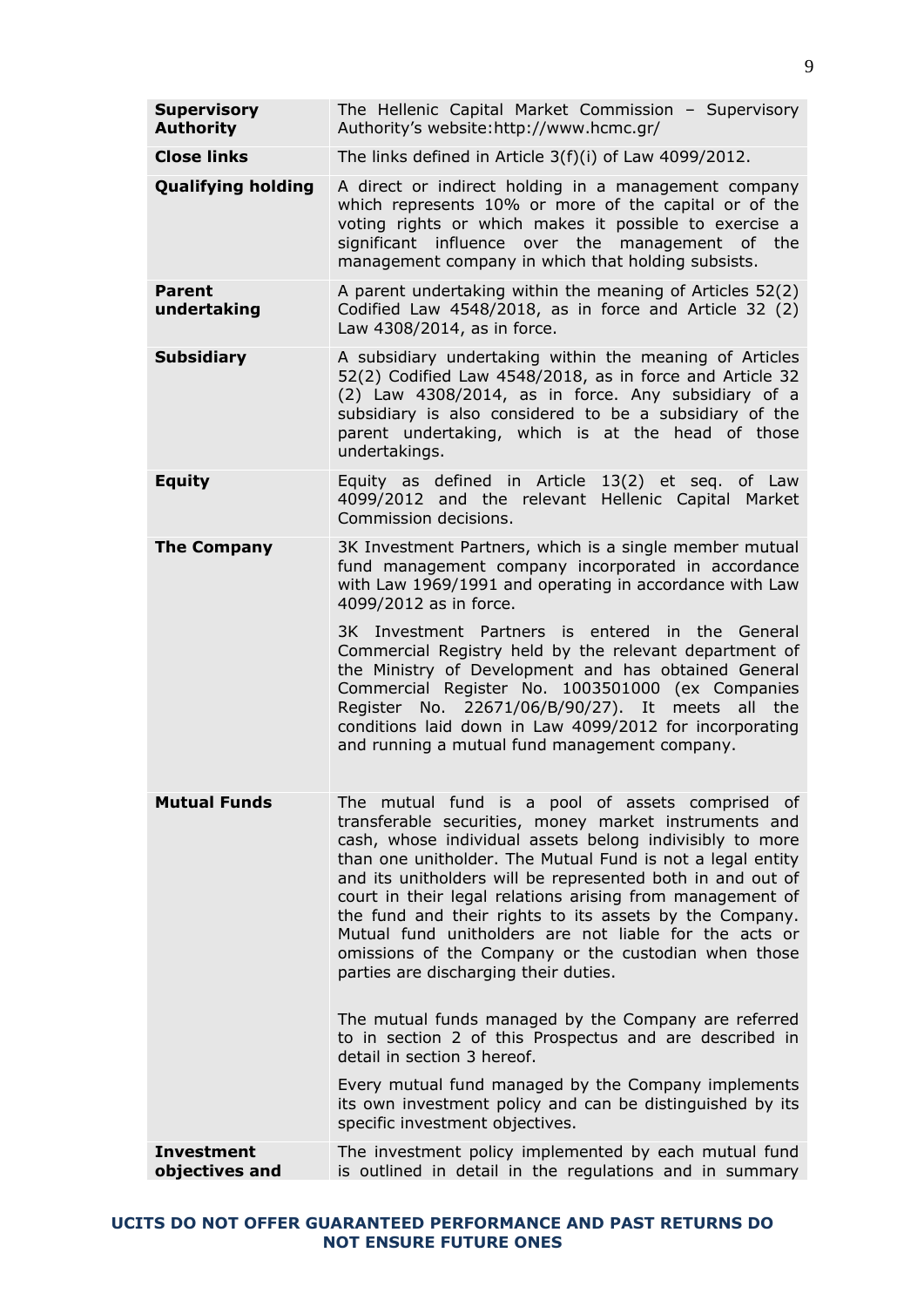| | |
|---|---|
| **Supervisory Authority** | The Hellenic Capital Market Commission – Supervisory Authority's website:http://www.hcmc.gr/ |
| **Close links** | The links defined in Article 3(f)(i) of Law 4099/2012. |
| **Qualifying holding** | A direct or indirect holding in a management company which represents 10% or more of the capital or of the voting rights or which makes it possible to exercise a significant influence over the management of the management company in which that holding subsists. |
| **Parent undertaking** | A parent undertaking within the meaning of Articles 52(2) Codified Law 4548/2018, as in force and Article 32 (2) Law 4308/2014, as in force. |
| **Subsidiary** | A subsidiary undertaking within the meaning of Articles 52(2) Codified Law 4548/2018, as in force and Article 32 (2) Law 4308/2014, as in force. Any subsidiary of a subsidiary is also considered to be a subsidiary of the parent undertaking, which is at the head of those undertakings. |
| **Equity** | Equity as defined in Article 13(2) et seq. of Law 4099/2012 and the relevant Hellenic Capital Market Commission decisions. |
| **The Company** | 3K Investment Partners, which is a single member mutual fund management company incorporated in accordance with Law 1969/1991 and operating in accordance with Law 4099/2012 as in force.<br><br>3K Investment Partners is entered in the General Commercial Registry held by the relevant department of the Ministry of Development and has obtained General Commercial Register No. 1003501000 (ex Companies Register No. 22671/06/B/90/27). It meets all the conditions laid down in Law 4099/2012 for incorporating and running a mutual fund management company. |
| **Mutual Funds** | The mutual fund is a pool of assets comprised of transferable securities, money market instruments and cash, whose individual assets belong indivisibly to more than one unitholder. The Mutual Fund is not a legal entity and its unitholders will be represented both in and out of court in their legal relations arising from management of the fund and their rights to its assets by the Company. Mutual fund unitholders are not liable for the acts or omissions of the Company or the custodian when those parties are discharging their duties.<br><br>The mutual funds managed by the Company are referred to in section 2 of this Prospectus and are described in detail in section 3 hereof.<br><br>Every mutual fund managed by the Company implements its own investment policy and can be distinguished by its specific investment objectives. |
| **Investment objectives and** | The investment policy implemented by each mutual fund is outlined in detail in the regulations and in summary |

**UCITS DO NOT OFFER GUARANTEED PERFORMANCE AND PAST RETURNS DO NOT ENSURE FUTURE ONES**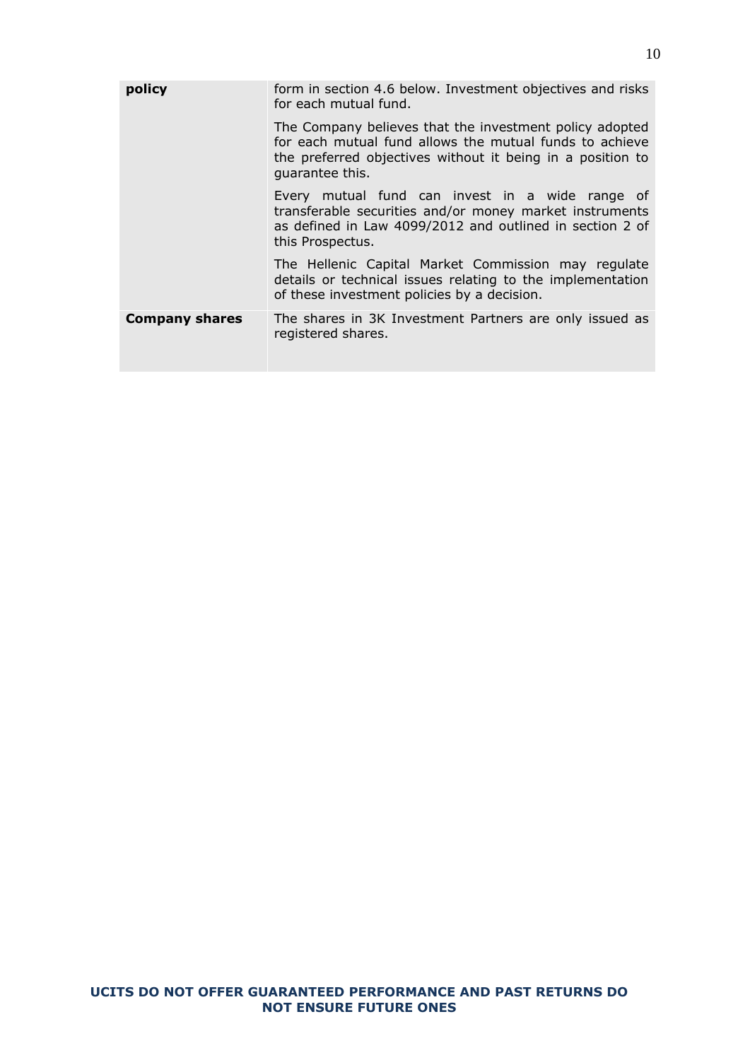| | |
|---|---|
| **policy** | form in section 4.6 below. Investment objectives and risks for each mutual fund.<br><br>The Company believes that the investment policy adopted for each mutual fund allows the mutual funds to achieve the preferred objectives without it being in a position to guarantee this.<br><br>Every mutual fund can invest in a wide range of transferable securities and/or money market instruments as defined in Law 4099/2012 and outlined in section 2 of this Prospectus.<br><br>The Hellenic Capital Market Commission may regulate details or technical issues relating to the implementation of these investment policies by a decision. |
| **Company shares** | The shares in 3K Investment Partners are only issued as registered shares. |

**UCITS DO NOT OFFER GUARANTEED PERFORMANCE AND PAST RETURNS DO NOT ENSURE FUTURE ONES**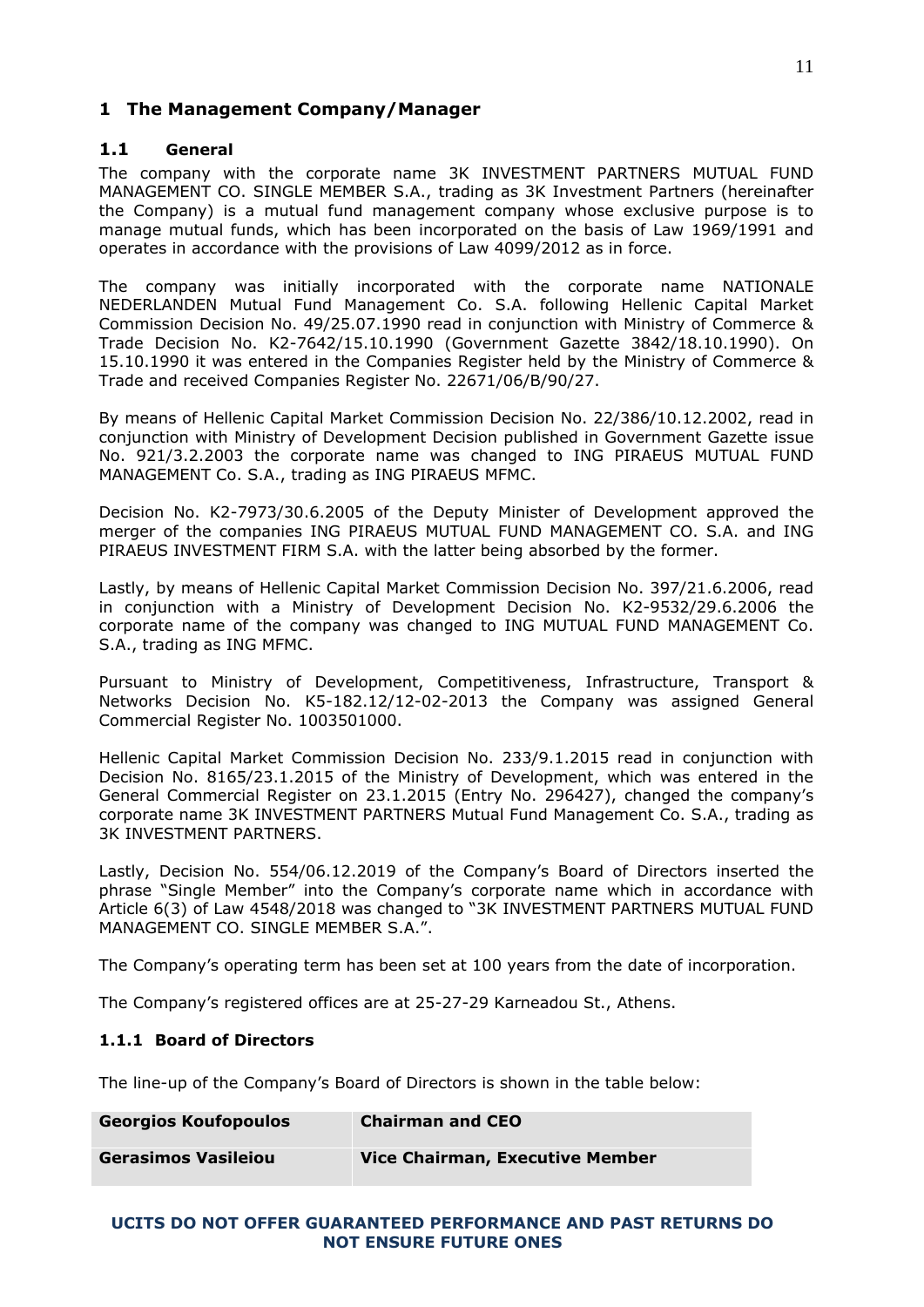# 1 The Management Company/Manager

## 1.1 General

The company with the corporate name 3K INVESTMENT PARTNERS MUTUAL FUND MANAGEMENT CO. SINGLE MEMBER S.A., trading as 3K Investment Partners (hereinafter the Company) is a mutual fund management company whose exclusive purpose is to manage mutual funds, which has been incorporated on the basis of Law 1969/1991 and operates in accordance with the provisions of Law 4099/2012 as in force.

The company was initially incorporated with the corporate name NATIONALE NEDERLANDEN Mutual Fund Management Co. S.A. following Hellenic Capital Market Commission Decision No. 49/25.07.1990 read in conjunction with Ministry of Commerce & Trade Decision No. K2-7642/15.10.1990 (Government Gazette 3842/18.10.1990). On 15.10.1990 it was entered in the Companies Register held by the Ministry of Commerce & Trade and received Companies Register No. 22671/06/B/90/27.

By means of Hellenic Capital Market Commission Decision No. 22/386/10.12.2002, read in conjunction with Ministry of Development Decision published in Government Gazette issue No. 921/3.2.2003 the corporate name was changed to ING PIRAEUS MUTUAL FUND MANAGEMENT Co. S.A., trading as ING PIRAEUS MFMC.

Decision No. K2-7973/30.6.2005 of the Deputy Minister of Development approved the merger of the companies ING PIRAEUS MUTUAL FUND MANAGEMENT CO. S.A. and ING PIRAEUS INVESTMENT FIRM S.A. with the latter being absorbed by the former.

Lastly, by means of Hellenic Capital Market Commission Decision No. 397/21.6.2006, read in conjunction with a Ministry of Development Decision No. K2-9532/29.6.2006 the corporate name of the company was changed to ING MUTUAL FUND MANAGEMENT Co. S.A., trading as ING MFMC.

Pursuant to Ministry of Development, Competitiveness, Infrastructure, Transport & Networks Decision No. K5-182.12/12-02-2013 the Company was assigned General Commercial Register No. 1003501000.

Hellenic Capital Market Commission Decision No. 233/9.1.2015 read in conjunction with Decision No. 8165/23.1.2015 of the Ministry of Development, which was entered in the General Commercial Register on 23.1.2015 (Entry No. 296427), changed the company's corporate name 3K INVESTMENT PARTNERS Mutual Fund Management Co. S.A., trading as 3K INVESTMENT PARTNERS.

Lastly, Decision No. 554/06.12.2019 of the Company's Board of Directors inserted the phrase "Single Member" into the Company's corporate name which in accordance with Article 6(3) of Law 4548/2018 was changed to "3K INVESTMENT PARTNERS MUTUAL FUND MANAGEMENT CO. SINGLE MEMBER S.A.".

The Company's operating term has been set at 100 years from the date of incorporation.

The Company's registered offices are at 25-27-29 Karneadou St., Athens.

### 1.1.1 Board of Directors

The line-up of the Company's Board of Directors is shown in the table below:

| **Georgios Koufopoulos** | **Chairman and CEO** |
|---|---|
| **Gerasimos Vasileiou** | **Vice Chairman, Executive Member** |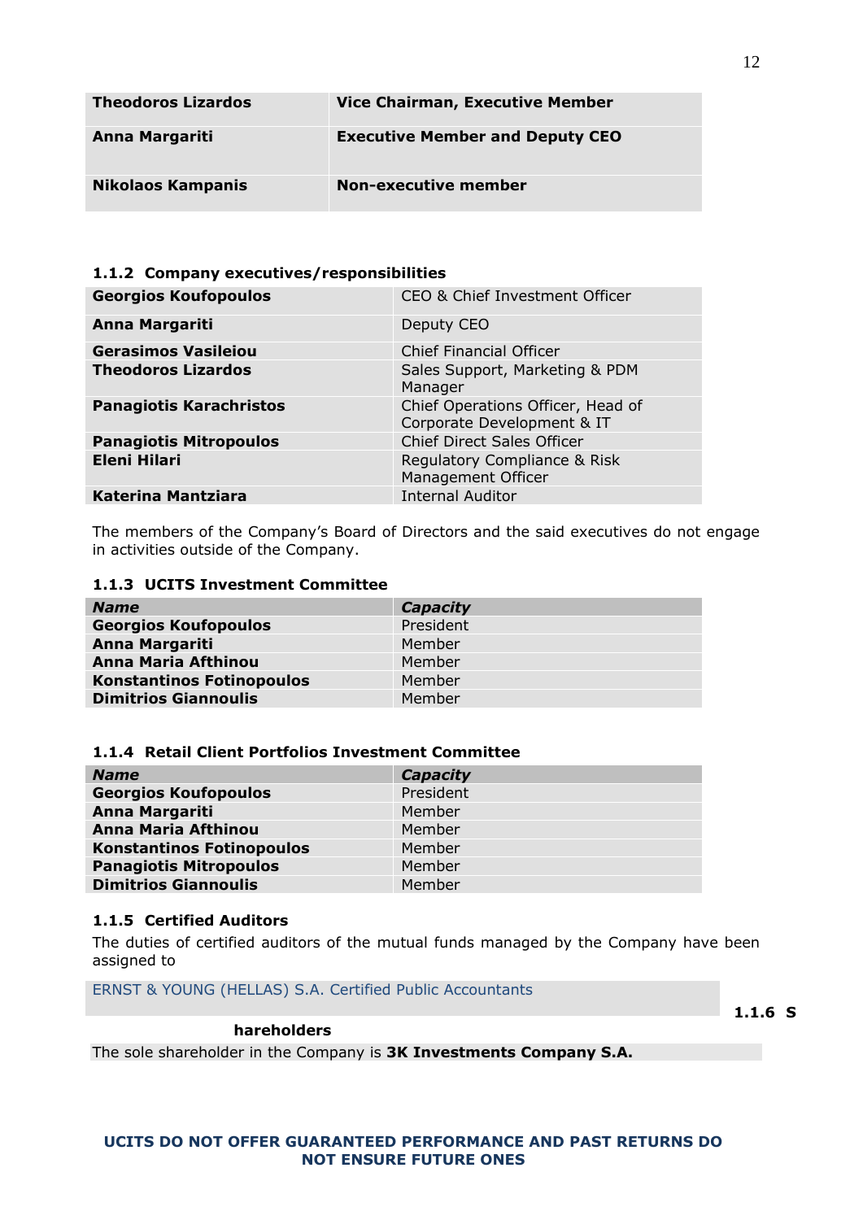| | |
|---|---|
| **Theodoros Lizardos** | **Vice Chairman, Executive Member** |
| **Anna Margariti** | **Executive Member and Deputy CEO** |
| **Nikolaos Kampanis** | **Non-executive member** |

### 1.1.2 Company executives/responsibilities

| | |
|---|---|
| **Georgios Koufopoulos** | CEO & Chief Investment Officer |
| **Anna Margariti** | Deputy CEO |
| **Gerasimos Vasileiou** | Chief Financial Officer |
| **Theodoros Lizardos** | Sales Support, Marketing & PDM Manager |
| **Panagiotis Karachristos** | Chief Operations Officer, Head of Corporate Development & IT |
| **Panagiotis Mitropoulos** | Chief Direct Sales Officer |
| **Eleni Hilari** | Regulatory Compliance & Risk Management Officer |
| **Katerina Mantziara** | Internal Auditor |

The members of the Company's Board of Directors and the said executives do not engage in activities outside of the Company.

### 1.1.3 UCITS Investment Committee

| ***Name*** | ***Capacity*** |
|---|---|
| **Georgios Koufopoulos** | President |
| **Anna Margariti** | Member |
| **Anna Maria Afthinou** | Member |
| **Konstantinos Fotinopoulos** | Member |
| **Dimitrios Giannoulis** | Member |

### 1.1.4 Retail Client Portfolios Investment Committee

| ***Name*** | ***Capacity*** |
|---|---|
| **Georgios Koufopoulos** | President |
| **Anna Margariti** | Member |
| **Anna Maria Afthinou** | Member |
| **Konstantinos Fotinopoulos** | Member |
| **Panagiotis Mitropoulos** | Member |
| **Dimitrios Giannoulis** | Member |

### 1.1.5 Certified Auditors

The duties of certified auditors of the mutual funds managed by the Company have been assigned to

ERNST & YOUNG (HELLAS) S.A. Certified Public Accountants

### 1.1.6 Shareholders

The sole shareholder in the Company is **3K Investments Company S.A.**

**UCITS DO NOT OFFER GUARANTEED PERFORMANCE AND PAST RETURNS DO NOT ENSURE FUTURE ONES**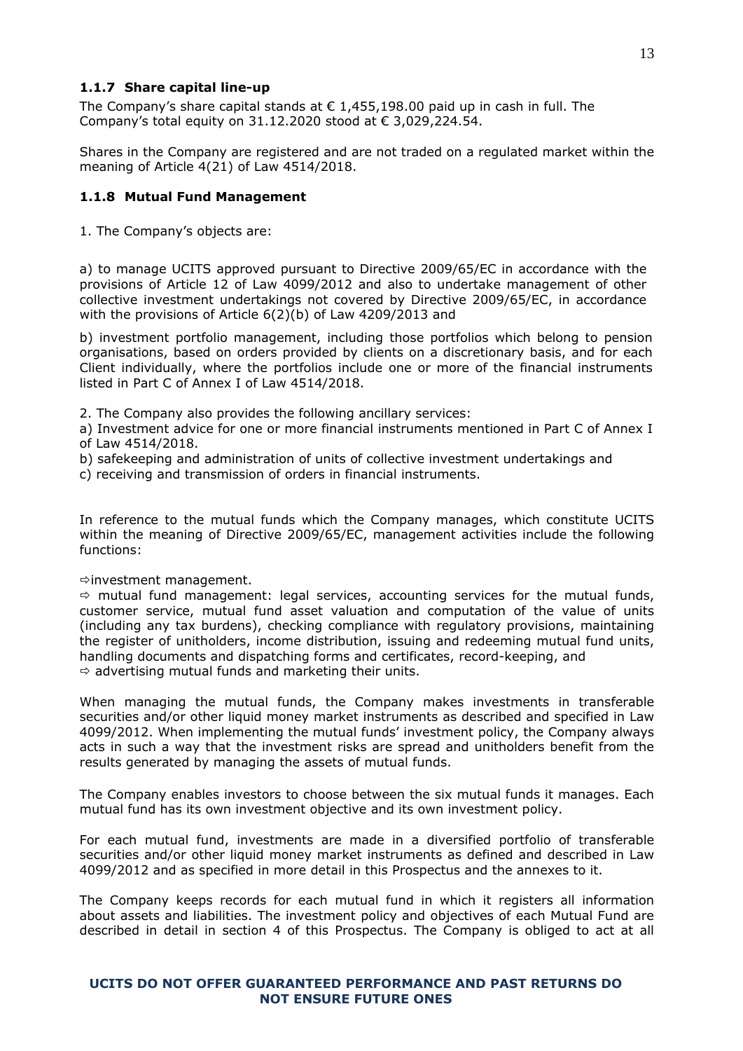### 1.1.7 Share capital line-up

The Company's share capital stands at € 1,455,198.00 paid up in cash in full. The Company's total equity on 31.12.2020 stood at € 3,029,224.54.

Shares in the Company are registered and are not traded on a regulated market within the meaning of Article 4(21) of Law 4514/2018.

### 1.1.8 Mutual Fund Management

1. The Company's objects are:

a) to manage UCITS approved pursuant to Directive 2009/65/EC in accordance with the provisions of Article 12 of Law 4099/2012 and also to undertake management of other collective investment undertakings not covered by Directive 2009/65/EC, in accordance with the provisions of Article 6(2)(b) of Law 4209/2013 and

b) investment portfolio management, including those portfolios which belong to pension organisations, based on orders provided by clients on a discretionary basis, and for each Client individually, where the portfolios include one or more of the financial instruments listed in Part C of Annex I of Law 4514/2018.

2. The Company also provides the following ancillary services:

a) Investment advice for one or more financial instruments mentioned in Part C of Annex I of Law 4514/2018.

b) safekeeping and administration of units of collective investment undertakings and

c) receiving and transmission of orders in financial instruments.

In reference to the mutual funds which the Company manages, which constitute UCITS within the meaning of Directive 2009/65/EC, management activities include the following functions:

⇨investment management.

⇨ mutual fund management: legal services, accounting services for the mutual funds, customer service, mutual fund asset valuation and computation of the value of units (including any tax burdens), checking compliance with regulatory provisions, maintaining the register of unitholders, income distribution, issuing and redeeming mutual fund units, handling documents and dispatching forms and certificates, record-keeping, and

⇨ advertising mutual funds and marketing their units.

When managing the mutual funds, the Company makes investments in transferable securities and/or other liquid money market instruments as described and specified in Law 4099/2012. When implementing the mutual funds' investment policy, the Company always acts in such a way that the investment risks are spread and unitholders benefit from the results generated by managing the assets of mutual funds.

The Company enables investors to choose between the six mutual funds it manages. Each mutual fund has its own investment objective and its own investment policy.

For each mutual fund, investments are made in a diversified portfolio of transferable securities and/or other liquid money market instruments as defined and described in Law 4099/2012 and as specified in more detail in this Prospectus and the annexes to it.

The Company keeps records for each mutual fund in which it registers all information about assets and liabilities. The investment policy and objectives of each Mutual Fund are described in detail in section 4 of this Prospectus. The Company is obliged to act at all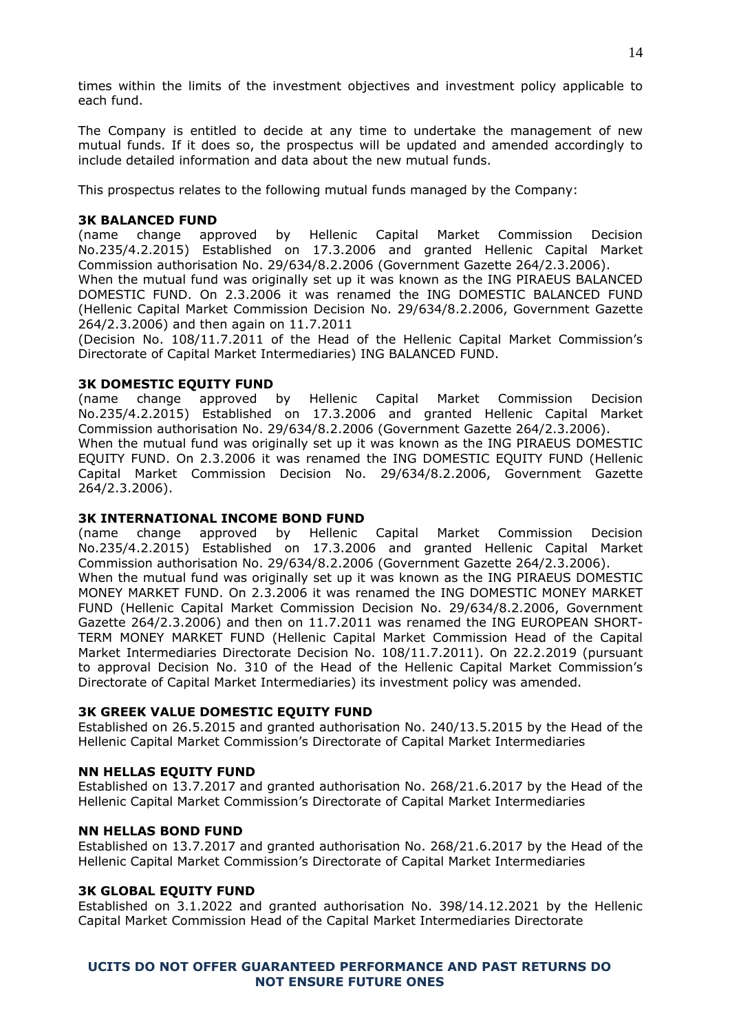times within the limits of the investment objectives and investment policy applicable to each fund.

The Company is entitled to decide at any time to undertake the management of new mutual funds. If it does so, the prospectus will be updated and amended accordingly to include detailed information and data about the new mutual funds.

This prospectus relates to the following mutual funds managed by the Company:

**3K BALANCED FUND**

(name change approved by Hellenic Capital Market Commission Decision No.235/4.2.2015) Established on 17.3.2006 and granted Hellenic Capital Market Commission authorisation No. 29/634/8.2.2006 (Government Gazette 264/2.3.2006).
When the mutual fund was originally set up it was known as the ING PIRAEUS BALANCED DOMESTIC FUND. On 2.3.2006 it was renamed the ING DOMESTIC BALANCED FUND (Hellenic Capital Market Commission Decision No. 29/634/8.2.2006, Government Gazette 264/2.3.2006) and then again on 11.7.2011
(Decision No. 108/11.7.2011 of the Head of the Hellenic Capital Market Commission's Directorate of Capital Market Intermediaries) ING BALANCED FUND.

**3K DOMESTIC EQUITY FUND**

(name change approved by Hellenic Capital Market Commission Decision No.235/4.2.2015) Established on 17.3.2006 and granted Hellenic Capital Market Commission authorisation No. 29/634/8.2.2006 (Government Gazette 264/2.3.2006).
When the mutual fund was originally set up it was known as the ING PIRAEUS DOMESTIC EQUITY FUND. On 2.3.2006 it was renamed the ING DOMESTIC EQUITY FUND (Hellenic Capital Market Commission Decision No. 29/634/8.2.2006, Government Gazette 264/2.3.2006).

**3K INTERNATIONAL INCOME BOND FUND**

(name change approved by Hellenic Capital Market Commission Decision No.235/4.2.2015) Established on 17.3.2006 and granted Hellenic Capital Market Commission authorisation No. 29/634/8.2.2006 (Government Gazette 264/2.3.2006).
When the mutual fund was originally set up it was known as the ING PIRAEUS DOMESTIC MONEY MARKET FUND. On 2.3.2006 it was renamed the ING DOMESTIC MONEY MARKET FUND (Hellenic Capital Market Commission Decision No. 29/634/8.2.2006, Government Gazette 264/2.3.2006) and then on 11.7.2011 was renamed the ING EUROPEAN SHORT-TERM MONEY MARKET FUND (Hellenic Capital Market Commission Head of the Capital Market Intermediaries Directorate Decision No. 108/11.7.2011). On 22.2.2019 (pursuant to approval Decision No. 310 of the Head of the Hellenic Capital Market Commission's Directorate of Capital Market Intermediaries) its investment policy was amended.

**3K GREEK VALUE DOMESTIC EQUITY FUND**

Established on 26.5.2015 and granted authorisation No. 240/13.5.2015 by the Head of the Hellenic Capital Market Commission's Directorate of Capital Market Intermediaries

**NN HELLAS EQUITY FUND**

Established on 13.7.2017 and granted authorisation No. 268/21.6.2017 by the Head of the Hellenic Capital Market Commission's Directorate of Capital Market Intermediaries

**NN HELLAS BOND FUND**

Established on 13.7.2017 and granted authorisation No. 268/21.6.2017 by the Head of the Hellenic Capital Market Commission's Directorate of Capital Market Intermediaries

**3K GLOBAL EQUITY FUND**

Established on 3.1.2022 and granted authorisation No. 398/14.12.2021 by the Hellenic Capital Market Commission Head of the Capital Market Intermediaries Directorate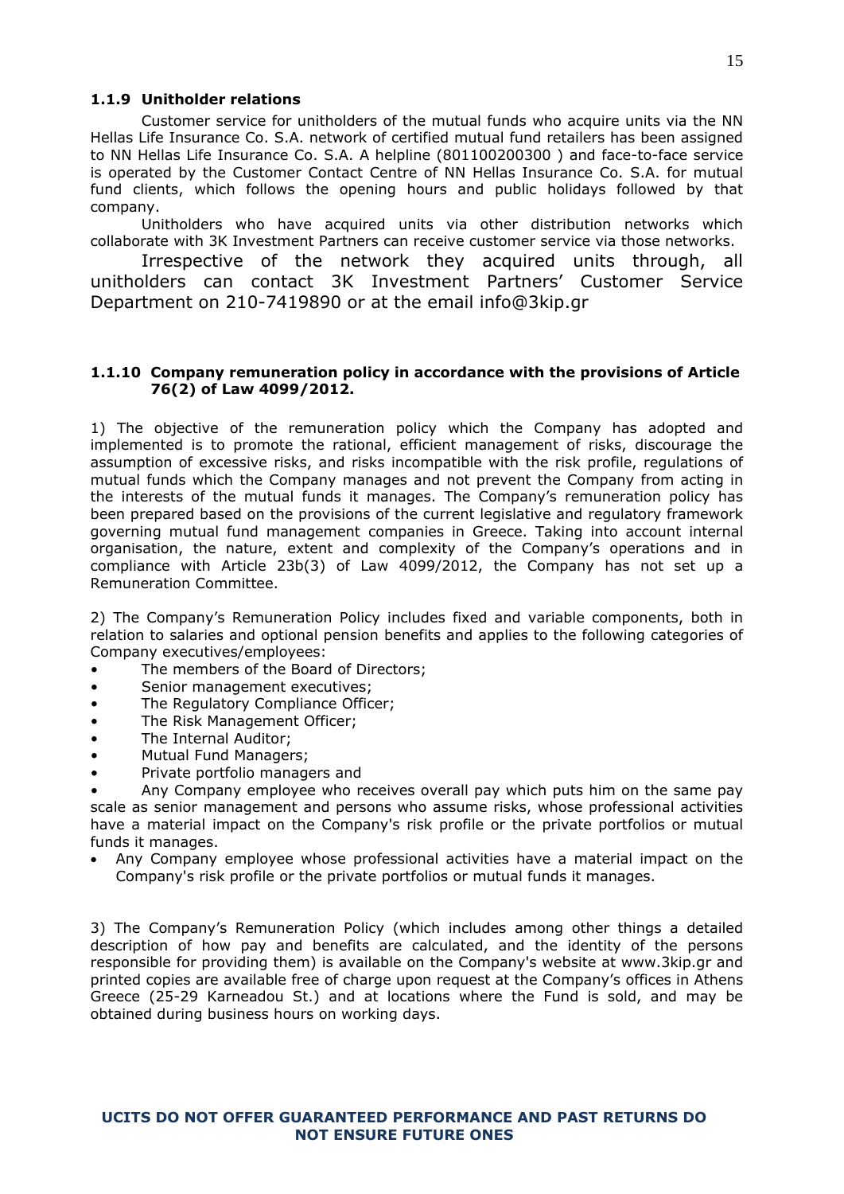### 1.1.9 Unitholder relations

Customer service for unitholders of the mutual funds who acquire units via the NN Hellas Life Insurance Co. S.A. network of certified mutual fund retailers has been assigned to NN Hellas Life Insurance Co. S.A. A helpline (801100200300 ) and face-to-face service is operated by the Customer Contact Centre of NN Hellas Insurance Co. S.A. for mutual fund clients, which follows the opening hours and public holidays followed by that company.

Unitholders who have acquired units via other distribution networks which collaborate with 3K Investment Partners can receive customer service via those networks.

Irrespective of the network they acquired units through, all unitholders can contact 3K Investment Partners' Customer Service Department on 210-7419890 or at the email info@3kip.gr

### 1.1.10 Company remuneration policy in accordance with the provisions of Article 76(2) of Law 4099/2012.

1) The objective of the remuneration policy which the Company has adopted and implemented is to promote the rational, efficient management of risks, discourage the assumption of excessive risks, and risks incompatible with the risk profile, regulations of mutual funds which the Company manages and not prevent the Company from acting in the interests of the mutual funds it manages. The Company's remuneration policy has been prepared based on the provisions of the current legislative and regulatory framework governing mutual fund management companies in Greece. Taking into account internal organisation, the nature, extent and complexity of the Company's operations and in compliance with Article 23b(3) of Law 4099/2012, the Company has not set up a Remuneration Committee.

2) The Company's Remuneration Policy includes fixed and variable components, both in relation to salaries and optional pension benefits and applies to the following categories of Company executives/employees:

- The members of the Board of Directors;
- Senior management executives;
- The Regulatory Compliance Officer;
- The Risk Management Officer;
- The Internal Auditor;
- Mutual Fund Managers;
- Private portfolio managers and
- Any Company employee who receives overall pay which puts him on the same pay scale as senior management and persons who assume risks, whose professional activities have a material impact on the Company's risk profile or the private portfolios or mutual funds it manages.
- Any Company employee whose professional activities have a material impact on the Company's risk profile or the private portfolios or mutual funds it manages.

3) The Company's Remuneration Policy (which includes among other things a detailed description of how pay and benefits are calculated, and the identity of the persons responsible for providing them) is available on the Company's website at www.3kip.gr and printed copies are available free of charge upon request at the Company's offices in Athens Greece (25-29 Karneadou St.) and at locations where the Fund is sold, and may be obtained during business hours on working days.

**UCITS DO NOT OFFER GUARANTEED PERFORMANCE AND PAST RETURNS DO NOT ENSURE FUTURE ONES**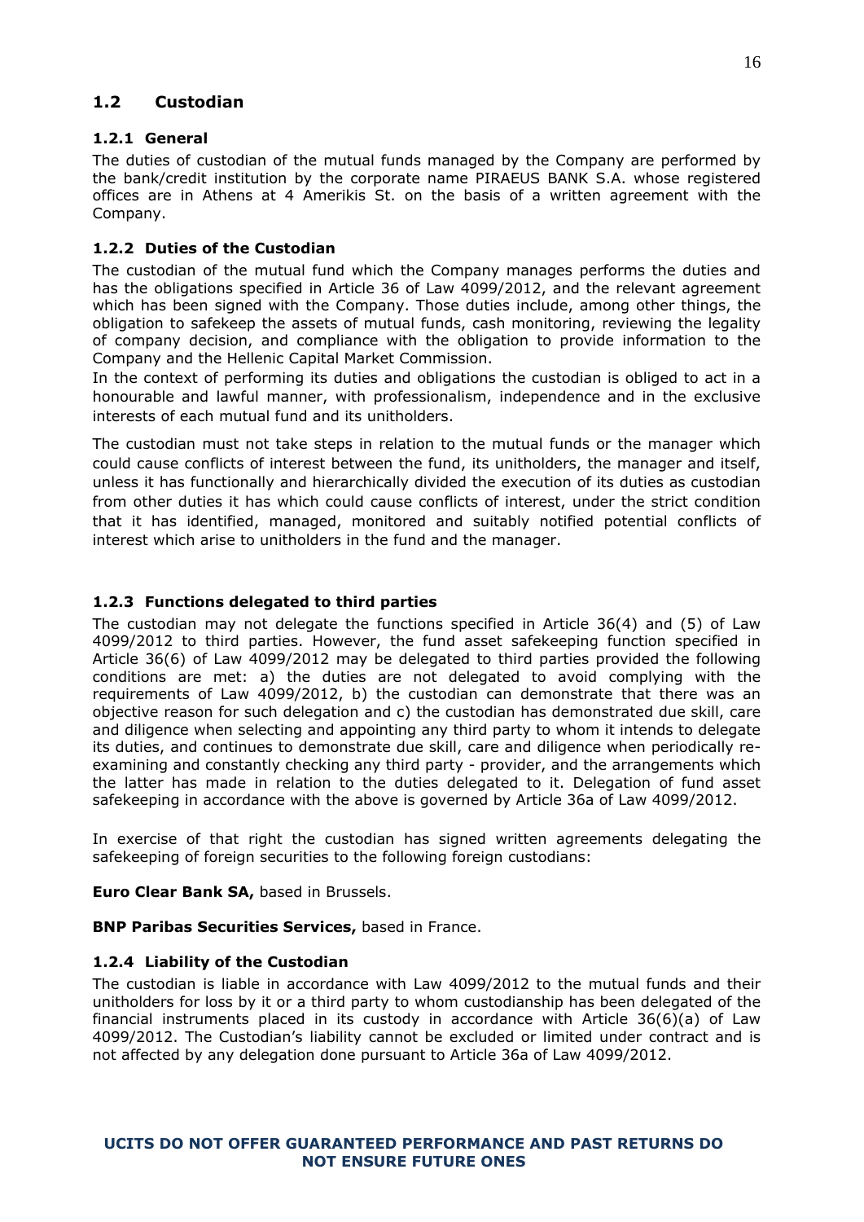## 1.2 Custodian

### 1.2.1 General

The duties of custodian of the mutual funds managed by the Company are performed by the bank/credit institution by the corporate name PIRAEUS BANK S.A. whose registered offices are in Athens at 4 Amerikis St. on the basis of a written agreement with the Company.

### 1.2.2 Duties of the Custodian

The custodian of the mutual fund which the Company manages performs the duties and has the obligations specified in Article 36 of Law 4099/2012, and the relevant agreement which has been signed with the Company. Those duties include, among other things, the obligation to safekeep the assets of mutual funds, cash monitoring, reviewing the legality of company decision, and compliance with the obligation to provide information to the Company and the Hellenic Capital Market Commission.

In the context of performing its duties and obligations the custodian is obliged to act in a honourable and lawful manner, with professionalism, independence and in the exclusive interests of each mutual fund and its unitholders.

The custodian must not take steps in relation to the mutual funds or the manager which could cause conflicts of interest between the fund, its unitholders, the manager and itself, unless it has functionally and hierarchically divided the execution of its duties as custodian from other duties it has which could cause conflicts of interest, under the strict condition that it has identified, managed, monitored and suitably notified potential conflicts of interest which arise to unitholders in the fund and the manager.

### 1.2.3 Functions delegated to third parties

The custodian may not delegate the functions specified in Article 36(4) and (5) of Law 4099/2012 to third parties. However, the fund asset safekeeping function specified in Article 36(6) of Law 4099/2012 may be delegated to third parties provided the following conditions are met: a) the duties are not delegated to avoid complying with the requirements of Law 4099/2012, b) the custodian can demonstrate that there was an objective reason for such delegation and c) the custodian has demonstrated due skill, care and diligence when selecting and appointing any third party to whom it intends to delegate its duties, and continues to demonstrate due skill, care and diligence when periodically re-examining and constantly checking any third party - provider, and the arrangements which the latter has made in relation to the duties delegated to it. Delegation of fund asset safekeeping in accordance with the above is governed by Article 36a of Law 4099/2012.

In exercise of that right the custodian has signed written agreements delegating the safekeeping of foreign securities to the following foreign custodians:

**Euro Clear Bank SA,** based in Brussels.

**BNP Paribas Securities Services,** based in France.

### 1.2.4 Liability of the Custodian

The custodian is liable in accordance with Law 4099/2012 to the mutual funds and their unitholders for loss by it or a third party to whom custodianship has been delegated of the financial instruments placed in its custody in accordance with Article 36(6)(a) of Law 4099/2012. The Custodian's liability cannot be excluded or limited under contract and is not affected by any delegation done pursuant to Article 36a of Law 4099/2012.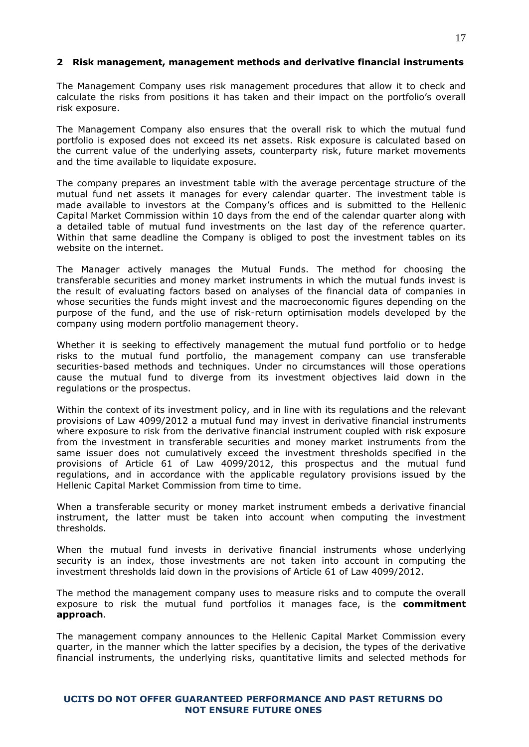## 2 Risk management, management methods and derivative financial instruments

The Management Company uses risk management procedures that allow it to check and calculate the risks from positions it has taken and their impact on the portfolio's overall risk exposure.

The Management Company also ensures that the overall risk to which the mutual fund portfolio is exposed does not exceed its net assets. Risk exposure is calculated based on the current value of the underlying assets, counterparty risk, future market movements and the time available to liquidate exposure.

The company prepares an investment table with the average percentage structure of the mutual fund net assets it manages for every calendar quarter. The investment table is made available to investors at the Company's offices and is submitted to the Hellenic Capital Market Commission within 10 days from the end of the calendar quarter along with a detailed table of mutual fund investments on the last day of the reference quarter. Within that same deadline the Company is obliged to post the investment tables on its website on the internet.

The Manager actively manages the Mutual Funds. The method for choosing the transferable securities and money market instruments in which the mutual funds invest is the result of evaluating factors based on analyses of the financial data of companies in whose securities the funds might invest and the macroeconomic figures depending on the purpose of the fund, and the use of risk-return optimisation models developed by the company using modern portfolio management theory.

Whether it is seeking to effectively management the mutual fund portfolio or to hedge risks to the mutual fund portfolio, the management company can use transferable securities-based methods and techniques. Under no circumstances will those operations cause the mutual fund to diverge from its investment objectives laid down in the regulations or the prospectus.

Within the context of its investment policy, and in line with its regulations and the relevant provisions of Law 4099/2012 a mutual fund may invest in derivative financial instruments where exposure to risk from the derivative financial instrument coupled with risk exposure from the investment in transferable securities and money market instruments from the same issuer does not cumulatively exceed the investment thresholds specified in the provisions of Article 61 of Law 4099/2012, this prospectus and the mutual fund regulations, and in accordance with the applicable regulatory provisions issued by the Hellenic Capital Market Commission from time to time.

When a transferable security or money market instrument embeds a derivative financial instrument, the latter must be taken into account when computing the investment thresholds.

When the mutual fund invests in derivative financial instruments whose underlying security is an index, those investments are not taken into account in computing the investment thresholds laid down in the provisions of Article 61 of Law 4099/2012.

The method the management company uses to measure risks and to compute the overall exposure to risk the mutual fund portfolios it manages face, is the **commitment approach**.

The management company announces to the Hellenic Capital Market Commission every quarter, in the manner which the latter specifies by a decision, the types of the derivative financial instruments, the underlying risks, quantitative limits and selected methods for

**UCITS DO NOT OFFER GUARANTEED PERFORMANCE AND PAST RETURNS DO NOT ENSURE FUTURE ONES**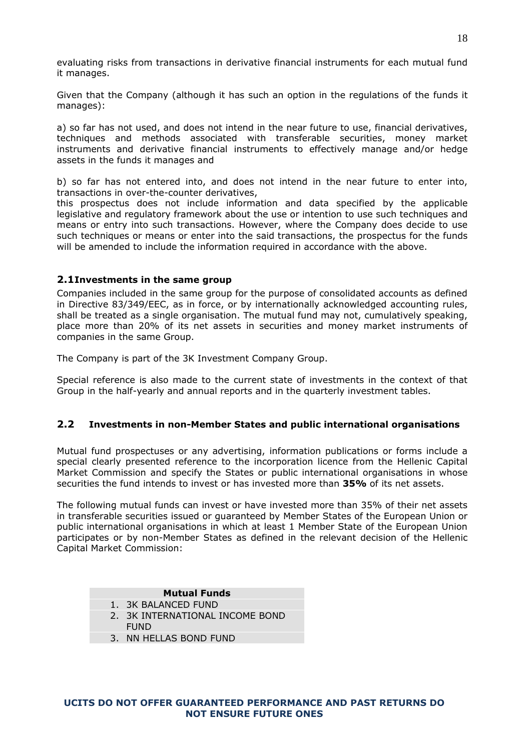evaluating risks from transactions in derivative financial instruments for each mutual fund it manages.

Given that the Company (although it has such an option in the regulations of the funds it manages):

a) so far has not used, and does not intend in the near future to use, financial derivatives, techniques and methods associated with transferable securities, money market instruments and derivative financial instruments to effectively manage and/or hedge assets in the funds it manages and

b) so far has not entered into, and does not intend in the near future to enter into, transactions in over-the-counter derivatives,
this prospectus does not include information and data specified by the applicable legislative and regulatory framework about the use or intention to use such techniques and means or entry into such transactions. However, where the Company does decide to use such techniques or means or enter into the said transactions, the prospectus for the funds will be amended to include the information required in accordance with the above.

### 2.1 Investments in the same group

Companies included in the same group for the purpose of consolidated accounts as defined in Directive 83/349/EEC, as in force, or by internationally acknowledged accounting rules, shall be treated as a single organisation. The mutual fund may not, cumulatively speaking, place more than 20% of its net assets in securities and money market instruments of companies in the same Group.

The Company is part of the 3K Investment Company Group.

Special reference is also made to the current state of investments in the context of that Group in the half-yearly and annual reports and in the quarterly investment tables.

### 2.2 Investments in non-Member States and public international organisations

Mutual fund prospectuses or any advertising, information publications or forms include a special clearly presented reference to the incorporation licence from the Hellenic Capital Market Commission and specify the States or public international organisations in whose securities the fund intends to invest or has invested more than **35%** of its net assets.

The following mutual funds can invest or have invested more than 35% of their net assets in transferable securities issued or guaranteed by Member States of the European Union or public international organisations in which at least 1 Member State of the European Union participates or by non-Member States as defined in the relevant decision of the Hellenic Capital Market Commission:

| Mutual Funds |
|---|
| 1. 3K BALANCED FUND |
| 2. 3K INTERNATIONAL INCOME BOND FUND |
| 3. NN HELLAS BOND FUND |

**UCITS DO NOT OFFER GUARANTEED PERFORMANCE AND PAST RETURNS DO NOT ENSURE FUTURE ONES**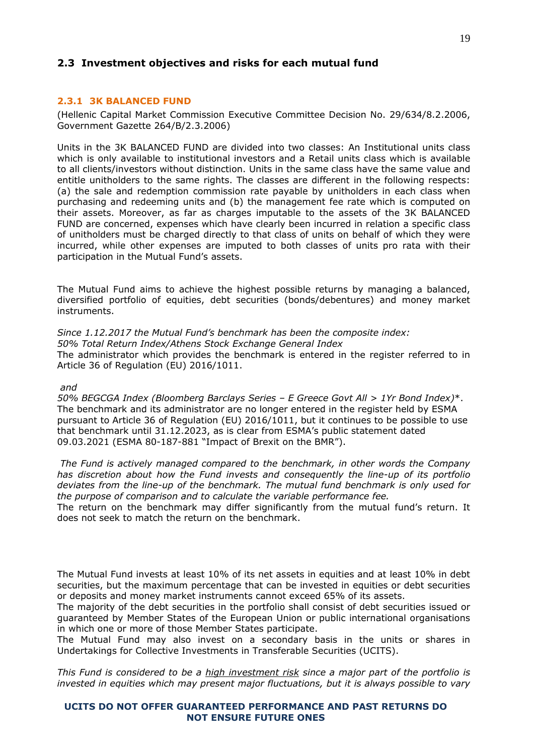## 2.3 Investment objectives and risks for each mutual fund

### 2.3.1 3K BALANCED FUND

(Hellenic Capital Market Commission Executive Committee Decision No. 29/634/8.2.2006, Government Gazette 264/B/2.3.2006)

Units in the 3K BALANCED FUND are divided into two classes: An Institutional units class which is only available to institutional investors and a Retail units class which is available to all clients/investors without distinction. Units in the same class have the same value and entitle unitholders to the same rights. The classes are different in the following respects: (a) the sale and redemption commission rate payable by unitholders in each class when purchasing and redeeming units and (b) the management fee rate which is computed on their assets. Moreover, as far as charges imputable to the assets of the 3K BALANCED FUND are concerned, expenses which have clearly been incurred in relation a specific class of unitholders must be charged directly to that class of units on behalf of which they were incurred, while other expenses are imputed to both classes of units pro rata with their participation in the Mutual Fund's assets.

The Mutual Fund aims to achieve the highest possible returns by managing a balanced, diversified portfolio of equities, debt securities (bonds/debentures) and money market instruments.

*Since 1.12.2017 the Mutual Fund's benchmark has been the composite index:*
*50% Total Return Index/Athens Stock Exchange General Index*
The administrator which provides the benchmark is entered in the register referred to in Article 36 of Regulation (EU) 2016/1011.

*and*
*50% BEGCGA Index (Bloomberg Barclays Series – E Greece Govt All > 1Yr Bond Index)*\*.
The benchmark and its administrator are no longer entered in the register held by ESMA pursuant to Article 36 of Regulation (EU) 2016/1011, but it continues to be possible to use that benchmark until 31.12.2023, as is clear from ESMA's public statement dated 09.03.2021 (ESMA 80-187-881 "Impact of Brexit on the BMR").

*The Fund is actively managed compared to the benchmark, in other words the Company has discretion about how the Fund invests and consequently the line-up of its portfolio deviates from the line-up of the benchmark. The mutual fund benchmark is only used for the purpose of comparison and to calculate the variable performance fee.*
The return on the benchmark may differ significantly from the mutual fund's return. It does not seek to match the return on the benchmark.

The Mutual Fund invests at least 10% of its net assets in equities and at least 10% in debt securities, but the maximum percentage that can be invested in equities or debt securities or deposits and money market instruments cannot exceed 65% of its assets.
The majority of the debt securities in the portfolio shall consist of debt securities issued or guaranteed by Member States of the European Union or public international organisations in which one or more of those Member States participate.
The Mutual Fund may also invest on a secondary basis in the units or shares in Undertakings for Collective Investments in Transferable Securities (UCITS).

*This Fund is considered to be a <u>high investment risk</u> since a major part of the portfolio is invested in equities which may present major fluctuations, but it is always possible to vary*

**UCITS DO NOT OFFER GUARANTEED PERFORMANCE AND PAST RETURNS DO NOT ENSURE FUTURE ONES**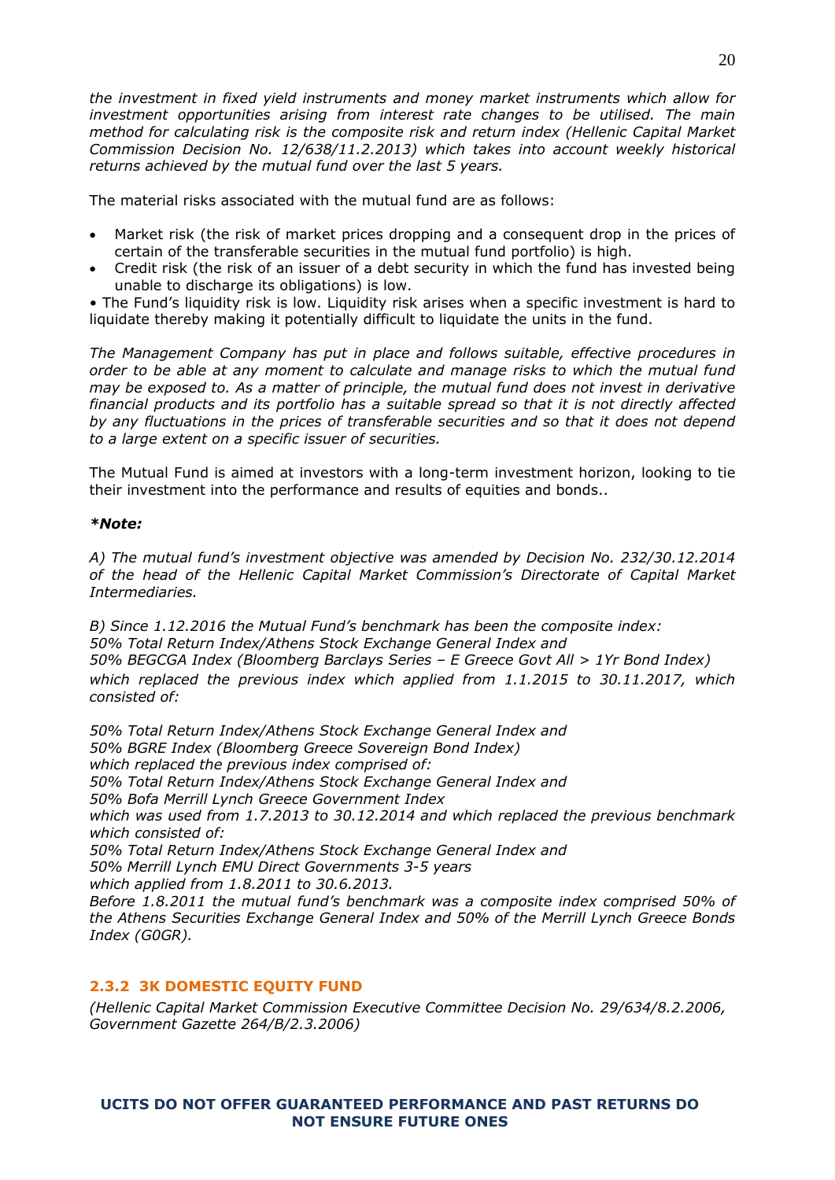*the investment in fixed yield instruments and money market instruments which allow for investment opportunities arising from interest rate changes to be utilised. The main method for calculating risk is the composite risk and return index (Hellenic Capital Market Commission Decision No. 12/638/11.2.2013) which takes into account weekly historical returns achieved by the mutual fund over the last 5 years.*

The material risks associated with the mutual fund are as follows:

- Market risk (the risk of market prices dropping and a consequent drop in the prices of certain of the transferable securities in the mutual fund portfolio) is high.
- Credit risk (the risk of an issuer of a debt security in which the fund has invested being unable to discharge its obligations) is low.

• The Fund's liquidity risk is low. Liquidity risk arises when a specific investment is hard to liquidate thereby making it potentially difficult to liquidate the units in the fund.

*The Management Company has put in place and follows suitable, effective procedures in order to be able at any moment to calculate and manage risks to which the mutual fund may be exposed to. As a matter of principle, the mutual fund does not invest in derivative financial products and its portfolio has a suitable spread so that it is not directly affected by any fluctuations in the prices of transferable securities and so that it does not depend to a large extent on a specific issuer of securities.*

The Mutual Fund is aimed at investors with a long-term investment horizon, looking to tie their investment into the performance and results of equities and bonds..

***Note:***

*A) The mutual fund's investment objective was amended by Decision No. 232/30.12.2014 of the head of the Hellenic Capital Market Commission's Directorate of Capital Market Intermediaries.*

*B) Since 1.12.2016 the Mutual Fund's benchmark has been the composite index:*
*50% Total Return Index/Athens Stock Exchange General Index and*
*50% BEGCGA Index (Bloomberg Barclays Series – E Greece Govt All > 1Yr Bond Index)*
*which replaced the previous index which applied from 1.1.2015 to 30.11.2017, which consisted of:*

*50% Total Return Index/Athens Stock Exchange General Index and*
*50% BGRE Index (Bloomberg Greece Sovereign Bond Index)*
*which replaced the previous index comprised of:*
*50% Total Return Index/Athens Stock Exchange General Index and*
*50% Bofa Merrill Lynch Greece Government Index*
*which was used from 1.7.2013 to 30.12.2014 and which replaced the previous benchmark which consisted of:*
*50% Total Return Index/Athens Stock Exchange General Index and*
*50% Merrill Lynch EMU Direct Governments 3-5 years*
*which applied from 1.8.2011 to 30.6.2013.*
*Before 1.8.2011 the mutual fund's benchmark was a composite index comprised 50% of the Athens Securities Exchange General Index and 50% of the Merrill Lynch Greece Bonds Index (G0GR).*

### 2.3.2 3K DOMESTIC EQUITY FUND

*(Hellenic Capital Market Commission Executive Committee Decision No. 29/634/8.2.2006, Government Gazette 264/B/2.3.2006)*

**UCITS DO NOT OFFER GUARANTEED PERFORMANCE AND PAST RETURNS DO NOT ENSURE FUTURE ONES**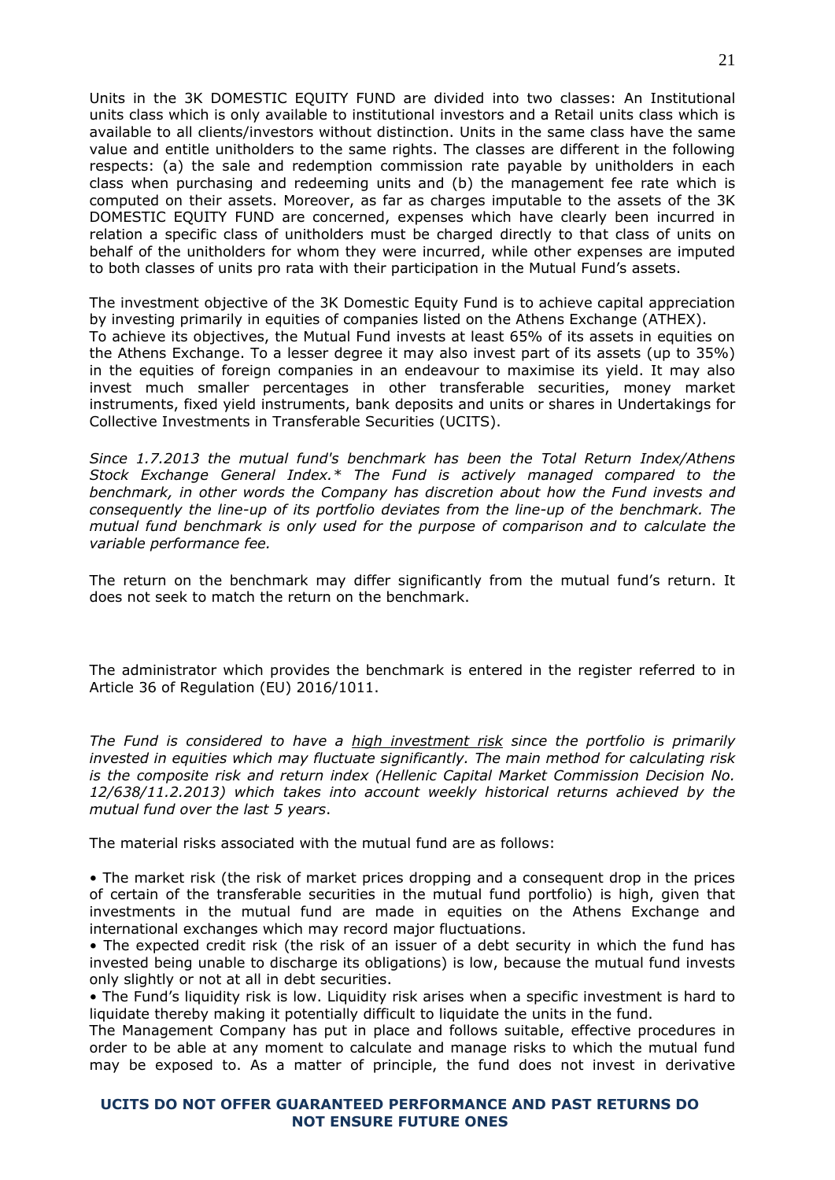Units in the 3K DOMESTIC EQUITY FUND are divided into two classes: An Institutional units class which is only available to institutional investors and a Retail units class which is available to all clients/investors without distinction. Units in the same class have the same value and entitle unitholders to the same rights. The classes are different in the following respects: (a) the sale and redemption commission rate payable by unitholders in each class when purchasing and redeeming units and (b) the management fee rate which is computed on their assets. Moreover, as far as charges imputable to the assets of the 3K DOMESTIC EQUITY FUND are concerned, expenses which have clearly been incurred in relation a specific class of unitholders must be charged directly to that class of units on behalf of the unitholders for whom they were incurred, while other expenses are imputed to both classes of units pro rata with their participation in the Mutual Fund's assets.

The investment objective of the 3K Domestic Equity Fund is to achieve capital appreciation by investing primarily in equities of companies listed on the Athens Exchange (ATHEX).
To achieve its objectives, the Mutual Fund invests at least 65% of its assets in equities on the Athens Exchange. To a lesser degree it may also invest part of its assets (up to 35%) in the equities of foreign companies in an endeavour to maximise its yield. It may also invest much smaller percentages in other transferable securities, money market instruments, fixed yield instruments, bank deposits and units or shares in Undertakings for Collective Investments in Transferable Securities (UCITS).

*Since 1.7.2013 the mutual fund's benchmark has been the Total Return Index/Athens Stock Exchange General Index.* The Fund is actively managed compared to the benchmark, in other words the Company has discretion about how the Fund invests and consequently the line-up of its portfolio deviates from the line-up of the benchmark. The mutual fund benchmark is only used for the purpose of comparison and to calculate the variable performance fee.*

The return on the benchmark may differ significantly from the mutual fund's return. It does not seek to match the return on the benchmark.

The administrator which provides the benchmark is entered in the register referred to in Article 36 of Regulation (EU) 2016/1011.

*The Fund is considered to have a <u>high investment risk</u> since the portfolio is primarily invested in equities which may fluctuate significantly. The main method for calculating risk is the composite risk and return index (Hellenic Capital Market Commission Decision No. 12/638/11.2.2013) which takes into account weekly historical returns achieved by the mutual fund over the last 5 years*.

The material risks associated with the mutual fund are as follows:

- The market risk (the risk of market prices dropping and a consequent drop in the prices of certain of the transferable securities in the mutual fund portfolio) is high, given that investments in the mutual fund are made in equities on the Athens Exchange and international exchanges which may record major fluctuations.
- The expected credit risk (the risk of an issuer of a debt security in which the fund has invested being unable to discharge its obligations) is low, because the mutual fund invests only slightly or not at all in debt securities.
- The Fund's liquidity risk is low. Liquidity risk arises when a specific investment is hard to liquidate thereby making it potentially difficult to liquidate the units in the fund.

The Management Company has put in place and follows suitable, effective procedures in order to be able at any moment to calculate and manage risks to which the mutual fund may be exposed to. As a matter of principle, the fund does not invest in derivative

**UCITS DO NOT OFFER GUARANTEED PERFORMANCE AND PAST RETURNS DO NOT ENSURE FUTURE ONES**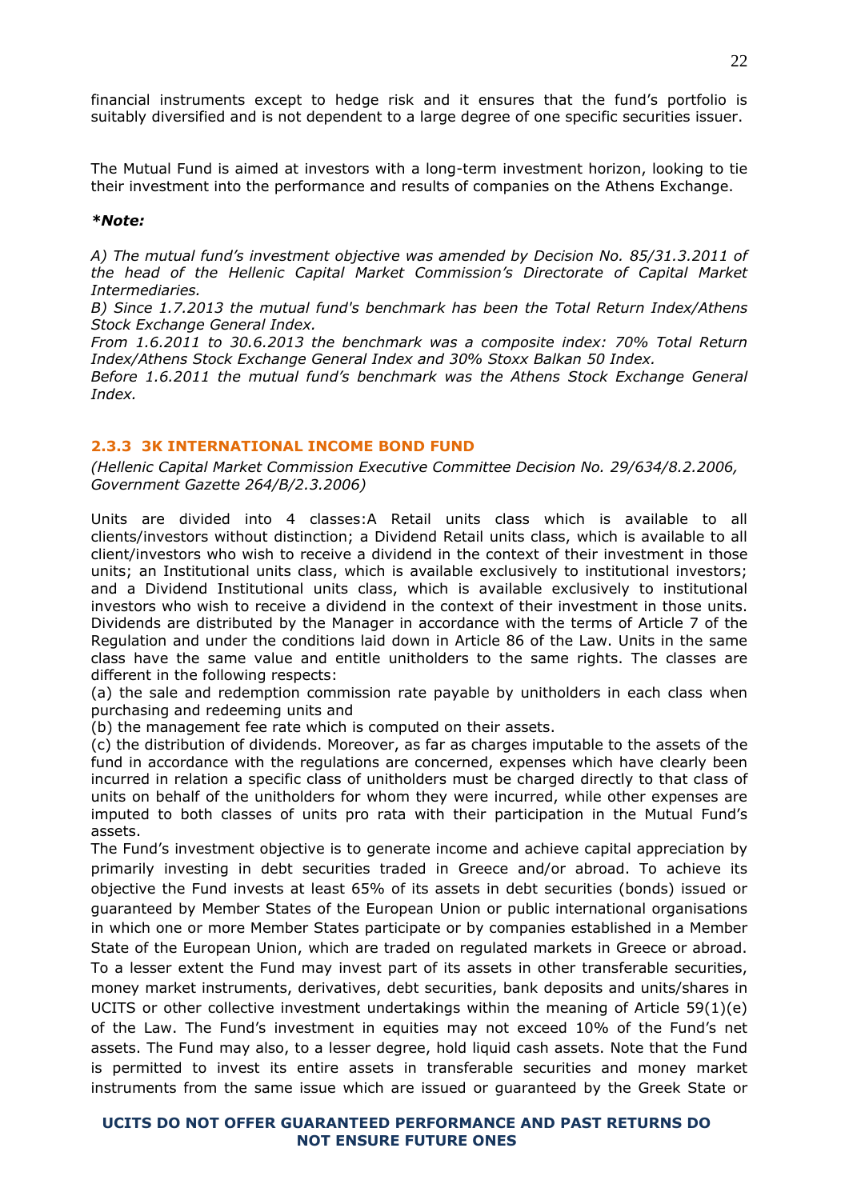financial instruments except to hedge risk and it ensures that the fund's portfolio is suitably diversified and is not dependent to a large degree of one specific securities issuer.

The Mutual Fund is aimed at investors with a long-term investment horizon, looking to tie their investment into the performance and results of companies on the Athens Exchange.

***Note:***

*A) The mutual fund's investment objective was amended by Decision No. 85/31.3.2011 of the head of the Hellenic Capital Market Commission's Directorate of Capital Market Intermediaries.*

*B) Since 1.7.2013 the mutual fund's benchmark has been the Total Return Index/Athens Stock Exchange General Index.*

*From 1.6.2011 to 30.6.2013 the benchmark was a composite index: 70% Total Return Index/Athens Stock Exchange General Index and 30% Stoxx Balkan 50 Index.*

*Before 1.6.2011 the mutual fund's benchmark was the Athens Stock Exchange General Index.*

### 2.3.3 3K INTERNATIONAL INCOME BOND FUND

*(Hellenic Capital Market Commission Executive Committee Decision No. 29/634/8.2.2006, Government Gazette 264/B/2.3.2006)*

Units are divided into 4 classes:A Retail units class which is available to all clients/investors without distinction; a Dividend Retail units class, which is available to all client/investors who wish to receive a dividend in the context of their investment in those units; an Institutional units class, which is available exclusively to institutional investors; and a Dividend Institutional units class, which is available exclusively to institutional investors who wish to receive a dividend in the context of their investment in those units. Dividends are distributed by the Manager in accordance with the terms of Article 7 of the Regulation and under the conditions laid down in Article 86 of the Law. Units in the same class have the same value and entitle unitholders to the same rights. The classes are different in the following respects:

(a) the sale and redemption commission rate payable by unitholders in each class when purchasing and redeeming units and

(b) the management fee rate which is computed on their assets.

(c) the distribution of dividends. Moreover, as far as charges imputable to the assets of the fund in accordance with the regulations are concerned, expenses which have clearly been incurred in relation a specific class of unitholders must be charged directly to that class of units on behalf of the unitholders for whom they were incurred, while other expenses are imputed to both classes of units pro rata with their participation in the Mutual Fund's assets.

The Fund's investment objective is to generate income and achieve capital appreciation by primarily investing in debt securities traded in Greece and/or abroad. To achieve its objective the Fund invests at least 65% of its assets in debt securities (bonds) issued or guaranteed by Member States of the European Union or public international organisations in which one or more Member States participate or by companies established in a Member State of the European Union, which are traded on regulated markets in Greece or abroad. To a lesser extent the Fund may invest part of its assets in other transferable securities, money market instruments, derivatives, debt securities, bank deposits and units/shares in UCITS or other collective investment undertakings within the meaning of Article 59(1)(e) of the Law. The Fund's investment in equities may not exceed 10% of the Fund's net assets. The Fund may also, to a lesser degree, hold liquid cash assets. Note that the Fund is permitted to invest its entire assets in transferable securities and money market instruments from the same issue which are issued or guaranteed by the Greek State or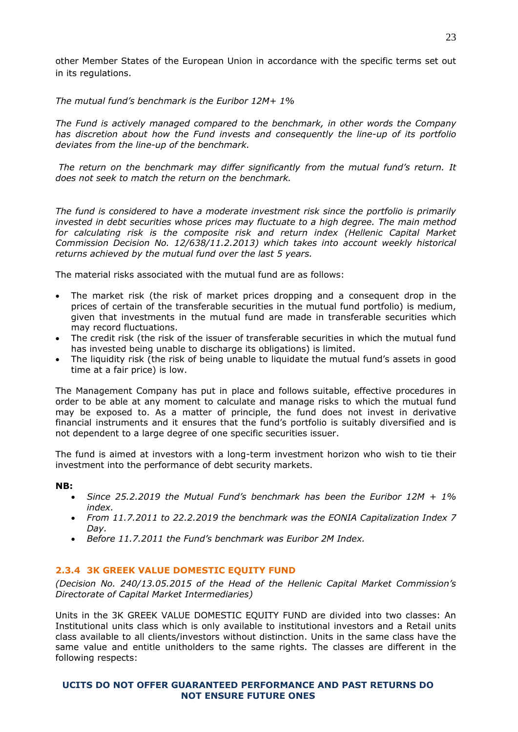other Member States of the European Union in accordance with the specific terms set out in its regulations.

*The mutual fund's benchmark is the Euribor 12M+ 1%*

*The Fund is actively managed compared to the benchmark, in other words the Company has discretion about how the Fund invests and consequently the line-up of its portfolio deviates from the line-up of the benchmark.*

*The return on the benchmark may differ significantly from the mutual fund's return. It does not seek to match the return on the benchmark.*

*The fund is considered to have a moderate investment risk since the portfolio is primarily invested in debt securities whose prices may fluctuate to a high degree. The main method for calculating risk is the composite risk and return index (Hellenic Capital Market Commission Decision No. 12/638/11.2.2013) which takes into account weekly historical returns achieved by the mutual fund over the last 5 years.*

The material risks associated with the mutual fund are as follows:

- The market risk (the risk of market prices dropping and a consequent drop in the prices of certain of the transferable securities in the mutual fund portfolio) is medium, given that investments in the mutual fund are made in transferable securities which may record fluctuations.
- The credit risk (the risk of the issuer of transferable securities in which the mutual fund has invested being unable to discharge its obligations) is limited.
- The liquidity risk (the risk of being unable to liquidate the mutual fund's assets in good time at a fair price) is low.

The Management Company has put in place and follows suitable, effective procedures in order to be able at any moment to calculate and manage risks to which the mutual fund may be exposed to. As a matter of principle, the fund does not invest in derivative financial instruments and it ensures that the fund's portfolio is suitably diversified and is not dependent to a large degree of one specific securities issuer.

The fund is aimed at investors with a long-term investment horizon who wish to tie their investment into the performance of debt security markets.

**NB:**

- *Since 25.2.2019 the Mutual Fund's benchmark has been the Euribor 12M + 1% index.*
- *From 11.7.2011 to 22.2.2019 the benchmark was the EONIA Capitalization Index 7 Day.*
- *Before 11.7.2011 the Fund's benchmark was Euribor 2M Index.*

### 2.3.4 3K GREEK VALUE DOMESTIC EQUITY FUND

*(Decision No. 240/13.05.2015 of the Head of the Hellenic Capital Market Commission's Directorate of Capital Market Intermediaries)*

Units in the 3K GREEK VALUE DOMESTIC EQUITY FUND are divided into two classes: An Institutional units class which is only available to institutional investors and a Retail units class available to all clients/investors without distinction. Units in the same class have the same value and entitle unitholders to the same rights. The classes are different in the following respects: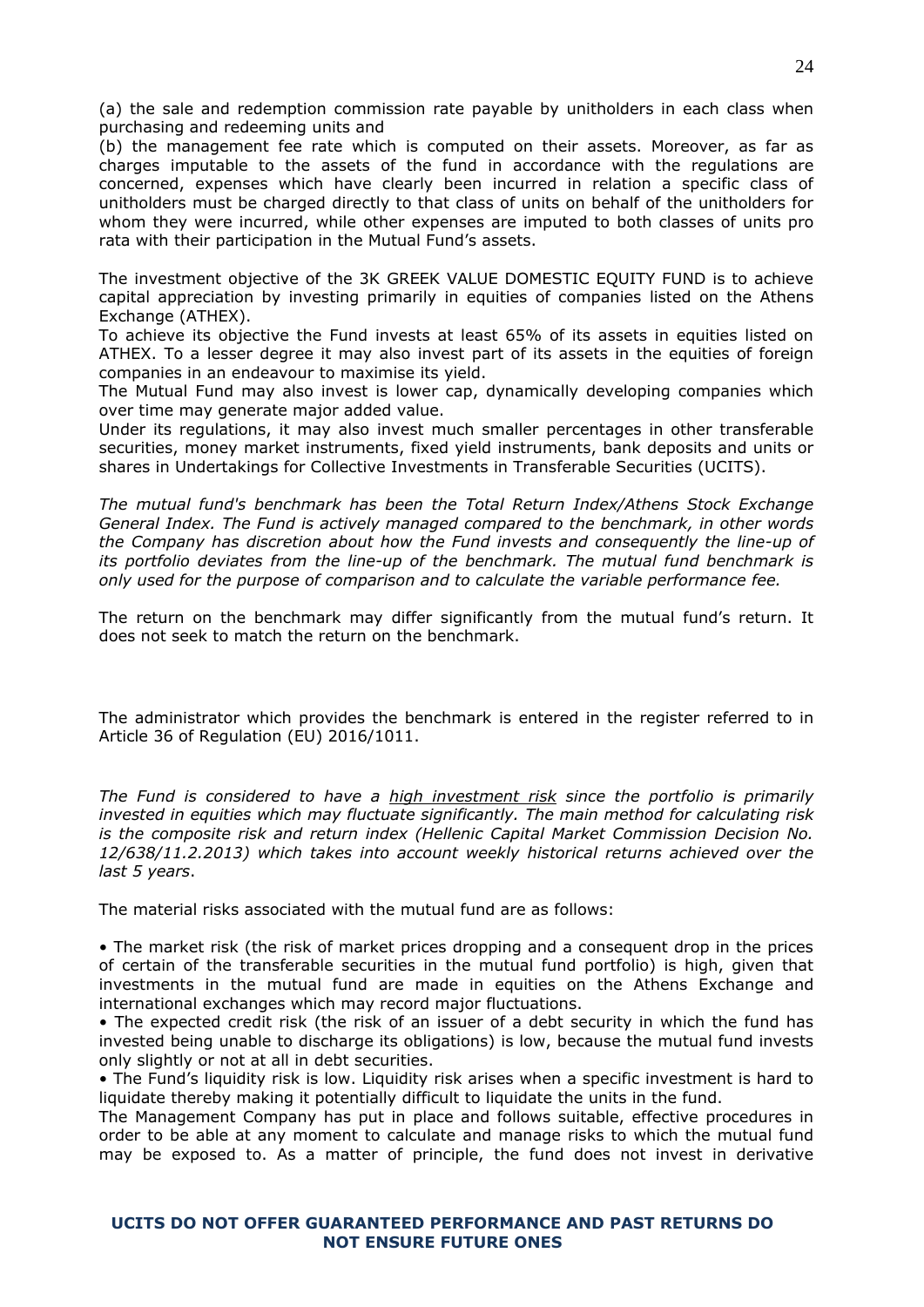(a) the sale and redemption commission rate payable by unitholders in each class when purchasing and redeeming units and

(b) the management fee rate which is computed on their assets. Moreover, as far as charges imputable to the assets of the fund in accordance with the regulations are concerned, expenses which have clearly been incurred in relation a specific class of unitholders must be charged directly to that class of units on behalf of the unitholders for whom they were incurred, while other expenses are imputed to both classes of units pro rata with their participation in the Mutual Fund's assets.

The investment objective of the 3K GREEK VALUE DOMESTIC EQUITY FUND is to achieve capital appreciation by investing primarily in equities of companies listed on the Athens Exchange (ATHEX).

To achieve its objective the Fund invests at least 65% of its assets in equities listed on ATHEX. To a lesser degree it may also invest part of its assets in the equities of foreign companies in an endeavour to maximise its yield.

The Mutual Fund may also invest is lower cap, dynamically developing companies which over time may generate major added value.

Under its regulations, it may also invest much smaller percentages in other transferable securities, money market instruments, fixed yield instruments, bank deposits and units or shares in Undertakings for Collective Investments in Transferable Securities (UCITS).

*The mutual fund's benchmark has been the Total Return Index/Athens Stock Exchange General Index. The Fund is actively managed compared to the benchmark, in other words the Company has discretion about how the Fund invests and consequently the line-up of its portfolio deviates from the line-up of the benchmark. The mutual fund benchmark is only used for the purpose of comparison and to calculate the variable performance fee.*

The return on the benchmark may differ significantly from the mutual fund's return. It does not seek to match the return on the benchmark.

The administrator which provides the benchmark is entered in the register referred to in Article 36 of Regulation (EU) 2016/1011.

*The Fund is considered to have a <u>high investment risk</u> since the portfolio is primarily invested in equities which may fluctuate significantly. The main method for calculating risk is the composite risk and return index (Hellenic Capital Market Commission Decision No. 12/638/11.2.2013) which takes into account weekly historical returns achieved over the last 5 years.*

The material risks associated with the mutual fund are as follows:

- The market risk (the risk of market prices dropping and a consequent drop in the prices of certain of the transferable securities in the mutual fund portfolio) is high, given that investments in the mutual fund are made in equities on the Athens Exchange and international exchanges which may record major fluctuations.
- The expected credit risk (the risk of an issuer of a debt security in which the fund has invested being unable to discharge its obligations) is low, because the mutual fund invests only slightly or not at all in debt securities.
- The Fund's liquidity risk is low. Liquidity risk arises when a specific investment is hard to liquidate thereby making it potentially difficult to liquidate the units in the fund.

The Management Company has put in place and follows suitable, effective procedures in order to be able at any moment to calculate and manage risks to which the mutual fund may be exposed to. As a matter of principle, the fund does not invest in derivative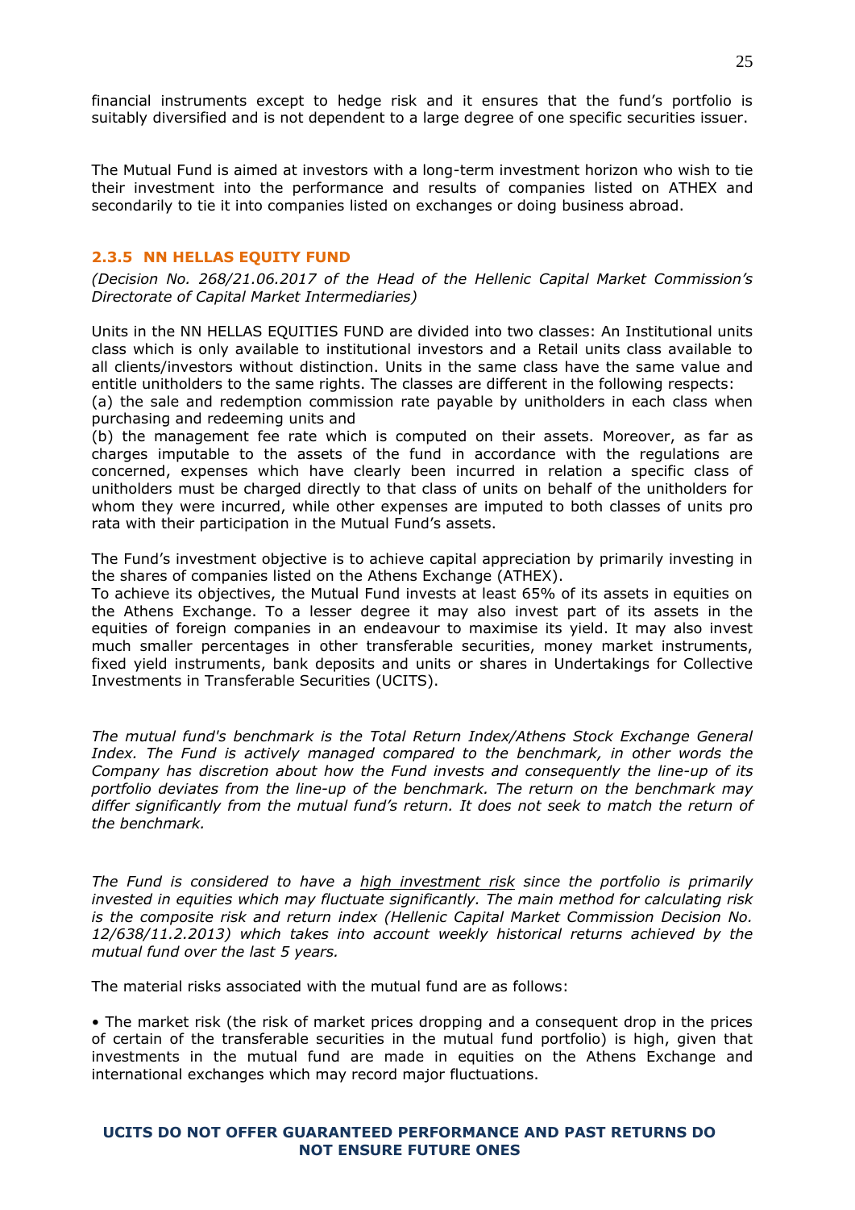financial instruments except to hedge risk and it ensures that the fund's portfolio is suitably diversified and is not dependent to a large degree of one specific securities issuer.

The Mutual Fund is aimed at investors with a long-term investment horizon who wish to tie their investment into the performance and results of companies listed on ATHEX and secondarily to tie it into companies listed on exchanges or doing business abroad.

### 2.3.5 NN HELLAS EQUITY FUND

*(Decision No. 268/21.06.2017 of the Head of the Hellenic Capital Market Commission's Directorate of Capital Market Intermediaries)*

Units in the NN HELLAS EQUITIES FUND are divided into two classes: An Institutional units class which is only available to institutional investors and a Retail units class available to all clients/investors without distinction. Units in the same class have the same value and entitle unitholders to the same rights. The classes are different in the following respects:
(a) the sale and redemption commission rate payable by unitholders in each class when purchasing and redeeming units and
(b) the management fee rate which is computed on their assets. Moreover, as far as charges imputable to the assets of the fund in accordance with the regulations are concerned, expenses which have clearly been incurred in relation a specific class of unitholders must be charged directly to that class of units on behalf of the unitholders for whom they were incurred, while other expenses are imputed to both classes of units pro rata with their participation in the Mutual Fund's assets.

The Fund's investment objective is to achieve capital appreciation by primarily investing in the shares of companies listed on the Athens Exchange (ATHEX).
To achieve its objectives, the Mutual Fund invests at least 65% of its assets in equities on the Athens Exchange. To a lesser degree it may also invest part of its assets in the equities of foreign companies in an endeavour to maximise its yield. It may also invest much smaller percentages in other transferable securities, money market instruments, fixed yield instruments, bank deposits and units or shares in Undertakings for Collective Investments in Transferable Securities (UCITS).

*The mutual fund's benchmark is the Total Return Index/Athens Stock Exchange General Index. The Fund is actively managed compared to the benchmark, in other words the Company has discretion about how the Fund invests and consequently the line-up of its portfolio deviates from the line-up of the benchmark. The return on the benchmark may differ significantly from the mutual fund's return. It does not seek to match the return of the benchmark.*

*The Fund is considered to have a <u>high investment risk</u> since the portfolio is primarily invested in equities which may fluctuate significantly. The main method for calculating risk is the composite risk and return index (Hellenic Capital Market Commission Decision No. 12/638/11.2.2013) which takes into account weekly historical returns achieved by the mutual fund over the last 5 years.*

The material risks associated with the mutual fund are as follows:

• The market risk (the risk of market prices dropping and a consequent drop in the prices of certain of the transferable securities in the mutual fund portfolio) is high, given that investments in the mutual fund are made in equities on the Athens Exchange and international exchanges which may record major fluctuations.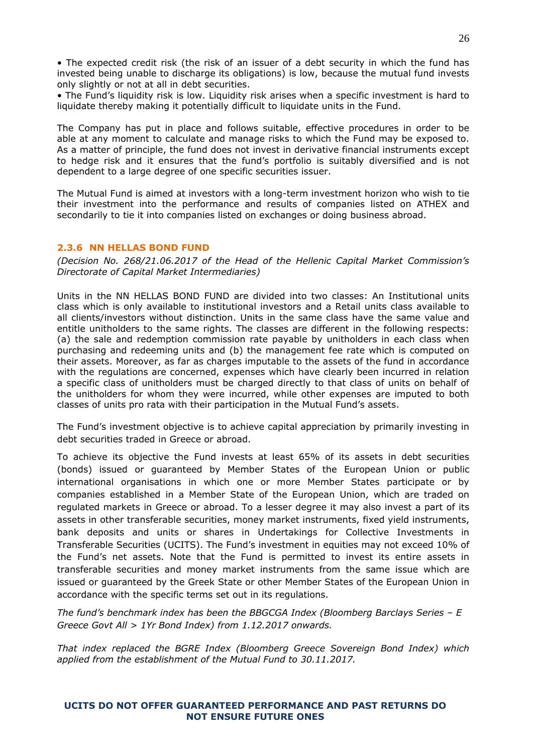• The expected credit risk (the risk of an issuer of a debt security in which the fund has invested being unable to discharge its obligations) is low, because the mutual fund invests only slightly or not at all in debt securities.
• The Fund's liquidity risk is low. Liquidity risk arises when a specific investment is hard to liquidate thereby making it potentially difficult to liquidate units in the Fund.

The Company has put in place and follows suitable, effective procedures in order to be able at any moment to calculate and manage risks to which the Fund may be exposed to. As a matter of principle, the fund does not invest in derivative financial instruments except to hedge risk and it ensures that the fund's portfolio is suitably diversified and is not dependent to a large degree of one specific securities issuer.

The Mutual Fund is aimed at investors with a long-term investment horizon who wish to tie their investment into the performance and results of companies listed on ATHEX and secondarily to tie it into companies listed on exchanges or doing business abroad.

### 2.3.6 NN HELLAS BOND FUND

*(Decision No. 268/21.06.2017 of the Head of the Hellenic Capital Market Commission's Directorate of Capital Market Intermediaries)*

Units in the NN HELLAS BOND FUND are divided into two classes: An Institutional units class which is only available to institutional investors and a Retail units class available to all clients/investors without distinction. Units in the same class have the same value and entitle unitholders to the same rights. The classes are different in the following respects: (a) the sale and redemption commission rate payable by unitholders in each class when purchasing and redeeming units and (b) the management fee rate which is computed on their assets. Moreover, as far as charges imputable to the assets of the fund in accordance with the regulations are concerned, expenses which have clearly been incurred in relation a specific class of unitholders must be charged directly to that class of units on behalf of the unitholders for whom they were incurred, while other expenses are imputed to both classes of units pro rata with their participation in the Mutual Fund's assets.

The Fund's investment objective is to achieve capital appreciation by primarily investing in debt securities traded in Greece or abroad.

To achieve its objective the Fund invests at least 65% of its assets in debt securities (bonds) issued or guaranteed by Member States of the European Union or public international organisations in which one or more Member States participate or by companies established in a Member State of the European Union, which are traded on regulated markets in Greece or abroad. To a lesser degree it may also invest a part of its assets in other transferable securities, money market instruments, fixed yield instruments, bank deposits and units or shares in Undertakings for Collective Investments in Transferable Securities (UCITS). The Fund's investment in equities may not exceed 10% of the Fund's net assets. Note that the Fund is permitted to invest its entire assets in transferable securities and money market instruments from the same issue which are issued or guaranteed by the Greek State or other Member States of the European Union in accordance with the specific terms set out in its regulations.

*The fund's benchmark index has been the BBGCGA Index (Bloomberg Barclays Series – E Greece Govt All > 1Yr Bond Index) from 1.12.2017 onwards.*

*That index replaced the BGRE Index (Bloomberg Greece Sovereign Bond Index) which applied from the establishment of the Mutual Fund to 30.11.2017.*

**UCITS DO NOT OFFER GUARANTEED PERFORMANCE AND PAST RETURNS DO NOT ENSURE FUTURE ONES**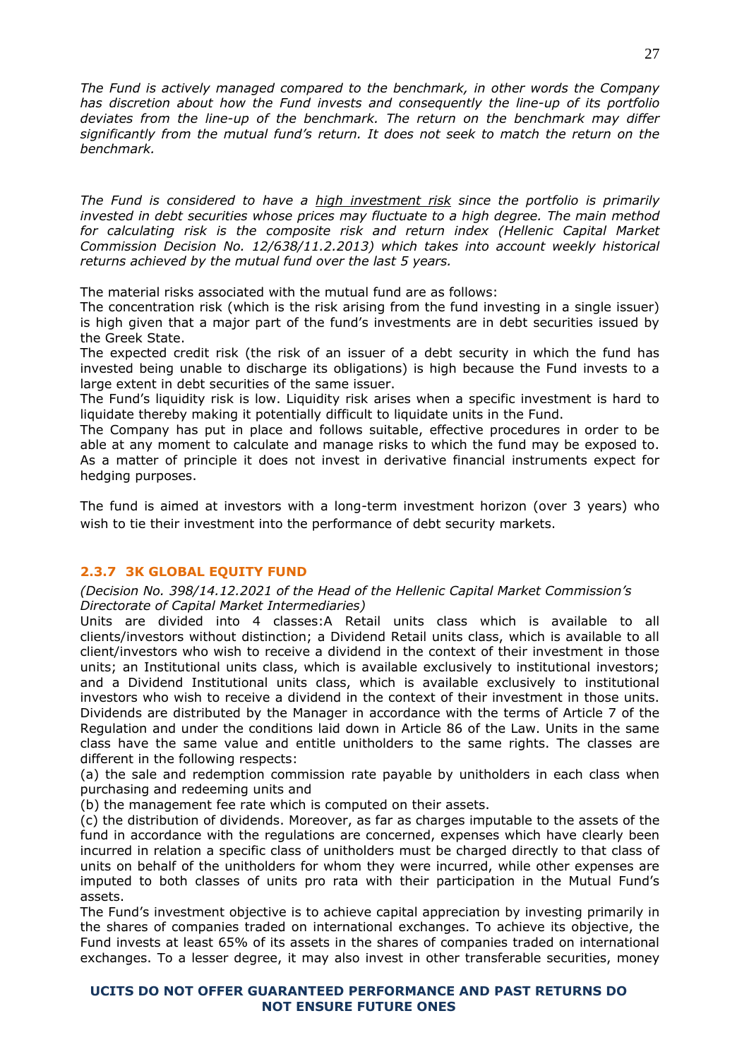*The Fund is actively managed compared to the benchmark, in other words the Company has discretion about how the Fund invests and consequently the line-up of its portfolio deviates from the line-up of the benchmark. The return on the benchmark may differ significantly from the mutual fund's return. It does not seek to match the return on the benchmark.*

*The Fund is considered to have a <u>high investment risk</u> since the portfolio is primarily invested in debt securities whose prices may fluctuate to a high degree. The main method for calculating risk is the composite risk and return index (Hellenic Capital Market Commission Decision No. 12/638/11.2.2013) which takes into account weekly historical returns achieved by the mutual fund over the last 5 years.*

The material risks associated with the mutual fund are as follows:
The concentration risk (which is the risk arising from the fund investing in a single issuer) is high given that a major part of the fund's investments are in debt securities issued by the Greek State.
The expected credit risk (the risk of an issuer of a debt security in which the fund has invested being unable to discharge its obligations) is high because the Fund invests to a large extent in debt securities of the same issuer.
The Fund's liquidity risk is low. Liquidity risk arises when a specific investment is hard to liquidate thereby making it potentially difficult to liquidate units in the Fund.
The Company has put in place and follows suitable, effective procedures in order to be able at any moment to calculate and manage risks to which the fund may be exposed to. As a matter of principle it does not invest in derivative financial instruments expect for hedging purposes.

The fund is aimed at investors with a long-term investment horizon (over 3 years) who wish to tie their investment into the performance of debt security markets.

### 2.3.7 3K GLOBAL EQUITY FUND

*(Decision No. 398/14.12.2021 of the Head of the Hellenic Capital Market Commission's Directorate of Capital Market Intermediaries)*

Units are divided into 4 classes:A Retail units class which is available to all clients/investors without distinction; a Dividend Retail units class, which is available to all client/investors who wish to receive a dividend in the context of their investment in those units; an Institutional units class, which is available exclusively to institutional investors; and a Dividend Institutional units class, which is available exclusively to institutional investors who wish to receive a dividend in the context of their investment in those units. Dividends are distributed by the Manager in accordance with the terms of Article 7 of the Regulation and under the conditions laid down in Article 86 of the Law. Units in the same class have the same value and entitle unitholders to the same rights. The classes are different in the following respects:
(a) the sale and redemption commission rate payable by unitholders in each class when purchasing and redeeming units and
(b) the management fee rate which is computed on their assets.
(c) the distribution of dividends. Moreover, as far as charges imputable to the assets of the fund in accordance with the regulations are concerned, expenses which have clearly been incurred in relation a specific class of unitholders must be charged directly to that class of units on behalf of the unitholders for whom they were incurred, while other expenses are imputed to both classes of units pro rata with their participation in the Mutual Fund's assets.
The Fund's investment objective is to achieve capital appreciation by investing primarily in the shares of companies traded on international exchanges. To achieve its objective, the Fund invests at least 65% of its assets in the shares of companies traded on international exchanges. To a lesser degree, it may also invest in other transferable securities, money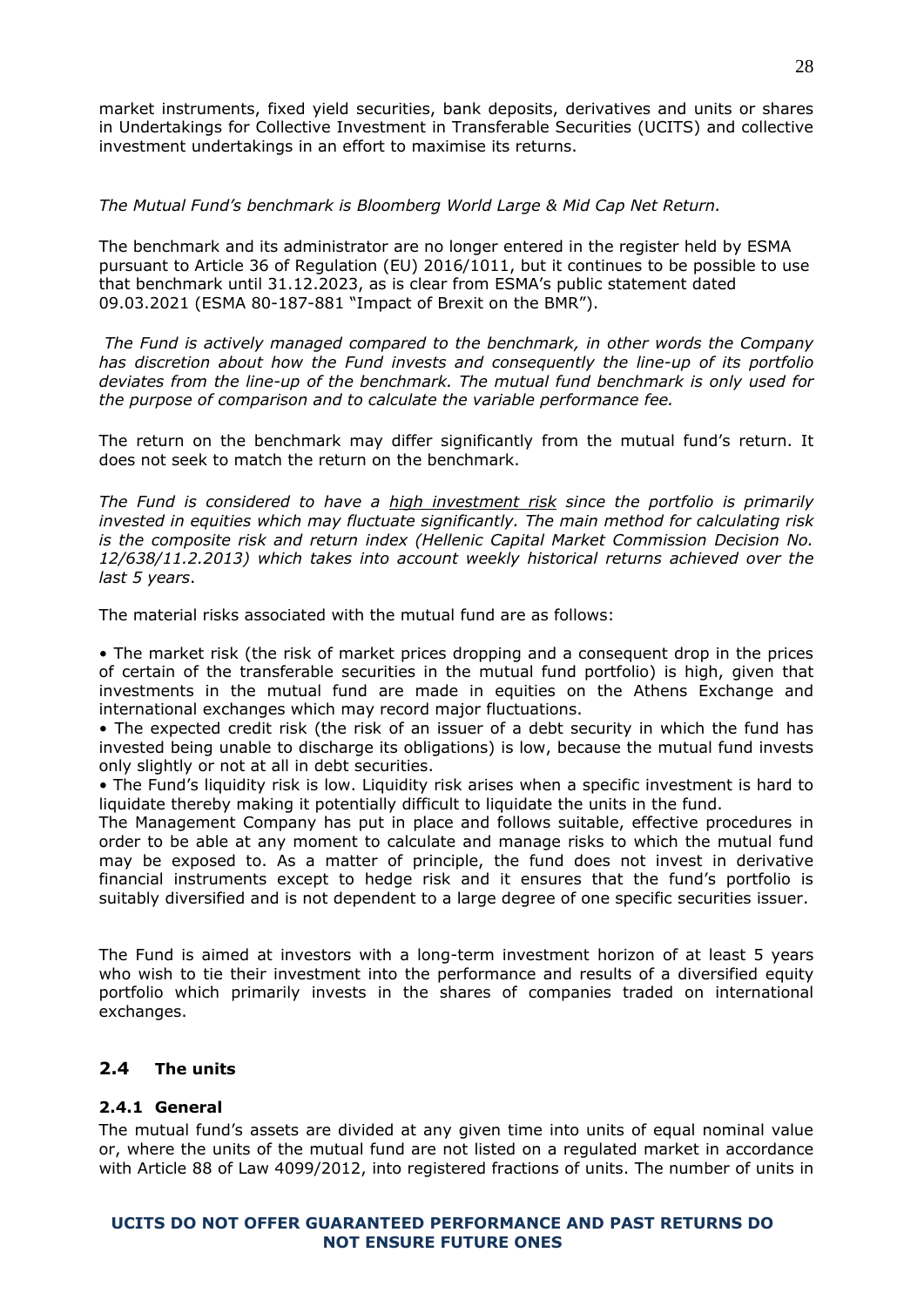market instruments, fixed yield securities, bank deposits, derivatives and units or shares in Undertakings for Collective Investment in Transferable Securities (UCITS) and collective investment undertakings in an effort to maximise its returns.

*The Mutual Fund's benchmark is Bloomberg World Large & Mid Cap Net Return.*

The benchmark and its administrator are no longer entered in the register held by ESMA pursuant to Article 36 of Regulation (EU) 2016/1011, but it continues to be possible to use that benchmark until 31.12.2023, as is clear from ESMA's public statement dated 09.03.2021 (ESMA 80-187-881 "Impact of Brexit on the BMR").

*The Fund is actively managed compared to the benchmark, in other words the Company has discretion about how the Fund invests and consequently the line-up of its portfolio deviates from the line-up of the benchmark. The mutual fund benchmark is only used for the purpose of comparison and to calculate the variable performance fee.*

The return on the benchmark may differ significantly from the mutual fund's return. It does not seek to match the return on the benchmark.

*The Fund is considered to have a <u>high investment risk</u> since the portfolio is primarily invested in equities which may fluctuate significantly. The main method for calculating risk is the composite risk and return index (Hellenic Capital Market Commission Decision No. 12/638/11.2.2013) which takes into account weekly historical returns achieved over the last 5 years*.

The material risks associated with the mutual fund are as follows:

• The market risk (the risk of market prices dropping and a consequent drop in the prices of certain of the transferable securities in the mutual fund portfolio) is high, given that investments in the mutual fund are made in equities on the Athens Exchange and international exchanges which may record major fluctuations.
• The expected credit risk (the risk of an issuer of a debt security in which the fund has invested being unable to discharge its obligations) is low, because the mutual fund invests only slightly or not at all in debt securities.
• The Fund's liquidity risk is low. Liquidity risk arises when a specific investment is hard to liquidate thereby making it potentially difficult to liquidate the units in the fund.
The Management Company has put in place and follows suitable, effective procedures in order to be able at any moment to calculate and manage risks to which the mutual fund may be exposed to. As a matter of principle, the fund does not invest in derivative financial instruments except to hedge risk and it ensures that the fund's portfolio is suitably diversified and is not dependent to a large degree of one specific securities issuer.

The Fund is aimed at investors with a long-term investment horizon of at least 5 years who wish to tie their investment into the performance and results of a diversified equity portfolio which primarily invests in the shares of companies traded on international exchanges.

## 2.4 The units

### 2.4.1 General

The mutual fund's assets are divided at any given time into units of equal nominal value or, where the units of the mutual fund are not listed on a regulated market in accordance with Article 88 of Law 4099/2012, into registered fractions of units. The number of units in

**UCITS DO NOT OFFER GUARANTEED PERFORMANCE AND PAST RETURNS DO NOT ENSURE FUTURE ONES**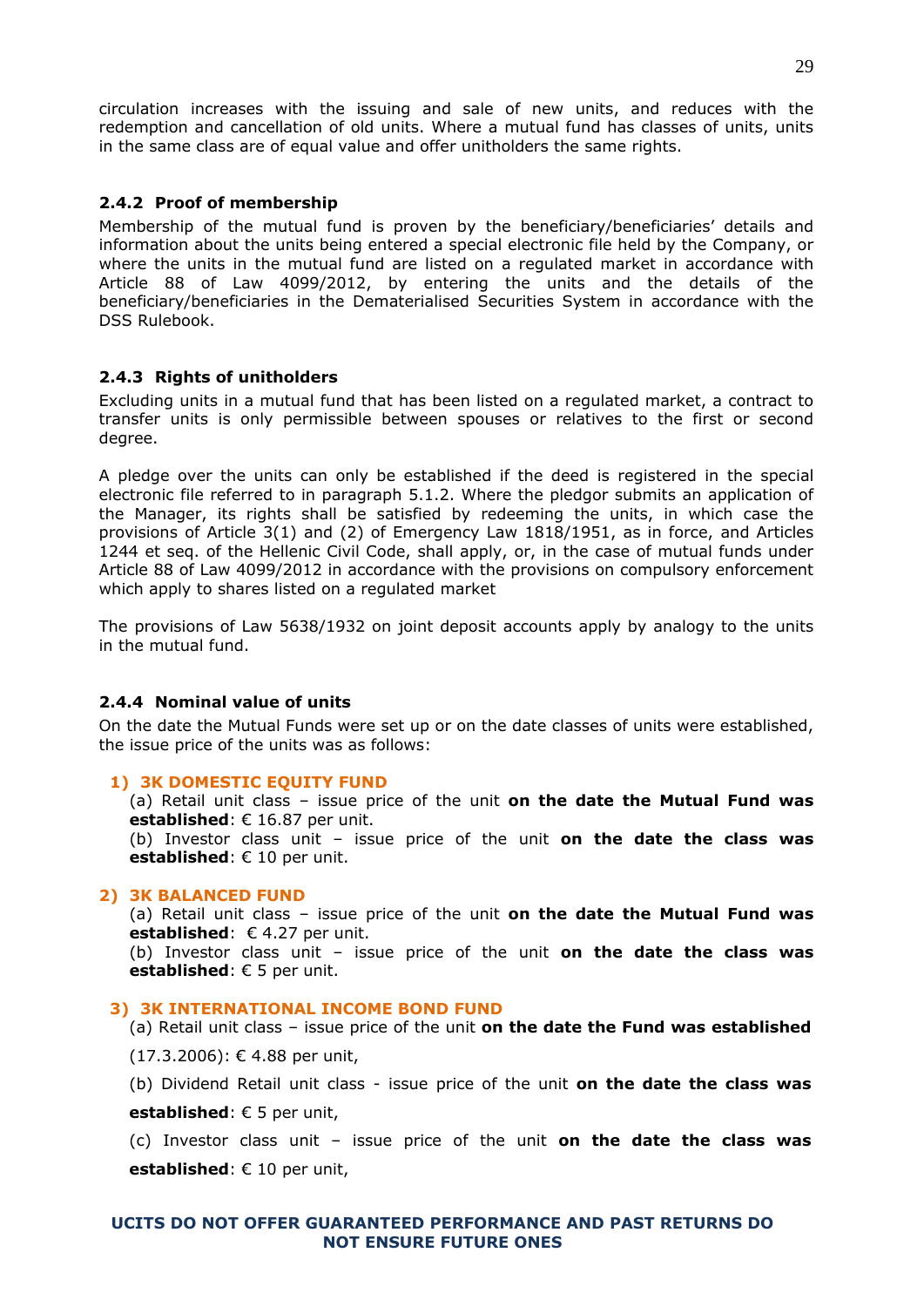circulation increases with the issuing and sale of new units, and reduces with the redemption and cancellation of old units. Where a mutual fund has classes of units, units in the same class are of equal value and offer unitholders the same rights.

### 2.4.2 Proof of membership

Membership of the mutual fund is proven by the beneficiary/beneficiaries' details and information about the units being entered a special electronic file held by the Company, or where the units in the mutual fund are listed on a regulated market in accordance with Article 88 of Law 4099/2012, by entering the units and the details of the beneficiary/beneficiaries in the Dematerialised Securities System in accordance with the DSS Rulebook.

### 2.4.3 Rights of unitholders

Excluding units in a mutual fund that has been listed on a regulated market, a contract to transfer units is only permissible between spouses or relatives to the first or second degree.

A pledge over the units can only be established if the deed is registered in the special electronic file referred to in paragraph 5.1.2. Where the pledgor submits an application of the Manager, its rights shall be satisfied by redeeming the units, in which case the provisions of Article 3(1) and (2) of Emergency Law 1818/1951, as in force, and Articles 1244 et seq. of the Hellenic Civil Code, shall apply, or, in the case of mutual funds under Article 88 of Law 4099/2012 in accordance with the provisions on compulsory enforcement which apply to shares listed on a regulated market

The provisions of Law 5638/1932 on joint deposit accounts apply by analogy to the units in the mutual fund.

### 2.4.4 Nominal value of units

On the date the Mutual Funds were set up or on the date classes of units were established, the issue price of the units was as follows:

**1) 3K DOMESTIC EQUITY FUND**

(a) Retail unit class – issue price of the unit **on the date the Mutual Fund was established**: € 16.87 per unit.

(b) Investor class unit – issue price of the unit **on the date the class was established**: € 10 per unit.

**2) 3K BALANCED FUND**

(a) Retail unit class – issue price of the unit **on the date the Mutual Fund was established**: € 4.27 per unit.

(b) Investor class unit – issue price of the unit **on the date the class was established**: € 5 per unit.

**3) 3K INTERNATIONAL INCOME BOND FUND**

(a) Retail unit class – issue price of the unit **on the date the Fund was established** (17.3.2006): € 4.88 per unit,

(b) Dividend Retail unit class - issue price of the unit **on the date the class was established**: € 5 per unit,

(c) Investor class unit – issue price of the unit **on the date the class was established**: € 10 per unit,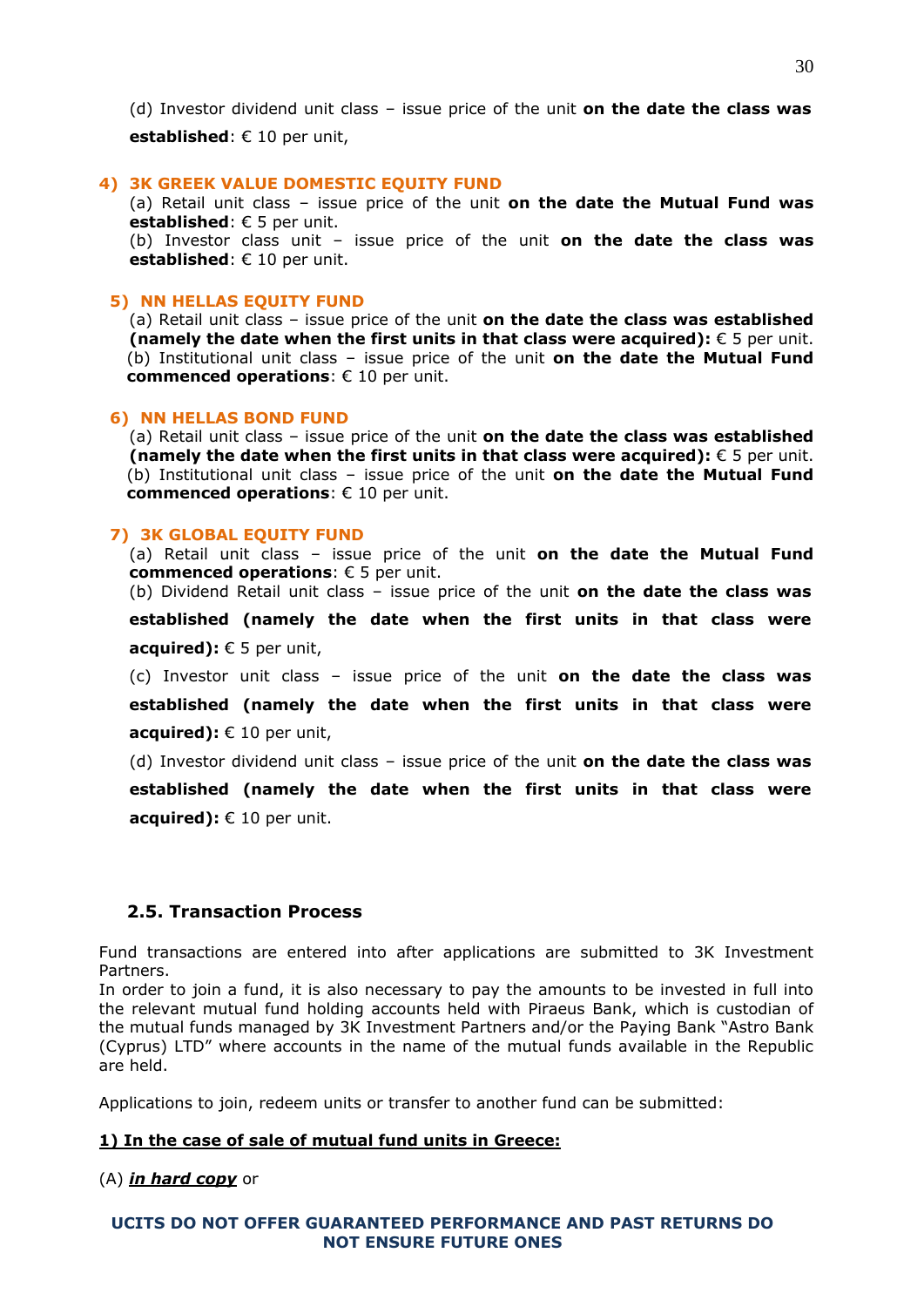(d) Investor dividend unit class – issue price of the unit **on the date the class was established**: € 10 per unit,

#### 4) 3K GREEK VALUE DOMESTIC EQUITY FUND

(a) Retail unit class – issue price of the unit **on the date the Mutual Fund was established**: € 5 per unit.
(b) Investor class unit – issue price of the unit **on the date the class was established**: € 10 per unit.

#### 5) NN HELLAS EQUITY FUND

(a) Retail unit class – issue price of the unit **on the date the class was established (namely the date when the first units in that class were acquired):** € 5 per unit.
(b) Institutional unit class – issue price of the unit **on the date the Mutual Fund commenced operations**: € 10 per unit.

#### 6) NN HELLAS BOND FUND

(a) Retail unit class – issue price of the unit **on the date the class was established (namely the date when the first units in that class were acquired):** € 5 per unit.
(b) Institutional unit class – issue price of the unit **on the date the Mutual Fund commenced operations**: € 10 per unit.

#### 7) 3K GLOBAL EQUITY FUND

(a) Retail unit class – issue price of the unit **on the date the Mutual Fund commenced operations**: € 5 per unit.
(b) Dividend Retail unit class – issue price of the unit **on the date the class was established (namely the date when the first units in that class were acquired):** € 5 per unit,
(c) Investor unit class – issue price of the unit **on the date the class was established (namely the date when the first units in that class were acquired):** € 10 per unit,
(d) Investor dividend unit class – issue price of the unit **on the date the class was established (namely the date when the first units in that class were acquired):** € 10 per unit.

### 2.5. Transaction Process

Fund transactions are entered into after applications are submitted to 3K Investment Partners.
In order to join a fund, it is also necessary to pay the amounts to be invested in full into the relevant mutual fund holding accounts held with Piraeus Bank, which is custodian of the mutual funds managed by 3K Investment Partners and/or the Paying Bank "Astro Bank (Cyprus) LTD" where accounts in the name of the mutual funds available in the Republic are held.

Applications to join, redeem units or transfer to another fund can be submitted:

**1) In the case of sale of mutual fund units in Greece:**

(A) ***in hard copy*** or

**UCITS DO NOT OFFER GUARANTEED PERFORMANCE AND PAST RETURNS DO NOT ENSURE FUTURE ONES**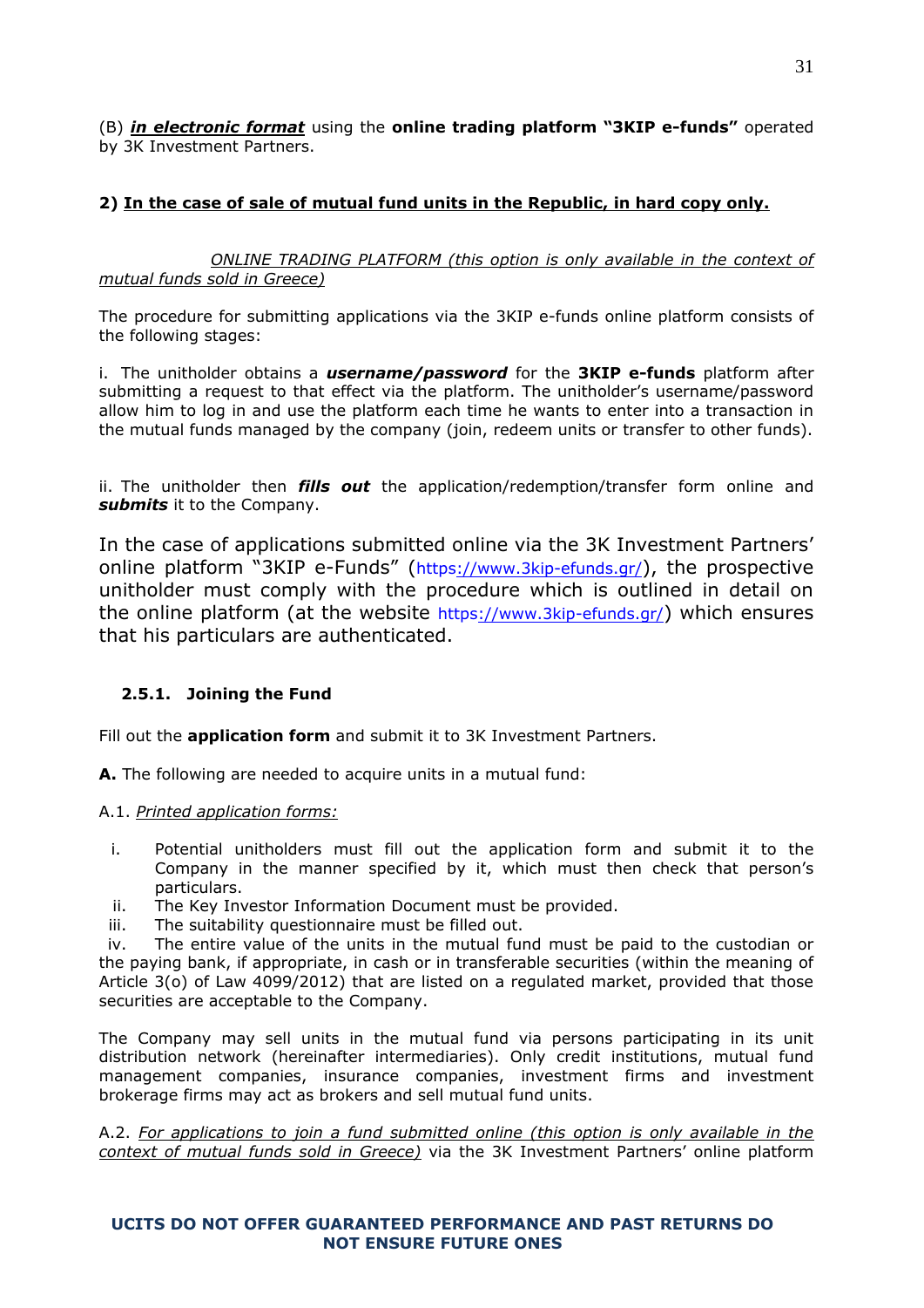(B) ***in electronic format*** using the **online trading platform "3KIP e-funds"** operated by 3K Investment Partners.

**2) <u>In the case of sale of mutual fund units in the Republic, in hard copy only.</u>**

*<u>ONLINE TRADING PLATFORM (this option is only available in the context of mutual funds sold in Greece)</u>*

The procedure for submitting applications via the 3KIP e-funds online platform consists of the following stages:

i. The unitholder obtains a ***username/password*** for the **3KIP e-funds** platform after submitting a request to that effect via the platform. The unitholder's username/password allow him to log in and use the platform each time he wants to enter into a transaction in the mutual funds managed by the company (join, redeem units or transfer to other funds).

ii. The unitholder then ***fills out*** the application/redemption/transfer form online and ***submits*** it to the Company.

In the case of applications submitted online via the 3K Investment Partners' online platform "3KIP e-Funds" (https://www.3kip-efunds.gr/), the prospective unitholder must comply with the procedure which is outlined in detail on the online platform (at the website https://www.3kip-efunds.gr/) which ensures that his particulars are authenticated.

### 2.5.1. Joining the Fund

Fill out the **application form** and submit it to 3K Investment Partners.

**A.** The following are needed to acquire units in a mutual fund:

A.1. *<u>Printed application forms:</u>*

i. Potential unitholders must fill out the application form and submit it to the Company in the manner specified by it, which must then check that person's particulars.
ii. The Key Investor Information Document must be provided.
iii. The suitability questionnaire must be filled out.
iv. The entire value of the units in the mutual fund must be paid to the custodian or the paying bank, if appropriate, in cash or in transferable securities (within the meaning of Article 3(o) of Law 4099/2012) that are listed on a regulated market, provided that those securities are acceptable to the Company.

The Company may sell units in the mutual fund via persons participating in its unit distribution network (hereinafter intermediaries). Only credit institutions, mutual fund management companies, insurance companies, investment firms and investment brokerage firms may act as brokers and sell mutual fund units.

A.2. *<u>For applications to join a fund submitted online (this option is only available in the context of mutual funds sold in Greece)</u>* via the 3K Investment Partners' online platform

**UCITS DO NOT OFFER GUARANTEED PERFORMANCE AND PAST RETURNS DO NOT ENSURE FUTURE ONES**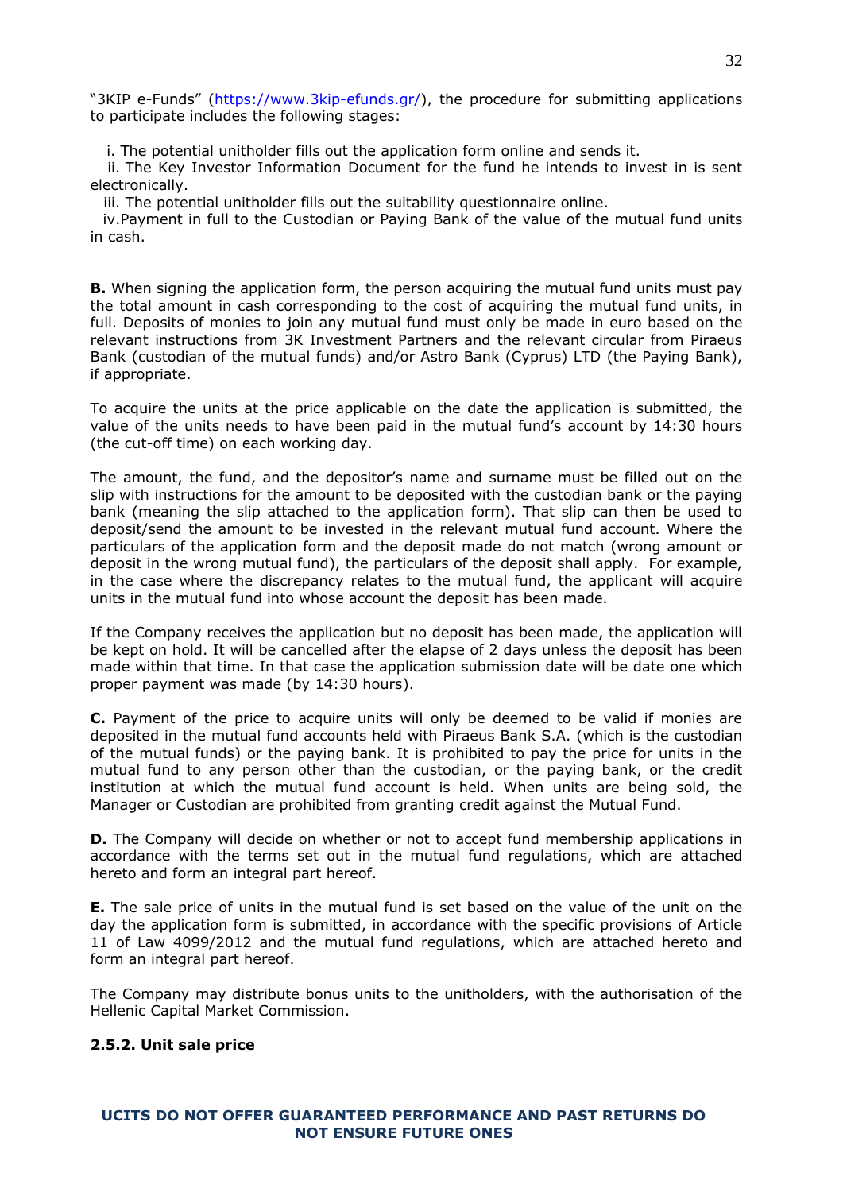"3KIP e-Funds" (https://www.3kip-efunds.gr/), the procedure for submitting applications to participate includes the following stages:

i. The potential unitholder fills out the application form online and sends it.
ii. The Key Investor Information Document for the fund he intends to invest in is sent electronically.
iii. The potential unitholder fills out the suitability questionnaire online.
iv. Payment in full to the Custodian or Paying Bank of the value of the mutual fund units in cash.

**B.** When signing the application form, the person acquiring the mutual fund units must pay the total amount in cash corresponding to the cost of acquiring the mutual fund units, in full. Deposits of monies to join any mutual fund must only be made in euro based on the relevant instructions from 3K Investment Partners and the relevant circular from Piraeus Bank (custodian of the mutual funds) and/or Astro Bank (Cyprus) LTD (the Paying Bank), if appropriate.

To acquire the units at the price applicable on the date the application is submitted, the value of the units needs to have been paid in the mutual fund's account by 14:30 hours (the cut-off time) on each working day.

The amount, the fund, and the depositor's name and surname must be filled out on the slip with instructions for the amount to be deposited with the custodian bank or the paying bank (meaning the slip attached to the application form). That slip can then be used to deposit/send the amount to be invested in the relevant mutual fund account. Where the particulars of the application form and the deposit made do not match (wrong amount or deposit in the wrong mutual fund), the particulars of the deposit shall apply. For example, in the case where the discrepancy relates to the mutual fund, the applicant will acquire units in the mutual fund into whose account the deposit has been made.

If the Company receives the application but no deposit has been made, the application will be kept on hold. It will be cancelled after the elapse of 2 days unless the deposit has been made within that time. In that case the application submission date will be date one which proper payment was made (by 14:30 hours).

**C.** Payment of the price to acquire units will only be deemed to be valid if monies are deposited in the mutual fund accounts held with Piraeus Bank S.A. (which is the custodian of the mutual funds) or the paying bank. It is prohibited to pay the price for units in the mutual fund to any person other than the custodian, or the paying bank, or the credit institution at which the mutual fund account is held. When units are being sold, the Manager or Custodian are prohibited from granting credit against the Mutual Fund.

**D.** The Company will decide on whether or not to accept fund membership applications in accordance with the terms set out in the mutual fund regulations, which are attached hereto and form an integral part hereof.

**E.** The sale price of units in the mutual fund is set based on the value of the unit on the day the application form is submitted, in accordance with the specific provisions of Article 11 of Law 4099/2012 and the mutual fund regulations, which are attached hereto and form an integral part hereof.

The Company may distribute bonus units to the unitholders, with the authorisation of the Hellenic Capital Market Commission.

### 2.5.2. Unit sale price

**UCITS DO NOT OFFER GUARANTEED PERFORMANCE AND PAST RETURNS DO NOT ENSURE FUTURE ONES**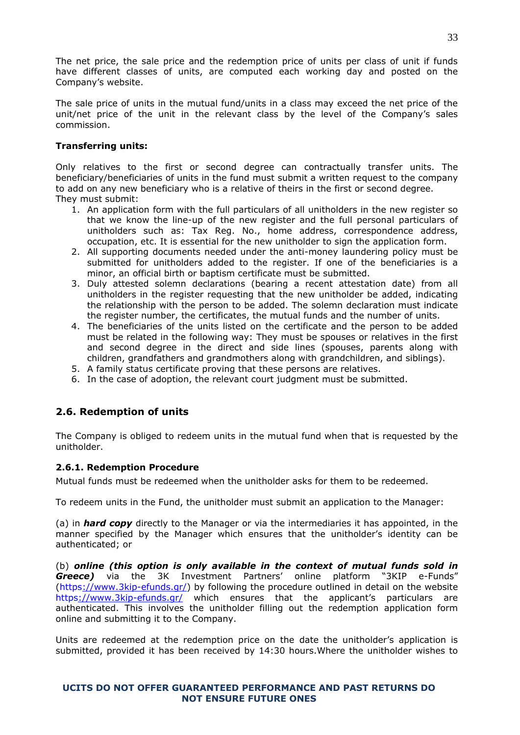The net price, the sale price and the redemption price of units per class of unit if funds have different classes of units, are computed each working day and posted on the Company's website.

The sale price of units in the mutual fund/units in a class may exceed the net price of the unit/net price of the unit in the relevant class by the level of the Company's sales commission.

**Transferring units:**

Only relatives to the first or second degree can contractually transfer units. The beneficiary/beneficiaries of units in the fund must submit a written request to the company to add on any new beneficiary who is a relative of theirs in the first or second degree.
They must submit:

1. An application form with the full particulars of all unitholders in the new register so that we know the line-up of the new register and the full personal particulars of unitholders such as: Tax Reg. No., home address, correspondence address, occupation, etc. It is essential for the new unitholder to sign the application form.
2. All supporting documents needed under the anti-money laundering policy must be submitted for unitholders added to the register. If one of the beneficiaries is a minor, an official birth or baptism certificate must be submitted.
3. Duly attested solemn declarations (bearing a recent attestation date) from all unitholders in the register requesting that the new unitholder be added, indicating the relationship with the person to be added. The solemn declaration must indicate the register number, the certificates, the mutual funds and the number of units.
4. The beneficiaries of the units listed on the certificate and the person to be added must be related in the following way: They must be spouses or relatives in the first and second degree in the direct and side lines (spouses, parents along with children, grandfathers and grandmothers along with grandchildren, and siblings).
5. A family status certificate proving that these persons are relatives.
6. In the case of adoption, the relevant court judgment must be submitted.

## 2.6. Redemption of units

The Company is obliged to redeem units in the mutual fund when that is requested by the unitholder.

### 2.6.1. Redemption Procedure

Mutual funds must be redeemed when the unitholder asks for them to be redeemed.

To redeem units in the Fund, the unitholder must submit an application to the Manager:

(a) in ***hard copy*** directly to the Manager or via the intermediaries it has appointed, in the manner specified by the Manager which ensures that the unitholder's identity can be authenticated; or

(b) ***online (this option is only available in the context of mutual funds sold in Greece)*** via the 3K Investment Partners' online platform "3KIP e-Funds" (https://www.3kip-efunds.gr/) by following the procedure outlined in detail on the website https://www.3kip-efunds.gr/ which ensures that the applicant's particulars are authenticated. This involves the unitholder filling out the redemption application form online and submitting it to the Company.

Units are redeemed at the redemption price on the date the unitholder's application is submitted, provided it has been received by 14:30 hours.Where the unitholder wishes to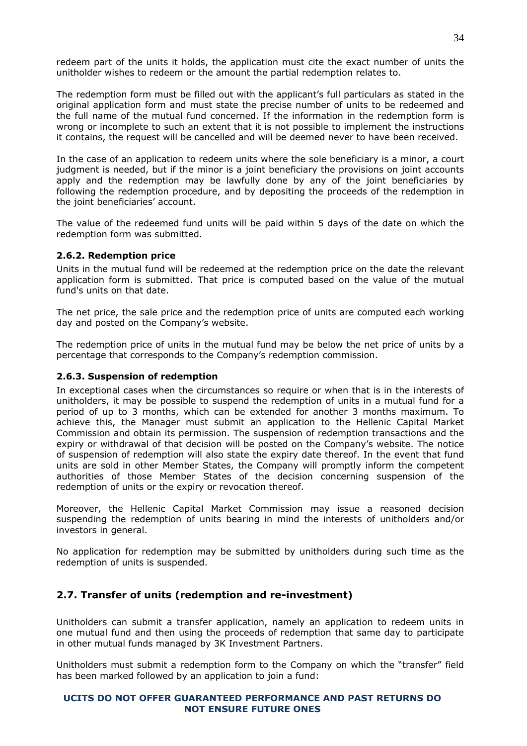redeem part of the units it holds, the application must cite the exact number of units the unitholder wishes to redeem or the amount the partial redemption relates to.

The redemption form must be filled out with the applicant's full particulars as stated in the original application form and must state the precise number of units to be redeemed and the full name of the mutual fund concerned. If the information in the redemption form is wrong or incomplete to such an extent that it is not possible to implement the instructions it contains, the request will be cancelled and will be deemed never to have been received.

In the case of an application to redeem units where the sole beneficiary is a minor, a court judgment is needed, but if the minor is a joint beneficiary the provisions on joint accounts apply and the redemption may be lawfully done by any of the joint beneficiaries by following the redemption procedure, and by depositing the proceeds of the redemption in the joint beneficiaries' account.

The value of the redeemed fund units will be paid within 5 days of the date on which the redemption form was submitted.

#### 2.6.2. Redemption price

Units in the mutual fund will be redeemed at the redemption price on the date the relevant application form is submitted. That price is computed based on the value of the mutual fund's units on that date.

The net price, the sale price and the redemption price of units are computed each working day and posted on the Company's website.

The redemption price of units in the mutual fund may be below the net price of units by a percentage that corresponds to the Company's redemption commission.

#### 2.6.3. Suspension of redemption

In exceptional cases when the circumstances so require or when that is in the interests of unitholders, it may be possible to suspend the redemption of units in a mutual fund for a period of up to 3 months, which can be extended for another 3 months maximum. To achieve this, the Manager must submit an application to the Hellenic Capital Market Commission and obtain its permission. The suspension of redemption transactions and the expiry or withdrawal of that decision will be posted on the Company's website. The notice of suspension of redemption will also state the expiry date thereof. In the event that fund units are sold in other Member States, the Company will promptly inform the competent authorities of those Member States of the decision concerning suspension of the redemption of units or the expiry or revocation thereof.

Moreover, the Hellenic Capital Market Commission may issue a reasoned decision suspending the redemption of units bearing in mind the interests of unitholders and/or investors in general.

No application for redemption may be submitted by unitholders during such time as the redemption of units is suspended.

### 2.7. Transfer of units (redemption and re-investment)

Unitholders can submit a transfer application, namely an application to redeem units in one mutual fund and then using the proceeds of redemption that same day to participate in other mutual funds managed by 3K Investment Partners.

Unitholders must submit a redemption form to the Company on which the "transfer" field has been marked followed by an application to join a fund:

**UCITS DO NOT OFFER GUARANTEED PERFORMANCE AND PAST RETURNS DO NOT ENSURE FUTURE ONES**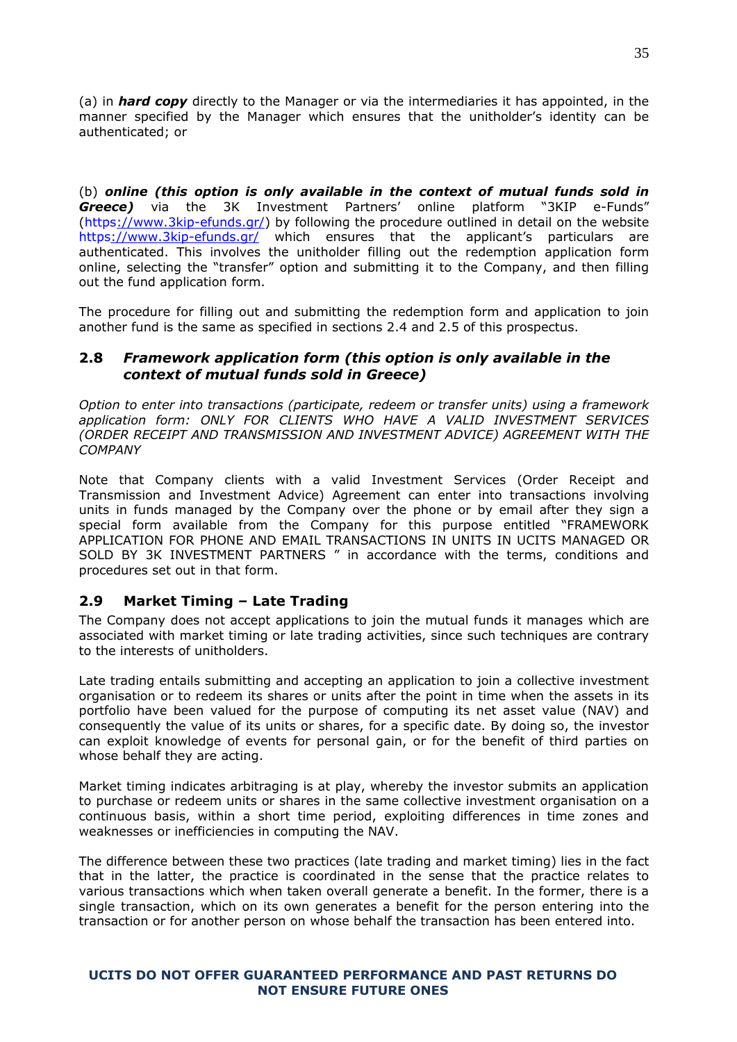(a) in ***hard copy*** directly to the Manager or via the intermediaries it has appointed, in the manner specified by the Manager which ensures that the unitholder's identity can be authenticated; or

(b) ***online (this option is only available in the context of mutual funds sold in Greece)*** via the 3K Investment Partners' online platform "3KIP e-Funds" (https://www.3kip-efunds.gr/) by following the procedure outlined in detail on the website https://www.3kip-efunds.gr/ which ensures that the applicant's particulars are authenticated. This involves the unitholder filling out the redemption application form online, selecting the "transfer" option and submitting it to the Company, and then filling out the fund application form.

The procedure for filling out and submitting the redemption form and application to join another fund is the same as specified in sections 2.4 and 2.5 of this prospectus.

## 2.8 *Framework application form (this option is only available in the context of mutual funds sold in Greece)*

*Option to enter into transactions (participate, redeem or transfer units) using a framework application form: ONLY FOR CLIENTS WHO HAVE A VALID INVESTMENT SERVICES (ORDER RECEIPT AND TRANSMISSION AND INVESTMENT ADVICE) AGREEMENT WITH THE COMPANY*

Note that Company clients with a valid Investment Services (Order Receipt and Transmission and Investment Advice) Agreement can enter into transactions involving units in funds managed by the Company over the phone or by email after they sign a special form available from the Company for this purpose entitled "FRAMEWORK APPLICATION FOR PHONE AND EMAIL TRANSACTIONS IN UNITS IN UCITS MANAGED OR SOLD BY 3K INVESTMENT PARTNERS " in accordance with the terms, conditions and procedures set out in that form.

## 2.9 Market Timing – Late Trading

The Company does not accept applications to join the mutual funds it manages which are associated with market timing or late trading activities, since such techniques are contrary to the interests of unitholders.

Late trading entails submitting and accepting an application to join a collective investment organisation or to redeem its shares or units after the point in time when the assets in its portfolio have been valued for the purpose of computing its net asset value (NAV) and consequently the value of its units or shares, for a specific date. By doing so, the investor can exploit knowledge of events for personal gain, or for the benefit of third parties on whose behalf they are acting.

Market timing indicates arbitraging is at play, whereby the investor submits an application to purchase or redeem units or shares in the same collective investment organisation on a continuous basis, within a short time period, exploiting differences in time zones and weaknesses or inefficiencies in computing the NAV.

The difference between these two practices (late trading and market timing) lies in the fact that in the latter, the practice is coordinated in the sense that the practice relates to various transactions which when taken overall generate a benefit. In the former, there is a single transaction, which on its own generates a benefit for the person entering into the transaction or for another person on whose behalf the transaction has been entered into.

**UCITS DO NOT OFFER GUARANTEED PERFORMANCE AND PAST RETURNS DO NOT ENSURE FUTURE ONES**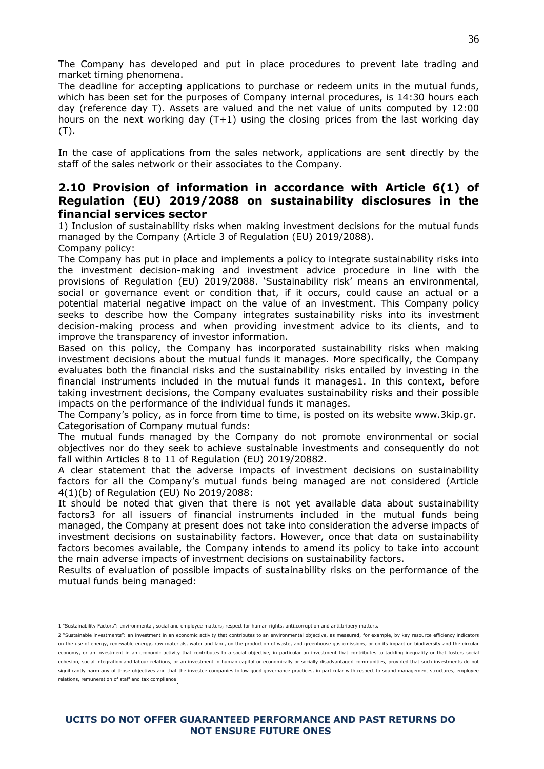The Company has developed and put in place procedures to prevent late trading and market timing phenomena.

The deadline for accepting applications to purchase or redeem units in the mutual funds, which has been set for the purposes of Company internal procedures, is 14:30 hours each day (reference day T). Assets are valued and the net value of units computed by 12:00 hours on the next working day (T+1) using the closing prices from the last working day (T).

In the case of applications from the sales network, applications are sent directly by the staff of the sales network or their associates to the Company.

## 2.10 Provision of information in accordance with Article 6(1) of Regulation (EU) 2019/2088 on sustainability disclosures in the financial services sector

1) Inclusion of sustainability risks when making investment decisions for the mutual funds managed by the Company (Article 3 of Regulation (EU) 2019/2088).

Company policy:

The Company has put in place and implements a policy to integrate sustainability risks into the investment decision-making and investment advice procedure in line with the provisions of Regulation (EU) 2019/2088. 'Sustainability risk' means an environmental, social or governance event or condition that, if it occurs, could cause an actual or a potential material negative impact on the value of an investment. This Company policy seeks to describe how the Company integrates sustainability risks into its investment decision-making process and when providing investment advice to its clients, and to improve the transparency of investor information.

Based on this policy, the Company has incorporated sustainability risks when making investment decisions about the mutual funds it manages. More specifically, the Company evaluates both the financial risks and the sustainability risks entailed by investing in the financial instruments included in the mutual funds it manages[1]. In this context, before taking investment decisions, the Company evaluates sustainability risks and their possible impacts on the performance of the individual funds it manages.

The Company's policy, as in force from time to time, is posted on its website www.3kip.gr.

Categorisation of Company mutual funds:

The mutual funds managed by the Company do not promote environmental or social objectives nor do they seek to achieve sustainable investments and consequently do not fall within Articles 8 to 11 of Regulation (EU) 2019/2088[2].

A clear statement that the adverse impacts of investment decisions on sustainability factors for all the Company's mutual funds being managed are not considered (Article 4(1)(b) of Regulation (EU) No 2019/2088:

It should be noted that given that there is not yet available data about sustainability factors[3] for all issuers of financial instruments included in the mutual funds being managed, the Company at present does not take into consideration the adverse impacts of investment decisions on sustainability factors. However, once that data on sustainability factors becomes available, the Company intends to amend its policy to take into account the main adverse impacts of investment decisions on sustainability factors.

Results of evaluation of possible impacts of sustainability risks on the performance of the mutual funds being managed:

---

1 "Sustainability Factors": environmental, social and employee matters, respect for human rights, anti.corruption and anti.bribery matters.

2 "Sustainable investments": an investment in an economic activity that contributes to an environmental objective, as measured, for example, by key resource efficiency indicators on the use of energy, renewable energy, raw materials, water and land, on the production of waste, and greenhouse gas emissions, or on its impact on biodiversity and the circular economy, or an investment in an economic activity that contributes to a social objective, in particular an investment that contributes to tackling inequality or that fosters social cohesion, social integration and labour relations, or an investment in human capital or economically or socially disadvantaged communities, provided that such investments do not significantly harm any of those objectives and that the investee companies follow good governance practices, in particular with respect to sound management structures, employee relations, remuneration of staff and tax compliance.

**UCITS DO NOT OFFER GUARANTEED PERFORMANCE AND PAST RETURNS DO NOT ENSURE FUTURE ONES**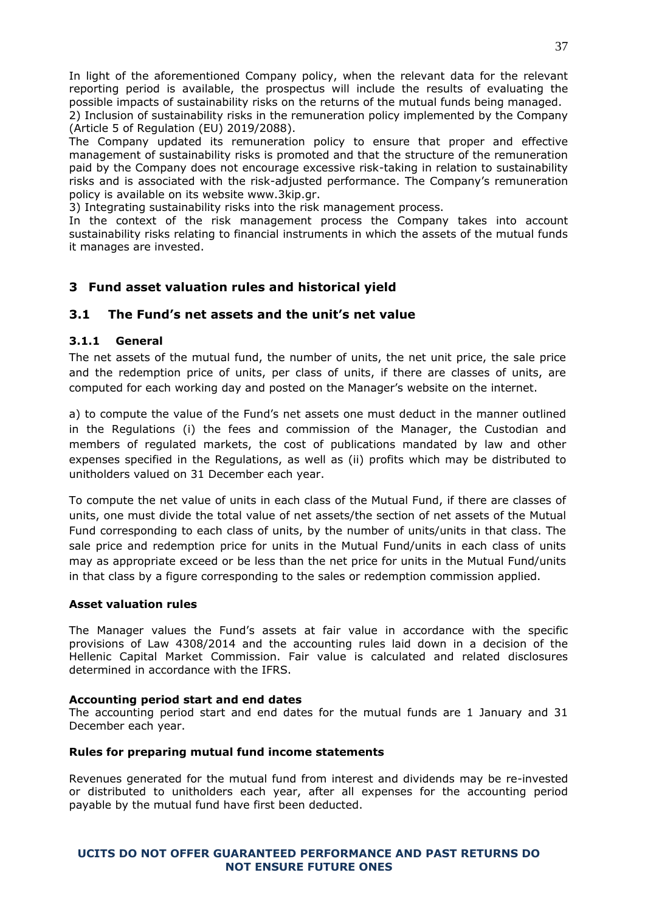In light of the aforementioned Company policy, when the relevant data for the relevant reporting period is available, the prospectus will include the results of evaluating the possible impacts of sustainability risks on the returns of the mutual funds being managed.
2) Inclusion of sustainability risks in the remuneration policy implemented by the Company (Article 5 of Regulation (EU) 2019/2088).
The Company updated its remuneration policy to ensure that proper and effective management of sustainability risks is promoted and that the structure of the remuneration paid by the Company does not encourage excessive risk-taking in relation to sustainability risks and is associated with the risk-adjusted performance. The Company's remuneration policy is available on its website www.3kip.gr.
3) Integrating sustainability risks into the risk management process.
In the context of the risk management process the Company takes into account sustainability risks relating to financial instruments in which the assets of the mutual funds it manages are invested.

# 3 Fund asset valuation rules and historical yield

## 3.1 The Fund's net assets and the unit's net value

### 3.1.1 General

The net assets of the mutual fund, the number of units, the net unit price, the sale price and the redemption price of units, per class of units, if there are classes of units, are computed for each working day and posted on the Manager's website on the internet.

a) to compute the value of the Fund's net assets one must deduct in the manner outlined in the Regulations (i) the fees and commission of the Manager, the Custodian and members of regulated markets, the cost of publications mandated by law and other expenses specified in the Regulations, as well as (ii) profits which may be distributed to unitholders valued on 31 December each year.

To compute the net value of units in each class of the Mutual Fund, if there are classes of units, one must divide the total value of net assets/the section of net assets of the Mutual Fund corresponding to each class of units, by the number of units/units in that class. The sale price and redemption price for units in the Mutual Fund/units in each class of units may as appropriate exceed or be less than the net price for units in the Mutual Fund/units in that class by a figure corresponding to the sales or redemption commission applied.

**Asset valuation rules**

The Manager values the Fund's assets at fair value in accordance with the specific provisions of Law 4308/2014 and the accounting rules laid down in a decision of the Hellenic Capital Market Commission. Fair value is calculated and related disclosures determined in accordance with the IFRS.

**Accounting period start and end dates**

The accounting period start and end dates for the mutual funds are 1 January and 31 December each year.

**Rules for preparing mutual fund income statements**

Revenues generated for the mutual fund from interest and dividends may be re-invested or distributed to unitholders each year, after all expenses for the accounting period payable by the mutual fund have first been deducted.

**UCITS DO NOT OFFER GUARANTEED PERFORMANCE AND PAST RETURNS DO NOT ENSURE FUTURE ONES**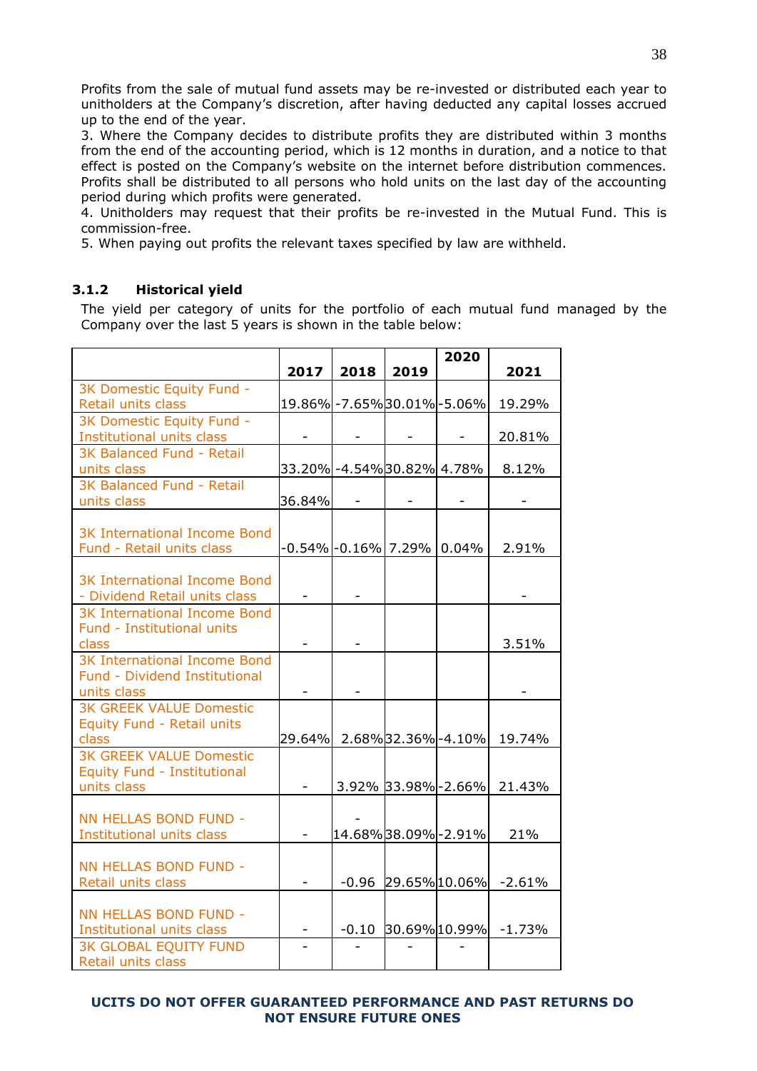Profits from the sale of mutual fund assets may be re-invested or distributed each year to unitholders at the Company's discretion, after having deducted any capital losses accrued up to the end of the year.

3. Where the Company decides to distribute profits they are distributed within 3 months from the end of the accounting period, which is 12 months in duration, and a notice to that effect is posted on the Company's website on the internet before distribution commences. Profits shall be distributed to all persons who hold units on the last day of the accounting period during which profits were generated.

4. Unitholders may request that their profits be re-invested in the Mutual Fund. This is commission-free.

5. When paying out profits the relevant taxes specified by law are withheld.

### 3.1.2 Historical yield

The yield per category of units for the portfolio of each mutual fund managed by the Company over the last 5 years is shown in the table below:

| | 2017 | 2018 | 2019 | 2020 | 2021 |
|---|---|---|---|---|---|
| 3K Domestic Equity Fund - Retail units class | 19.86% | -7.65% | 30.01% | -5.06% | 19.29% |
| 3K Domestic Equity Fund - Institutional units class | - | - | - | - | 20.81% |
| 3K Balanced Fund - Retail units class | 33.20% | -4.54% | 30.82% | 4.78% | 8.12% |
| 3K Balanced Fund - Retail units class | 36.84% | - | - | - | - |
| 3K International Income Bond Fund - Retail units class | -0.54% | -0.16% | 7.29% | 0.04% | 2.91% |
| 3K International Income Bond - Dividend Retail units class | - | - | | | - |
| 3K International Income Bond Fund - Institutional units class | - | - | | | 3.51% |
| 3K International Income Bond Fund - Dividend Institutional units class | - | - | | | - |
| 3K GREEK VALUE Domestic Equity Fund - Retail units class | 29.64% | 2.68% | 32.36% | -4.10% | 19.74% |
| 3K GREEK VALUE Domestic Equity Fund - Institutional units class | - | 3.92% | 33.98% | -2.66% | 21.43% |
| NN HELLAS BOND FUND - Institutional units class | - | -14.68% | 38.09% | -2.91% | 21% |
| NN HELLAS BOND FUND - Retail units class | - | -0.96 | 29.65% | 10.06% | -2.61% |
| NN HELLAS BOND FUND - Institutional units class | - | -0.10 | 30.69% | 10.99% | -1.73% |
| 3K GLOBAL EQUITY FUND Retail units class | - | - | - | - | |

**UCITS DO NOT OFFER GUARANTEED PERFORMANCE AND PAST RETURNS DO NOT ENSURE FUTURE ONES**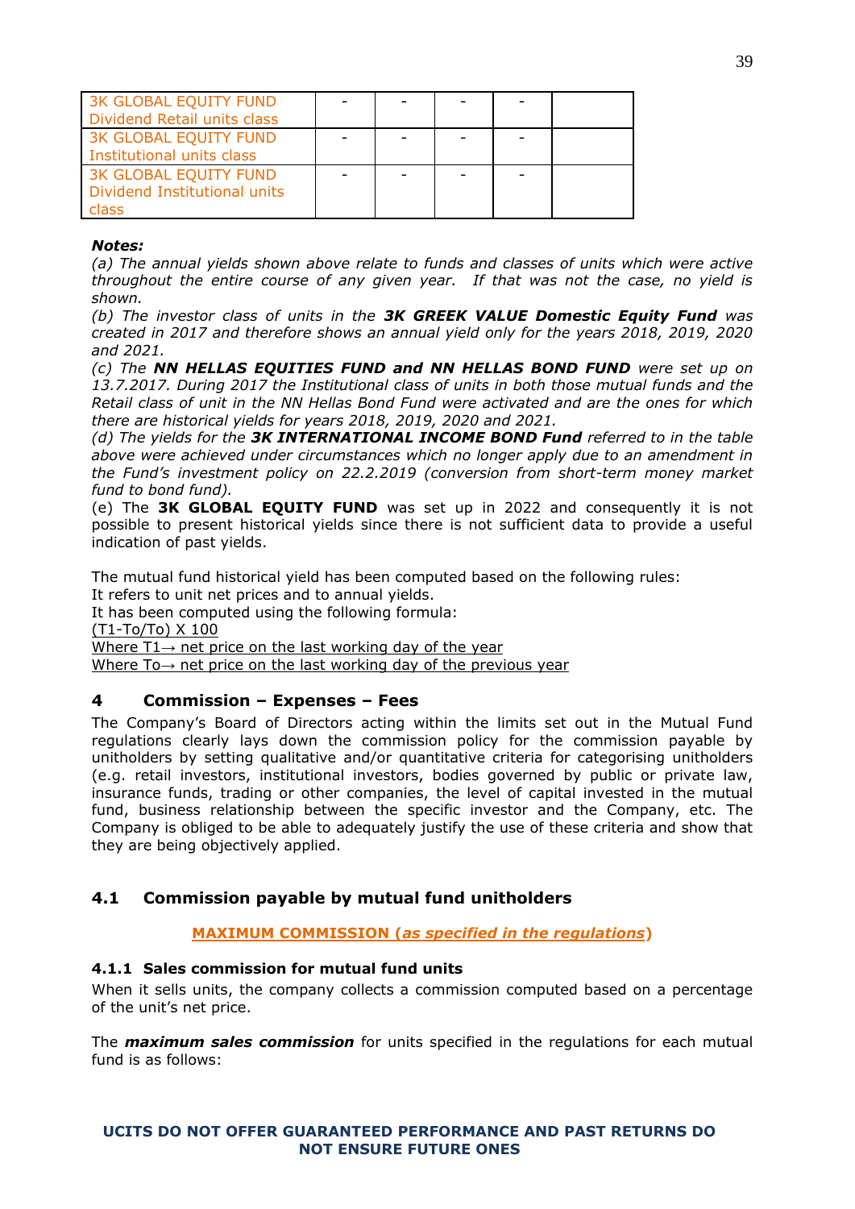| | | | | | |
|---|---|---|---|---|---|
| 3K GLOBAL EQUITY FUND Dividend Retail units class | - | - | - | - | |
| 3K GLOBAL EQUITY FUND Institutional units class | - | - | - | - | |
| 3K GLOBAL EQUITY FUND Dividend Institutional units class | - | - | - | - | |

***Notes:***

*(a) The annual yields shown above relate to funds and classes of units which were active throughout the entire course of any given year. If that was not the case, no yield is shown.*

*(b) The investor class of units in the **3K GREEK VALUE Domestic Equity Fund** was created in 2017 and therefore shows an annual yield only for the years 2018, 2019, 2020 and 2021.*

*(c) The **NN HELLAS EQUITIES FUND and NN HELLAS BOND FUND** were set up on 13.7.2017. During 2017 the Institutional class of units in both those mutual funds and the Retail class of unit in the NN Hellas Bond Fund were activated and are the ones for which there are historical yields for years 2018, 2019, 2020 and 2021.*

*(d) The yields for the **3K INTERNATIONAL INCOME BOND Fund** referred to in the table above were achieved under circumstances which no longer apply due to an amendment in the Fund's investment policy on 22.2.2019 (conversion from short-term money market fund to bond fund).*

(e) The **3K GLOBAL EQUITY FUND** was set up in 2022 and consequently it is not possible to present historical yields since there is not sufficient data to provide a useful indication of past yields.

The mutual fund historical yield has been computed based on the following rules:
It refers to unit net prices and to annual yields.
It has been computed using the following formula:
(T1-To/To) X 100
Where T1→ net price on the last working day of the year
Where To→ net price on the last working day of the previous year

## 4 Commission – Expenses – Fees

The Company's Board of Directors acting within the limits set out in the Mutual Fund regulations clearly lays down the commission policy for the commission payable by unitholders by setting qualitative and/or quantitative criteria for categorising unitholders (e.g. retail investors, institutional investors, bodies governed by public or private law, insurance funds, trading or other companies, the level of capital invested in the mutual fund, business relationship between the specific investor and the Company, etc. The Company is obliged to be able to adequately justify the use of these criteria and show that they are being objectively applied.

### 4.1 Commission payable by mutual fund unitholders

**MAXIMUM COMMISSION (*as specified in the regulations*)**

#### 4.1.1 Sales commission for mutual fund units

When it sells units, the company collects a commission computed based on a percentage of the unit's net price.

The ***maximum sales commission*** for units specified in the regulations for each mutual fund is as follows:

**UCITS DO NOT OFFER GUARANTEED PERFORMANCE AND PAST RETURNS DO NOT ENSURE FUTURE ONES**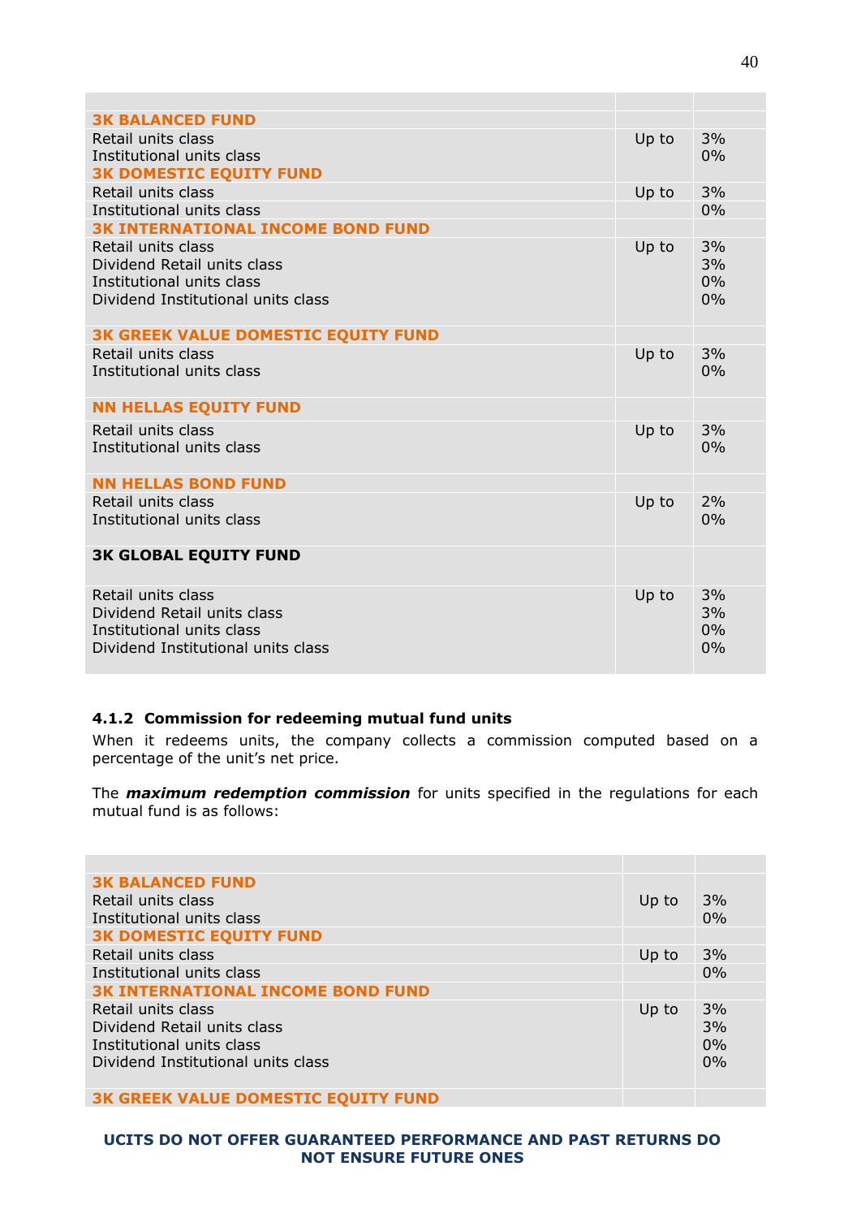| | | |
|---|---|---|
| **3K BALANCED FUND** | | |
| Retail units class | Up to | 3% |
| Institutional units class | | 0% |
| **3K DOMESTIC EQUITY FUND** | | |
| Retail units class | Up to | 3% |
| Institutional units class | | 0% |
| **3K INTERNATIONAL INCOME BOND FUND** | | |
| Retail units class | Up to | 3% |
| Dividend Retail units class | | 3% |
| Institutional units class | | 0% |
| Dividend Institutional units class | | 0% |
| **3K GREEK VALUE DOMESTIC EQUITY FUND** | | |
| Retail units class | Up to | 3% |
| Institutional units class | | 0% |
| **NN HELLAS EQUITY FUND** | | |
| Retail units class | Up to | 3% |
| Institutional units class | | 0% |
| **NN HELLAS BOND FUND** | | |
| Retail units class | Up to | 2% |
| Institutional units class | | 0% |
| **3K GLOBAL EQUITY FUND** | | |
| Retail units class | Up to | 3% |
| Dividend Retail units class | | 3% |
| Institutional units class | | 0% |
| Dividend Institutional units class | | 0% |

#### 4.1.2 Commission for redeeming mutual fund units

When it redeems units, the company collects a commission computed based on a percentage of the unit's net price.

The ***maximum redemption commission*** for units specified in the regulations for each mutual fund is as follows:

| | | |
|---|---|---|
| **3K BALANCED FUND** | | |
| Retail units class | Up to | 3% |
| Institutional units class | | 0% |
| **3K DOMESTIC EQUITY FUND** | | |
| Retail units class | Up to | 3% |
| Institutional units class | | 0% |
| **3K INTERNATIONAL INCOME BOND FUND** | | |
| Retail units class | Up to | 3% |
| Dividend Retail units class | | 3% |
| Institutional units class | | 0% |
| Dividend Institutional units class | | 0% |
| **3K GREEK VALUE DOMESTIC EQUITY FUND** | | |

**UCITS DO NOT OFFER GUARANTEED PERFORMANCE AND PAST RETURNS DO NOT ENSURE FUTURE ONES**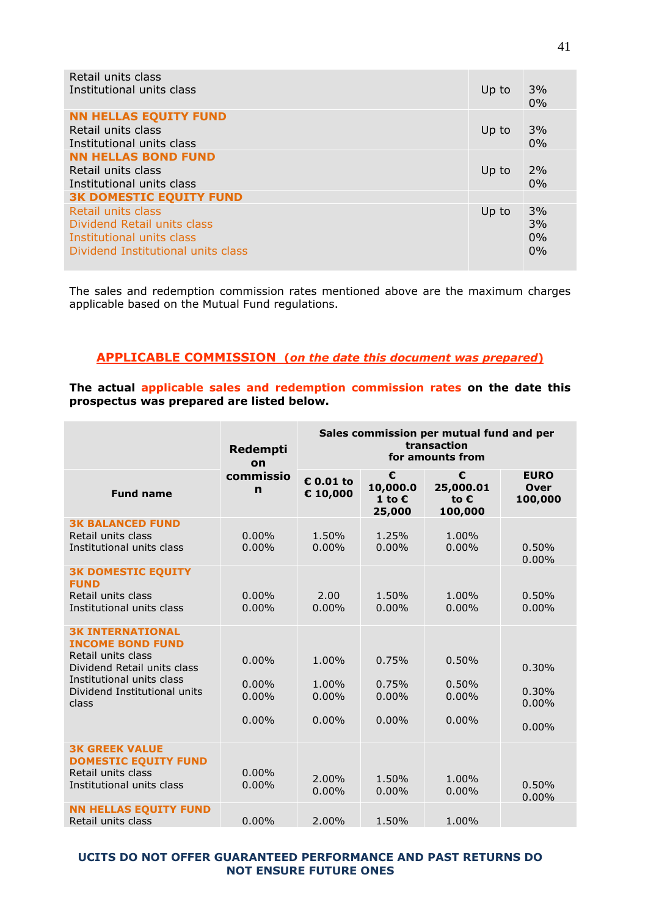| | | |
|---|---|---|
| Retail units class<br>Institutional units class | Up to | 3%<br>0% |
| **NN HELLAS EQUITY FUND**<br>Retail units class<br>Institutional units class | Up to | 3%<br>0% |
| **NN HELLAS BOND FUND**<br>Retail units class<br>Institutional units class | Up to | 2%<br>0% |
| **3K DOMESTIC EQUITY FUND** | | |
| Retail units class<br>Dividend Retail units class<br>Institutional units class<br>Dividend Institutional units class | Up to | 3%<br>3%<br>0%<br>0% |

The sales and redemption commission rates mentioned above are the maximum charges applicable based on the Mutual Fund regulations.

## APPLICABLE COMMISSION (*on the date this document was prepared*)

**The actual applicable sales and redemption commission rates on the date this prospectus was prepared are listed below.**

| Fund name | Redemption commission | Sales commission per mutual fund and per transaction for amounts from | | | |
|---|---|---|---|---|---|
| | | **€ 0.01 to € 10,000** | **€ 10,000.01 to € 25,000** | **€ 25,000.01 to € 100,000** | **EURO Over 100,000** |
| **3K BALANCED FUND**<br>Retail units class<br>Institutional units class | 0.00%<br>0.00% | 1.50%<br>0.00% | 1.25%<br>0.00% | 1.00%<br>0.00% | 0.50%<br>0.00% |
| **3K DOMESTIC EQUITY FUND**<br>Retail units class<br>Institutional units class | 0.00%<br>0.00% | 2.00<br>0.00% | 1.50%<br>0.00% | 1.00%<br>0.00% | 0.50%<br>0.00% |
| **3K INTERNATIONAL INCOME BOND FUND**<br>Retail units class<br>Dividend Retail units class<br>Institutional units class<br>Dividend Institutional units class | 0.00%<br>0.00%<br>0.00%<br>0.00% | 1.00%<br>1.00%<br>0.00%<br>0.00% | 0.75%<br>0.75%<br>0.00%<br>0.00% | 0.50%<br>0.50%<br>0.00%<br>0.00% | 0.30%<br>0.30%<br>0.00%<br>0.00% |
| **3K GREEK VALUE DOMESTIC EQUITY FUND**<br>Retail units class<br>Institutional units class | 0.00%<br>0.00% | 2.00%<br>0.00% | 1.50%<br>0.00% | 1.00%<br>0.00% | 0.50%<br>0.00% |
| **NN HELLAS EQUITY FUND**<br>Retail units class | 0.00% | 2.00% | 1.50% | 1.00% | |

**UCITS DO NOT OFFER GUARANTEED PERFORMANCE AND PAST RETURNS DO NOT ENSURE FUTURE ONES**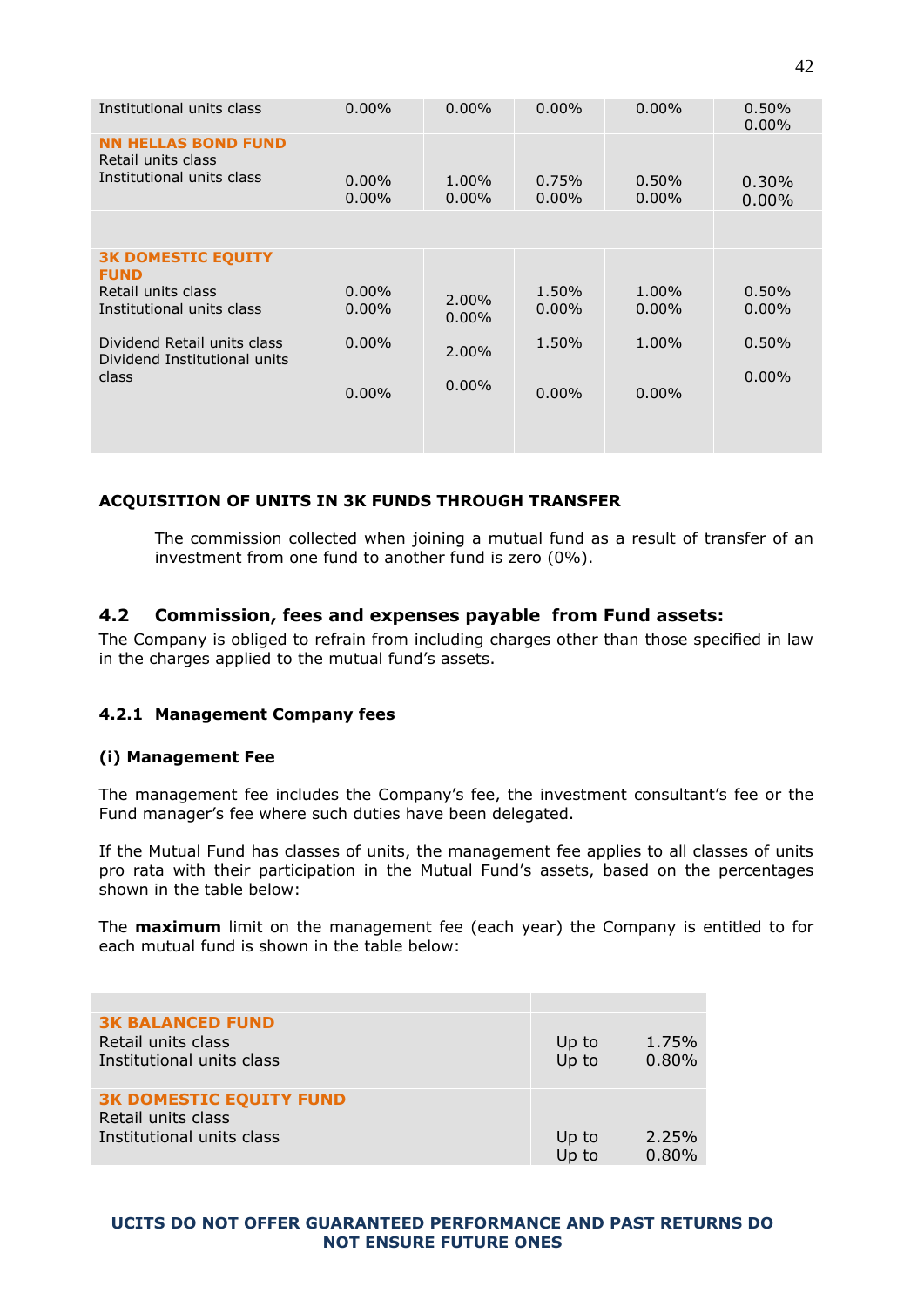| | | | | | |
|---|---|---|---|---|---|
| Institutional units class | 0.00% | 0.00% | 0.00% | 0.00% | 0.50%<br>0.00% |
| **NN HELLAS BOND FUND**<br>Retail units class<br>Institutional units class | 0.00%<br>0.00% | 1.00%<br>0.00% | 0.75%<br>0.00% | 0.50%<br>0.00% | 0.30%<br>0.00% |
| | | | | | |
| **3K DOMESTIC EQUITY FUND**<br>Retail units class<br>Institutional units class | 0.00%<br>0.00% | 2.00%<br>0.00% | 1.50%<br>0.00% | 1.00%<br>0.00% | 0.50%<br>0.00% |
| Dividend Retail units class<br>Dividend Institutional units class | 0.00%<br>0.00% | 2.00%<br>0.00% | 1.50%<br>0.00% | 1.00%<br>0.00% | 0.50%<br>0.00% |

**ACQUISITION OF UNITS IN 3K FUNDS THROUGH TRANSFER**

The commission collected when joining a mutual fund as a result of transfer of an investment from one fund to another fund is zero (0%).

### 4.2 Commission, fees and expenses payable from Fund assets:

The Company is obliged to refrain from including charges other than those specified in law in the charges applied to the mutual fund's assets.

#### 4.2.1 Management Company fees

**(i) Management Fee**

The management fee includes the Company's fee, the investment consultant's fee or the Fund manager's fee where such duties have been delegated.

If the Mutual Fund has classes of units, the management fee applies to all classes of units pro rata with their participation in the Mutual Fund's assets, based on the percentages shown in the table below:

The **maximum** limit on the management fee (each year) the Company is entitled to for each mutual fund is shown in the table below:

| | | |
|---|---|---|
| **3K BALANCED FUND**<br>Retail units class<br>Institutional units class | Up to<br>Up to | 1.75%<br>0.80% |
| **3K DOMESTIC EQUITY FUND**<br>Retail units class<br>Institutional units class | Up to<br>Up to | 2.25%<br>0.80% |

**UCITS DO NOT OFFER GUARANTEED PERFORMANCE AND PAST RETURNS DO NOT ENSURE FUTURE ONES**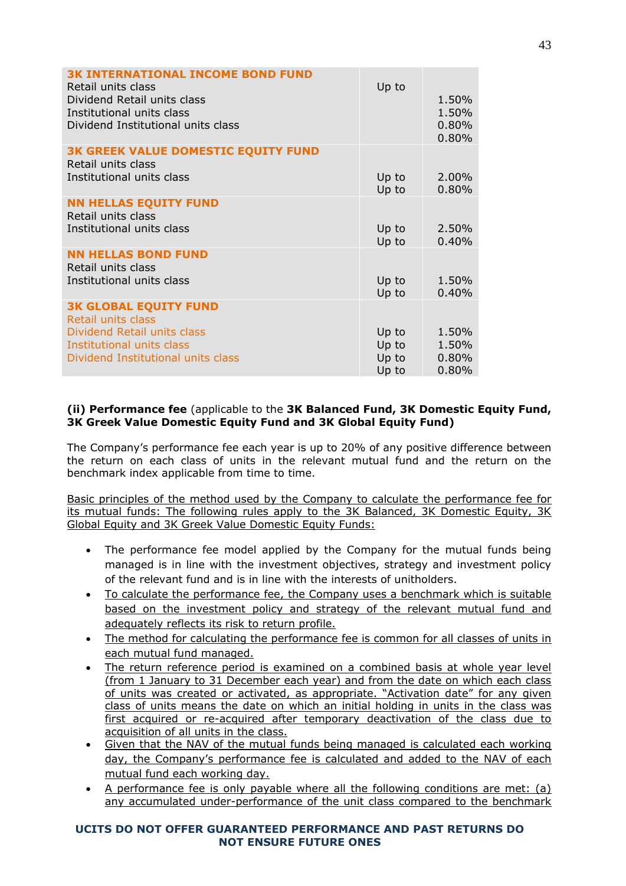| | | |
|---|---|---|
| **3K INTERNATIONAL INCOME BOND FUND** | | |
| Retail units class | Up to | 1.50% |
| Dividend Retail units class | | 1.50% |
| Institutional units class | | 0.80% |
| Dividend Institutional units class | | 0.80% |
| **3K GREEK VALUE DOMESTIC EQUITY FUND** | | |
| Retail units class | Up to | 2.00% |
| Institutional units class | Up to | 0.80% |
| **NN HELLAS EQUITY FUND** | | |
| Retail units class | Up to | 2.50% |
| Institutional units class | Up to | 0.40% |
| **NN HELLAS BOND FUND** | | |
| Retail units class | Up to | 1.50% |
| Institutional units class | Up to | 0.40% |
| **3K GLOBAL EQUITY FUND** | | |
| Retail units class | Up to | 1.50% |
| Dividend Retail units class | Up to | 1.50% |
| Institutional units class | Up to | 0.80% |
| Dividend Institutional units class | Up to | 0.80% |

**(ii) Performance fee** (applicable to the **3K Balanced Fund, 3K Domestic Equity Fund, 3K Greek Value Domestic Equity Fund and 3K Global Equity Fund)**

The Company's performance fee each year is up to 20% of any positive difference between the return on each class of units in the relevant mutual fund and the return on the benchmark index applicable from time to time.

Basic principles of the method used by the Company to calculate the performance fee for its mutual funds: The following rules apply to the 3K Balanced, 3K Domestic Equity, 3K Global Equity and 3K Greek Value Domestic Equity Funds:

- The performance fee model applied by the Company for the mutual funds being managed is in line with the investment objectives, strategy and investment policy of the relevant fund and is in line with the interests of unitholders.
- To calculate the performance fee, the Company uses a benchmark which is suitable based on the investment policy and strategy of the relevant mutual fund and adequately reflects its risk to return profile.
- The method for calculating the performance fee is common for all classes of units in each mutual fund managed.
- The return reference period is examined on a combined basis at whole year level (from 1 January to 31 December each year) and from the date on which each class of units was created or activated, as appropriate. "Activation date" for any given class of units means the date on which an initial holding in units in the class was first acquired or re-acquired after temporary deactivation of the class due to acquisition of all units in the class.
- Given that the NAV of the mutual funds being managed is calculated each working day, the Company's performance fee is calculated and added to the NAV of each mutual fund each working day.
- A performance fee is only payable where all the following conditions are met: (a) any accumulated under-performance of the unit class compared to the benchmark

**UCITS DO NOT OFFER GUARANTEED PERFORMANCE AND PAST RETURNS DO NOT ENSURE FUTURE ONES**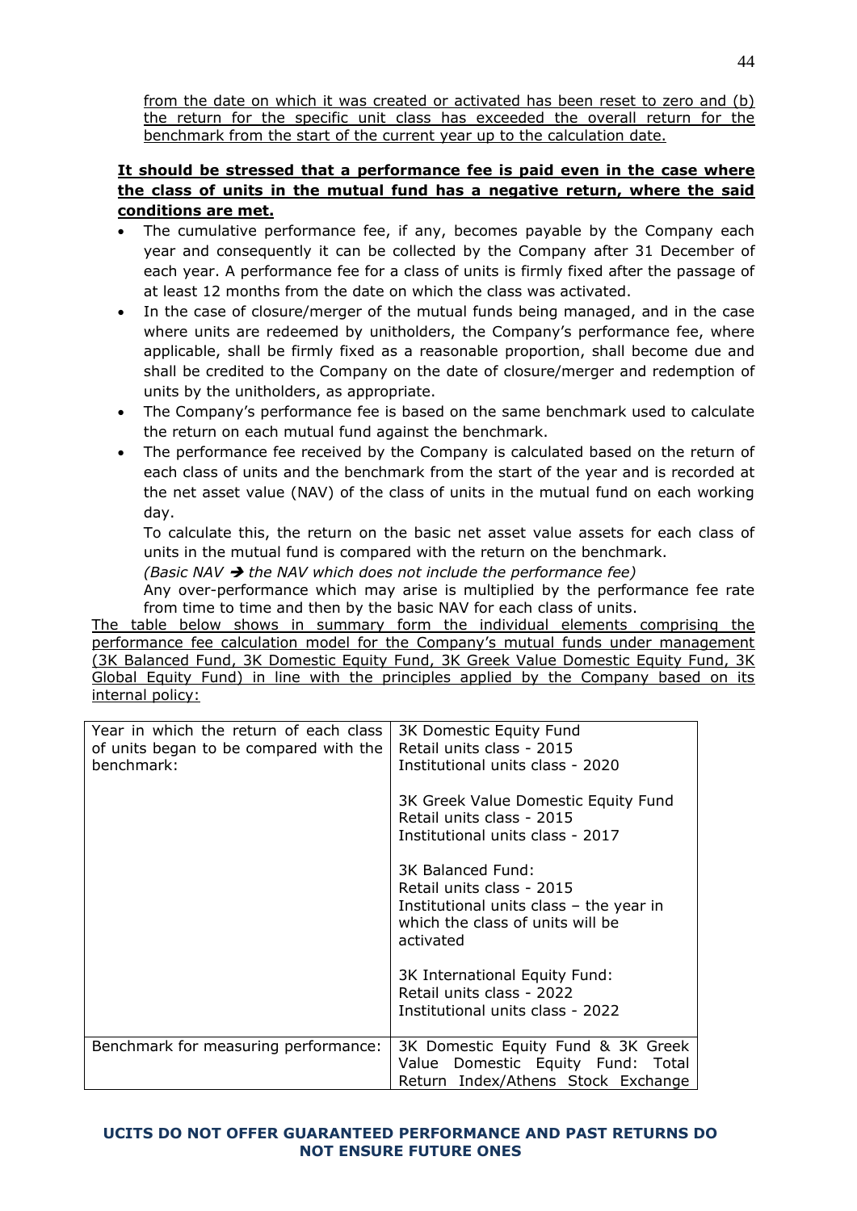<u>from the date on which it was created or activated has been reset to zero and (b) the return for the specific unit class has exceeded the overall return for the benchmark from the start of the current year up to the calculation date.</u>

**<u>It should be stressed that a performance fee is paid even in the case where the class of units in the mutual fund has a negative return, where the said conditions are met.</u>**

- The cumulative performance fee, if any, becomes payable by the Company each year and consequently it can be collected by the Company after 31 December of each year. A performance fee for a class of units is firmly fixed after the passage of at least 12 months from the date on which the class was activated.
- In the case of closure/merger of the mutual funds being managed, and in the case where units are redeemed by unitholders, the Company's performance fee, where applicable, shall be firmly fixed as a reasonable proportion, shall become due and shall be credited to the Company on the date of closure/merger and redemption of units by the unitholders, as appropriate.
- The Company's performance fee is based on the same benchmark used to calculate the return on each mutual fund against the benchmark.
- The performance fee received by the Company is calculated based on the return of each class of units and the benchmark from the start of the year and is recorded at the net asset value (NAV) of the class of units in the mutual fund on each working day.

  To calculate this, the return on the basic net asset value assets for each class of units in the mutual fund is compared with the return on the benchmark.

  *(Basic NAV ➔ the NAV which does not include the performance fee)*

  Any over-performance which may arise is multiplied by the performance fee rate from time to time and then by the basic NAV for each class of units.

<u>The table below shows in summary form the individual elements comprising the performance fee calculation model for the Company's mutual funds under management (3K Balanced Fund, 3K Domestic Equity Fund, 3K Greek Value Domestic Equity Fund, 3K Global Equity Fund) in line with the principles applied by the Company based on its internal policy:</u>

| | |
|---|---|
| Year in which the return of each class of units began to be compared with the benchmark: | 3K Domestic Equity Fund<br>Retail units class - 2015<br>Institutional units class - 2020<br><br>3K Greek Value Domestic Equity Fund<br>Retail units class - 2015<br>Institutional units class - 2017<br><br>3K Balanced Fund:<br>Retail units class - 2015<br>Institutional units class – the year in which the class of units will be activated<br><br>3K International Equity Fund:<br>Retail units class - 2022<br>Institutional units class - 2022 |
| Benchmark for measuring performance: | 3K Domestic Equity Fund & 3K Greek Value Domestic Equity Fund: Total Return Index/Athens Stock Exchange |

**UCITS DO NOT OFFER GUARANTEED PERFORMANCE AND PAST RETURNS DO NOT ENSURE FUTURE ONES**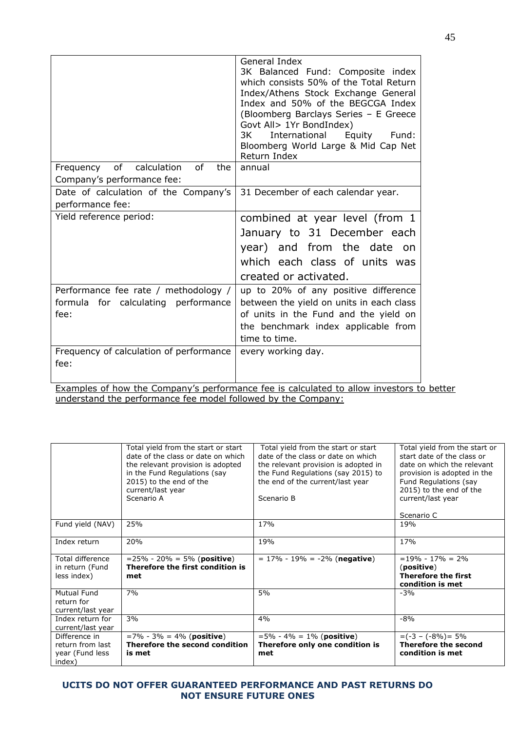| | |
|---|---|
| | General Index<br>3K Balanced Fund: Composite index which consists 50% of the Total Return Index/Athens Stock Exchange General Index and 50% of the BEGCGA Index (Bloomberg Barclays Series – E Greece Govt All> 1Yr BondIndex)<br>3K International Equity Fund: Bloomberg World Large & Mid Cap Net Return Index |
| Frequency of calculation of the Company's performance fee: | annual |
| Date of calculation of the Company's performance fee: | 31 December of each calendar year. |
| Yield reference period: | combined at year level (from 1 January to 31 December each year) and from the date on which each class of units was created or activated. |
| Performance fee rate / methodology / formula for calculating performance fee: | up to 20% of any positive difference between the yield on units in each class of units in the Fund and the yield on the benchmark index applicable from time to time. |
| Frequency of calculation of performance fee: | every working day. |

<u>Examples of how the Company's performance fee is calculated to allow investors to better understand the performance fee model followed by the Company:</u>

| | Total yield from the start or start date of the class or date on which the relevant provision is adopted in the Fund Regulations (say 2015) to the end of the current/last year<br>Scenario A | Total yield from the start or start date of the class or date on which the relevant provision is adopted in the Fund Regulations (say 2015) to the end of the current/last year<br>Scenario B | Total yield from the start or start date of the class or date on which the relevant provision is adopted in the Fund Regulations (say 2015) to the end of the current/last year<br>Scenario C |
|---|---|---|---|
| Fund yield (NAV) | 25% | 17% | 19% |
| Index return | 20% | 19% | 17% |
| Total difference in return (Fund less index) | =25% - 20% = 5% (**positive**)<br>**Therefore the first condition is met** | = 17% - 19% = -2% (**negative**) | =19% - 17% = 2% (**positive**)<br>**Therefore the first condition is met** |
| Mutual Fund return for current/last year | 7% | 5% | -3% |
| Index return for current/last year | 3% | 4% | -8% |
| Difference in return from last year (Fund less index) | =7% - 3% = 4% (**positive**)<br>**Therefore the second condition is met** | =5% - 4% = 1% (**positive**)<br>**Therefore only one condition is met** | =(-3 – (-8%)= 5%<br>**Therefore the second condition is met** |

**UCITS DO NOT OFFER GUARANTEED PERFORMANCE AND PAST RETURNS DO NOT ENSURE FUTURE ONES**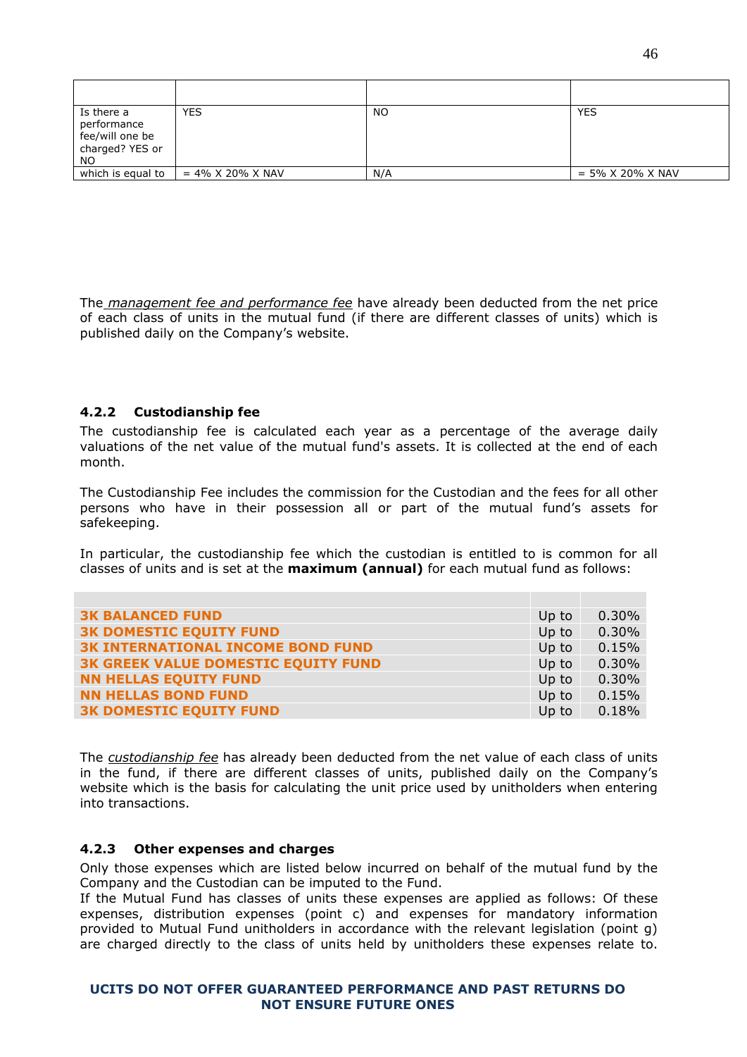| | | | |
|---|---|---|---|
| Is there a performance fee/will one be charged? YES or NO | YES | NO | YES |
| which is equal to | = 4% X 20% X NAV | N/A | = 5% X 20% X NAV |

The *management fee and performance fee* have already been deducted from the net price of each class of units in the mutual fund (if there are different classes of units) which is published daily on the Company's website.

### 4.2.2 Custodianship fee

The custodianship fee is calculated each year as a percentage of the average daily valuations of the net value of the mutual fund's assets. It is collected at the end of each month.

The Custodianship Fee includes the commission for the Custodian and the fees for all other persons who have in their possession all or part of the mutual fund's assets for safekeeping.

In particular, the custodianship fee which the custodian is entitled to is common for all classes of units and is set at the **maximum (annual)** for each mutual fund as follows:

| | | |
|---|---|---|
| **3K BALANCED FUND** | Up to | 0.30% |
| **3K DOMESTIC EQUITY FUND** | Up to | 0.30% |
| **3K INTERNATIONAL INCOME BOND FUND** | Up to | 0.15% |
| **3K GREEK VALUE DOMESTIC EQUITY FUND** | Up to | 0.30% |
| **NN HELLAS EQUITY FUND** | Up to | 0.30% |
| **NN HELLAS BOND FUND** | Up to | 0.15% |
| **3K DOMESTIC EQUITY FUND** | Up to | 0.18% |

The *custodianship fee* has already been deducted from the net value of each class of units in the fund, if there are different classes of units, published daily on the Company's website which is the basis for calculating the unit price used by unitholders when entering into transactions.

### 4.2.3 Other expenses and charges

Only those expenses which are listed below incurred on behalf of the mutual fund by the Company and the Custodian can be imputed to the Fund.
If the Mutual Fund has classes of units these expenses are applied as follows: Of these expenses, distribution expenses (point c) and expenses for mandatory information provided to Mutual Fund unitholders in accordance with the relevant legislation (point g) are charged directly to the class of units held by unitholders these expenses relate to.

**UCITS DO NOT OFFER GUARANTEED PERFORMANCE AND PAST RETURNS DO NOT ENSURE FUTURE ONES**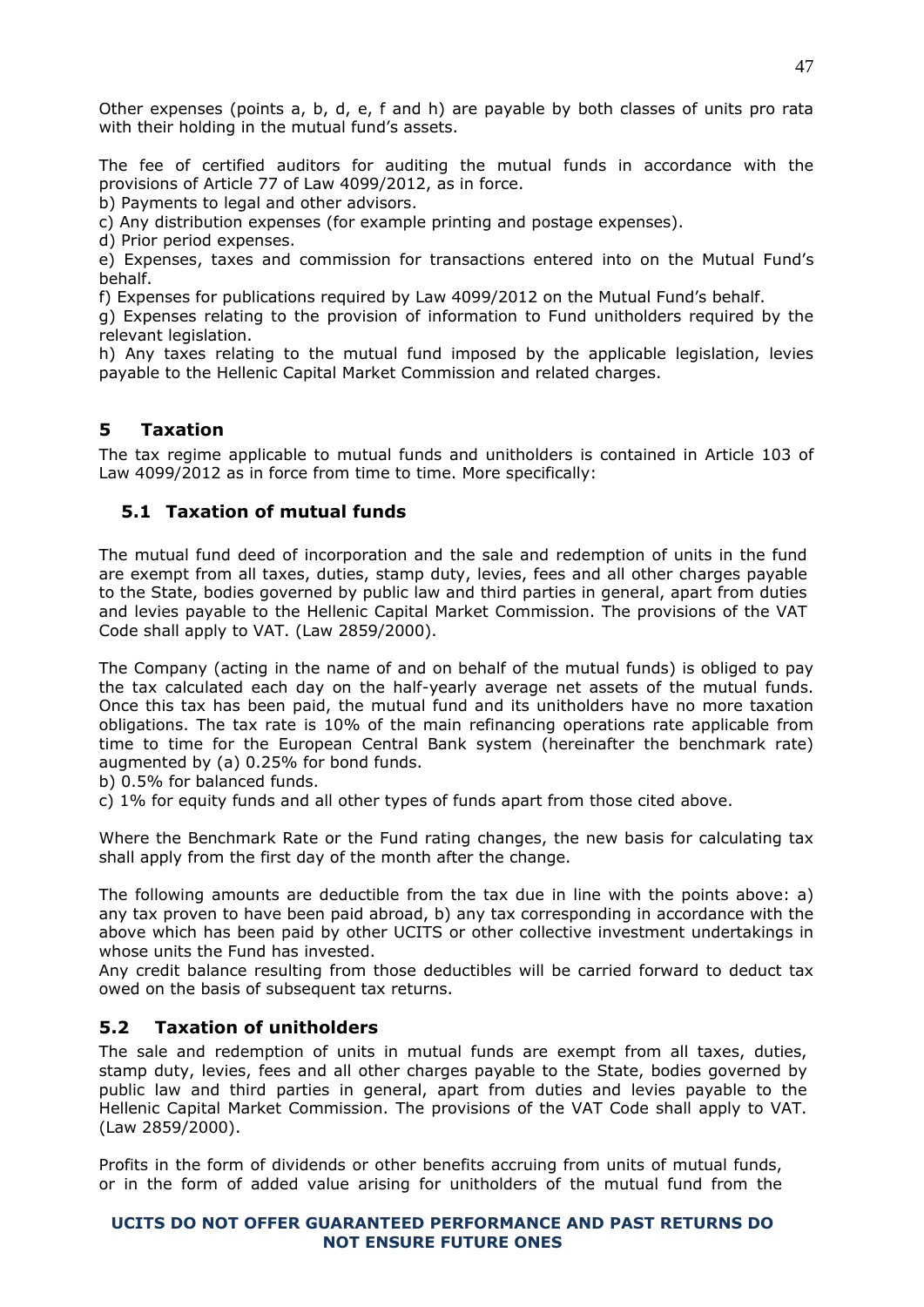Other expenses (points a, b, d, e, f and h) are payable by both classes of units pro rata with their holding in the mutual fund's assets.

The fee of certified auditors for auditing the mutual funds in accordance with the provisions of Article 77 of Law 4099/2012, as in force.

b) Payments to legal and other advisors.

c) Any distribution expenses (for example printing and postage expenses).

d) Prior period expenses.

e) Expenses, taxes and commission for transactions entered into on the Mutual Fund's behalf.

f) Expenses for publications required by Law 4099/2012 on the Mutual Fund's behalf.

g) Expenses relating to the provision of information to Fund unitholders required by the relevant legislation.

h) Any taxes relating to the mutual fund imposed by the applicable legislation, levies payable to the Hellenic Capital Market Commission and related charges.

## 5 Taxation

The tax regime applicable to mutual funds and unitholders is contained in Article 103 of Law 4099/2012 as in force from time to time. More specifically:

### 5.1 Taxation of mutual funds

The mutual fund deed of incorporation and the sale and redemption of units in the fund are exempt from all taxes, duties, stamp duty, levies, fees and all other charges payable to the State, bodies governed by public law and third parties in general, apart from duties and levies payable to the Hellenic Capital Market Commission. The provisions of the VAT Code shall apply to VAT. (Law 2859/2000).

The Company (acting in the name of and on behalf of the mutual funds) is obliged to pay the tax calculated each day on the half-yearly average net assets of the mutual funds. Once this tax has been paid, the mutual fund and its unitholders have no more taxation obligations. The tax rate is 10% of the main refinancing operations rate applicable from time to time for the European Central Bank system (hereinafter the benchmark rate) augmented by (a) 0.25% for bond funds.

b) 0.5% for balanced funds.

c) 1% for equity funds and all other types of funds apart from those cited above.

Where the Benchmark Rate or the Fund rating changes, the new basis for calculating tax shall apply from the first day of the month after the change.

The following amounts are deductible from the tax due in line with the points above: a) any tax proven to have been paid abroad, b) any tax corresponding in accordance with the above which has been paid by other UCITS or other collective investment undertakings in whose units the Fund has invested.

Any credit balance resulting from those deductibles will be carried forward to deduct tax owed on the basis of subsequent tax returns.

### 5.2 Taxation of unitholders

The sale and redemption of units in mutual funds are exempt from all taxes, duties, stamp duty, levies, fees and all other charges payable to the State, bodies governed by public law and third parties in general, apart from duties and levies payable to the Hellenic Capital Market Commission. The provisions of the VAT Code shall apply to VAT. (Law 2859/2000).

Profits in the form of dividends or other benefits accruing from units of mutual funds, or in the form of added value arising for unitholders of the mutual fund from the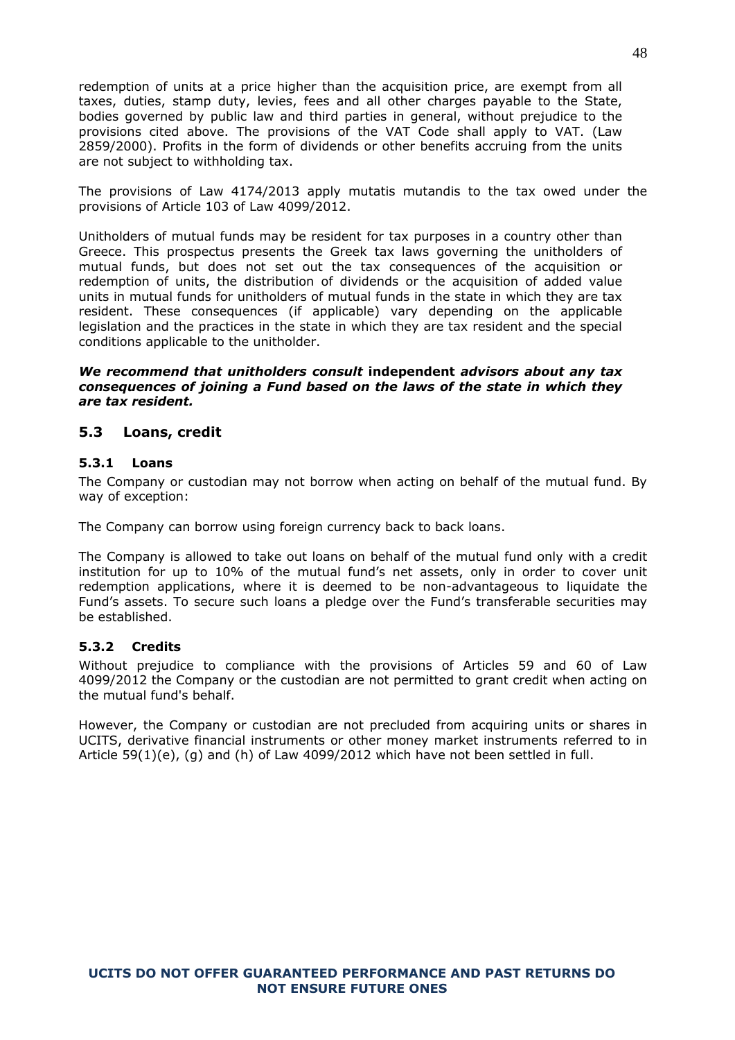redemption of units at a price higher than the acquisition price, are exempt from all taxes, duties, stamp duty, levies, fees and all other charges payable to the State, bodies governed by public law and third parties in general, without prejudice to the provisions cited above. The provisions of the VAT Code shall apply to VAT. (Law 2859/2000). Profits in the form of dividends or other benefits accruing from the units are not subject to withholding tax.

The provisions of Law 4174/2013 apply mutatis mutandis to the tax owed under the provisions of Article 103 of Law 4099/2012.

Unitholders of mutual funds may be resident for tax purposes in a country other than Greece. This prospectus presents the Greek tax laws governing the unitholders of mutual funds, but does not set out the tax consequences of the acquisition or redemption of units, the distribution of dividends or the acquisition of added value units in mutual funds for unitholders of mutual funds in the state in which they are tax resident. These consequences (if applicable) vary depending on the applicable legislation and the practices in the state in which they are tax resident and the special conditions applicable to the unitholder.

***We recommend that unitholders consult* independent *advisors about any tax consequences of joining a Fund based on the laws of the state in which they are tax resident.***

## 5.3 Loans, credit

### 5.3.1 Loans

The Company or custodian may not borrow when acting on behalf of the mutual fund. By way of exception:

The Company can borrow using foreign currency back to back loans.

The Company is allowed to take out loans on behalf of the mutual fund only with a credit institution for up to 10% of the mutual fund's net assets, only in order to cover unit redemption applications, where it is deemed to be non-advantageous to liquidate the Fund's assets. To secure such loans a pledge over the Fund's transferable securities may be established.

### 5.3.2 Credits

Without prejudice to compliance with the provisions of Articles 59 and 60 of Law 4099/2012 the Company or the custodian are not permitted to grant credit when acting on the mutual fund's behalf.

However, the Company or custodian are not precluded from acquiring units or shares in UCITS, derivative financial instruments or other money market instruments referred to in Article 59(1)(e), (g) and (h) of Law 4099/2012 which have not been settled in full.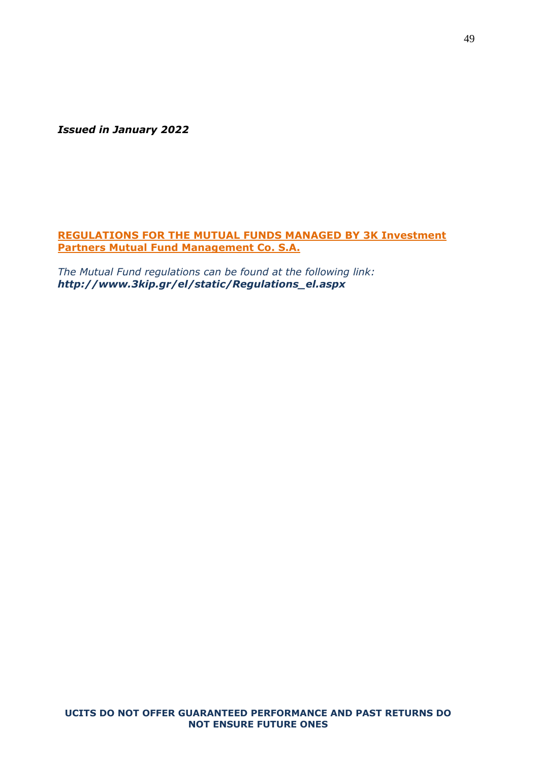***Issued in January 2022***

## REGULATIONS FOR THE MUTUAL FUNDS MANAGED BY 3K Investment Partners Mutual Fund Management Co. S.A.

*The Mutual Fund regulations can be found at the following link:*
***http://www.3kip.gr/el/static/Regulations_el.aspx***

**UCITS DO NOT OFFER GUARANTEED PERFORMANCE AND PAST RETURNS DO NOT ENSURE FUTURE ONES**